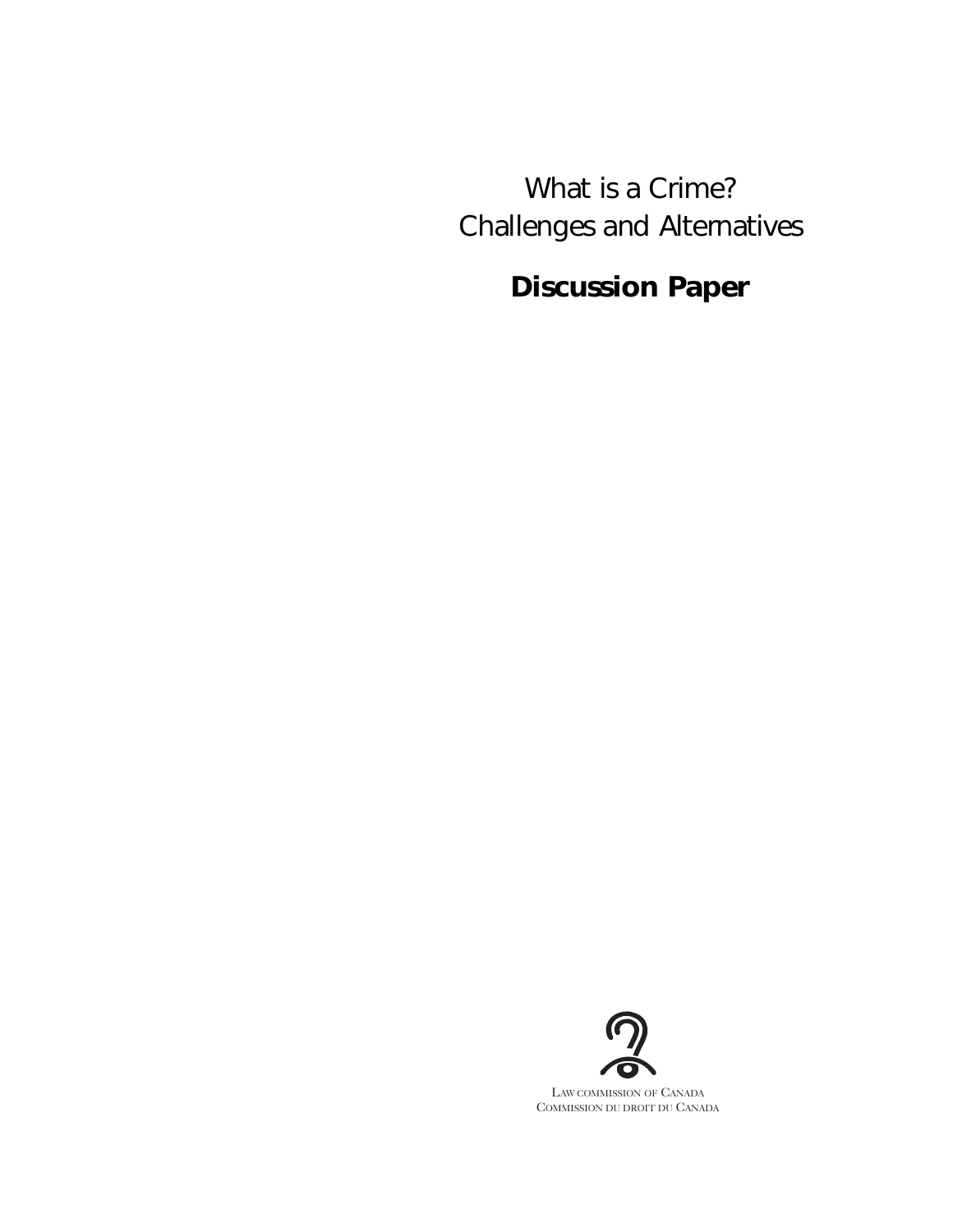# What is a Crime?
# Challenges and Alternatives

## Discussion Paper

LAW COMMISSION OF CANADA
COMMISSION DU DROIT DU CANADA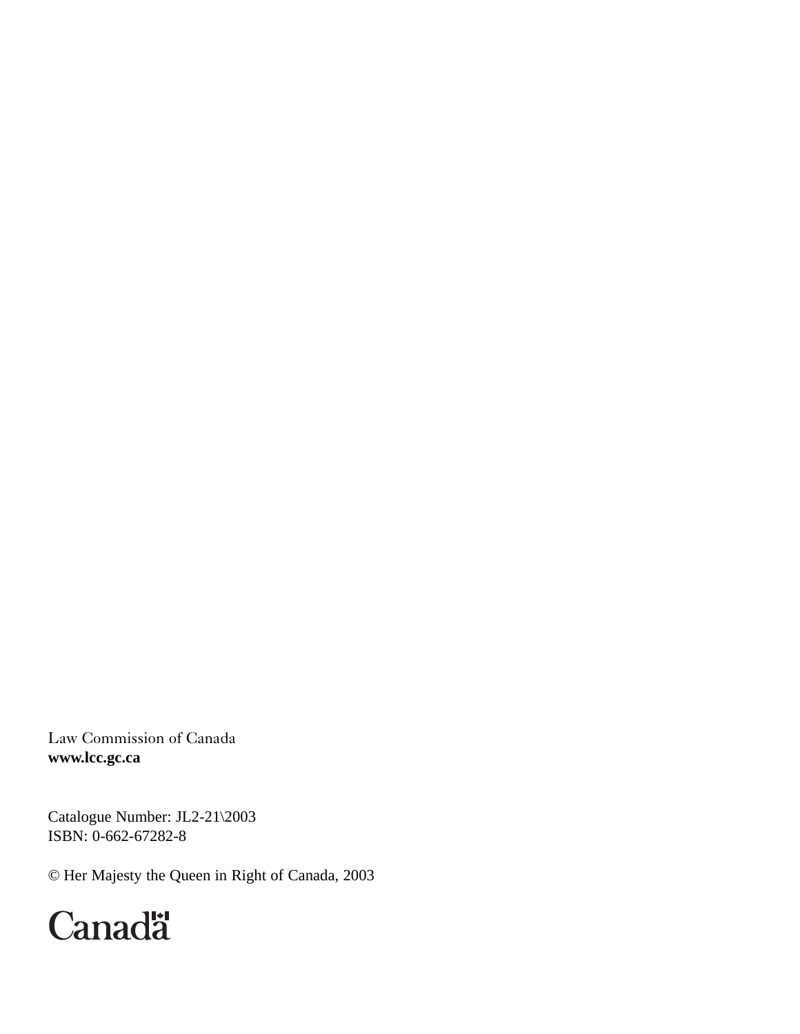Law Commission of Canada
**www.lcc.gc.ca**

Catalogue Number: JL2-21\2003
ISBN: 0-662-67282-8

© Her Majesty the Queen in Right of Canada, 2003

Canada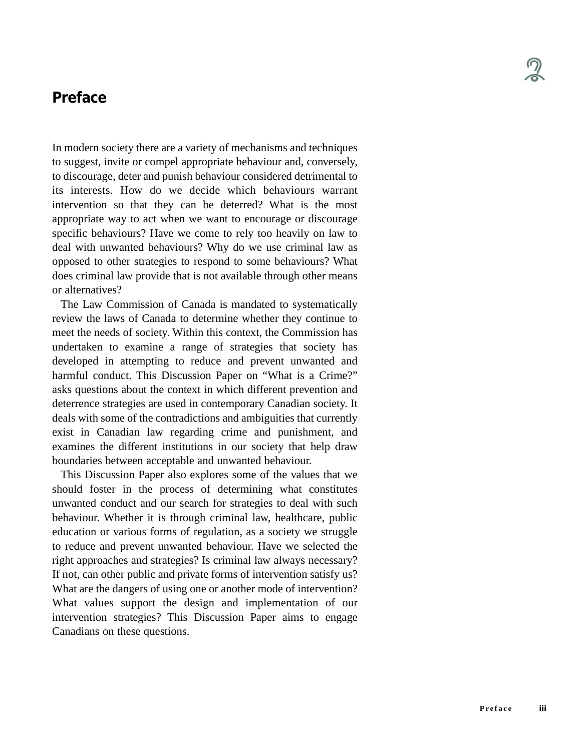## Preface

In modern society there are a variety of mechanisms and techniques to suggest, invite or compel appropriate behaviour and, conversely, to discourage, deter and punish behaviour considered detrimental to its interests. How do we decide which behaviours warrant intervention so that they can be deterred? What is the most appropriate way to act when we want to encourage or discourage specific behaviours? Have we come to rely too heavily on law to deal with unwanted behaviours? Why do we use criminal law as opposed to other strategies to respond to some behaviours? What does criminal law provide that is not available through other means or alternatives?

The Law Commission of Canada is mandated to systematically review the laws of Canada to determine whether they continue to meet the needs of society. Within this context, the Commission has undertaken to examine a range of strategies that society has developed in attempting to reduce and prevent unwanted and harmful conduct. This Discussion Paper on "What is a Crime?" asks questions about the context in which different prevention and deterrence strategies are used in contemporary Canadian society. It deals with some of the contradictions and ambiguities that currently exist in Canadian law regarding crime and punishment, and examines the different institutions in our society that help draw boundaries between acceptable and unwanted behaviour.

This Discussion Paper also explores some of the values that we should foster in the process of determining what constitutes unwanted conduct and our search for strategies to deal with such behaviour. Whether it is through criminal law, healthcare, public education or various forms of regulation, as a society we struggle to reduce and prevent unwanted behaviour. Have we selected the right approaches and strategies? Is criminal law always necessary? If not, can other public and private forms of intervention satisfy us? What are the dangers of using one or another mode of intervention? What values support the design and implementation of our intervention strategies? This Discussion Paper aims to engage Canadians on these questions.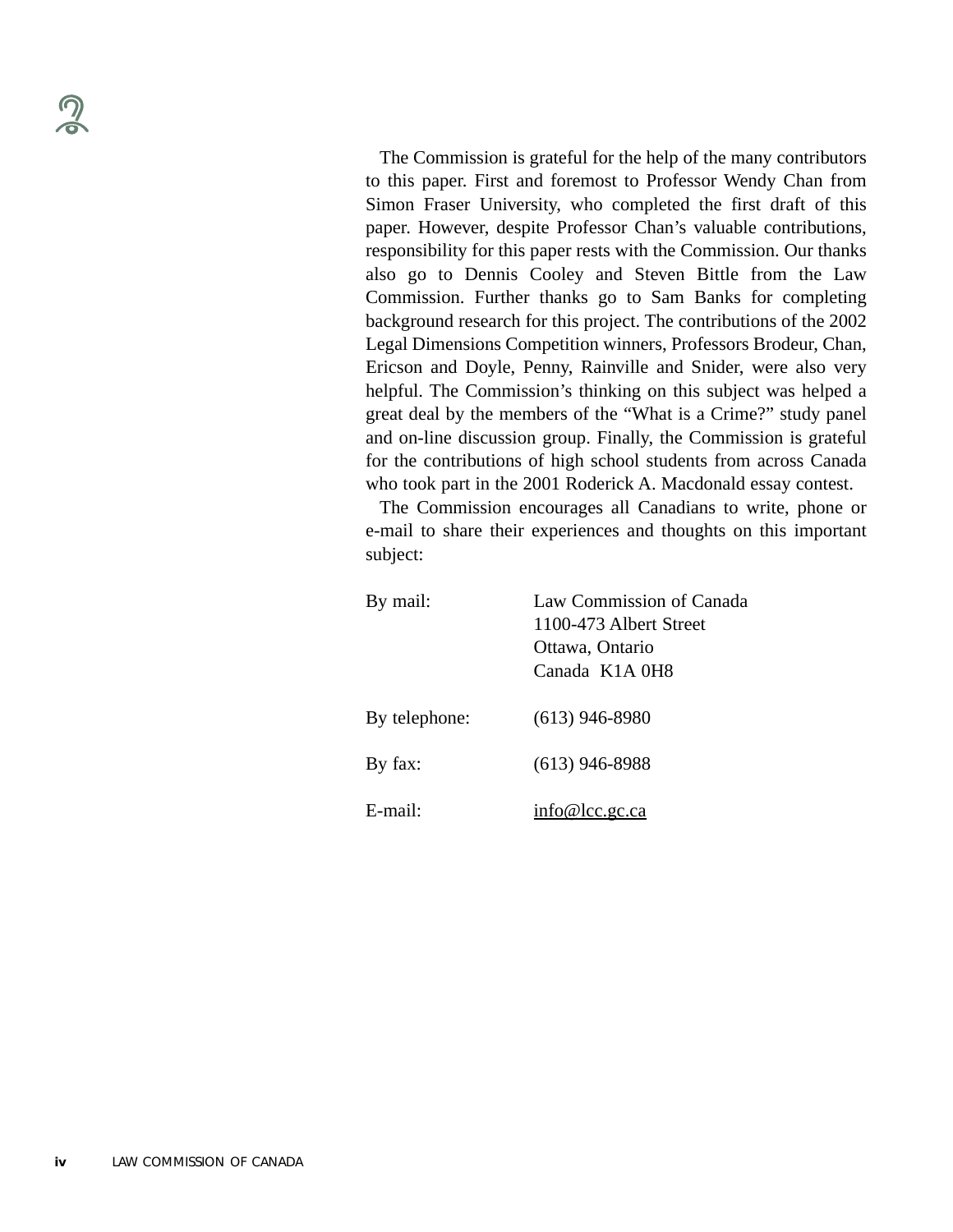The Commission is grateful for the help of the many contributors to this paper. First and foremost to Professor Wendy Chan from Simon Fraser University, who completed the first draft of this paper. However, despite Professor Chan's valuable contributions, responsibility for this paper rests with the Commission. Our thanks also go to Dennis Cooley and Steven Bittle from the Law Commission. Further thanks go to Sam Banks for completing background research for this project. The contributions of the 2002 Legal Dimensions Competition winners, Professors Brodeur, Chan, Ericson and Doyle, Penny, Rainville and Snider, were also very helpful. The Commission's thinking on this subject was helped a great deal by the members of the "What is a Crime?" study panel and on-line discussion group. Finally, the Commission is grateful for the contributions of high school students from across Canada who took part in the 2001 Roderick A. Macdonald essay contest.

The Commission encourages all Canadians to write, phone or e-mail to share their experiences and thoughts on this important subject:

By mail: Law Commission of Canada
1100-473 Albert Street
Ottawa, Ontario
Canada K1A 0H8

By telephone: (613) 946-8980

By fax: (613) 946-8988

E-mail: info@lcc.gc.ca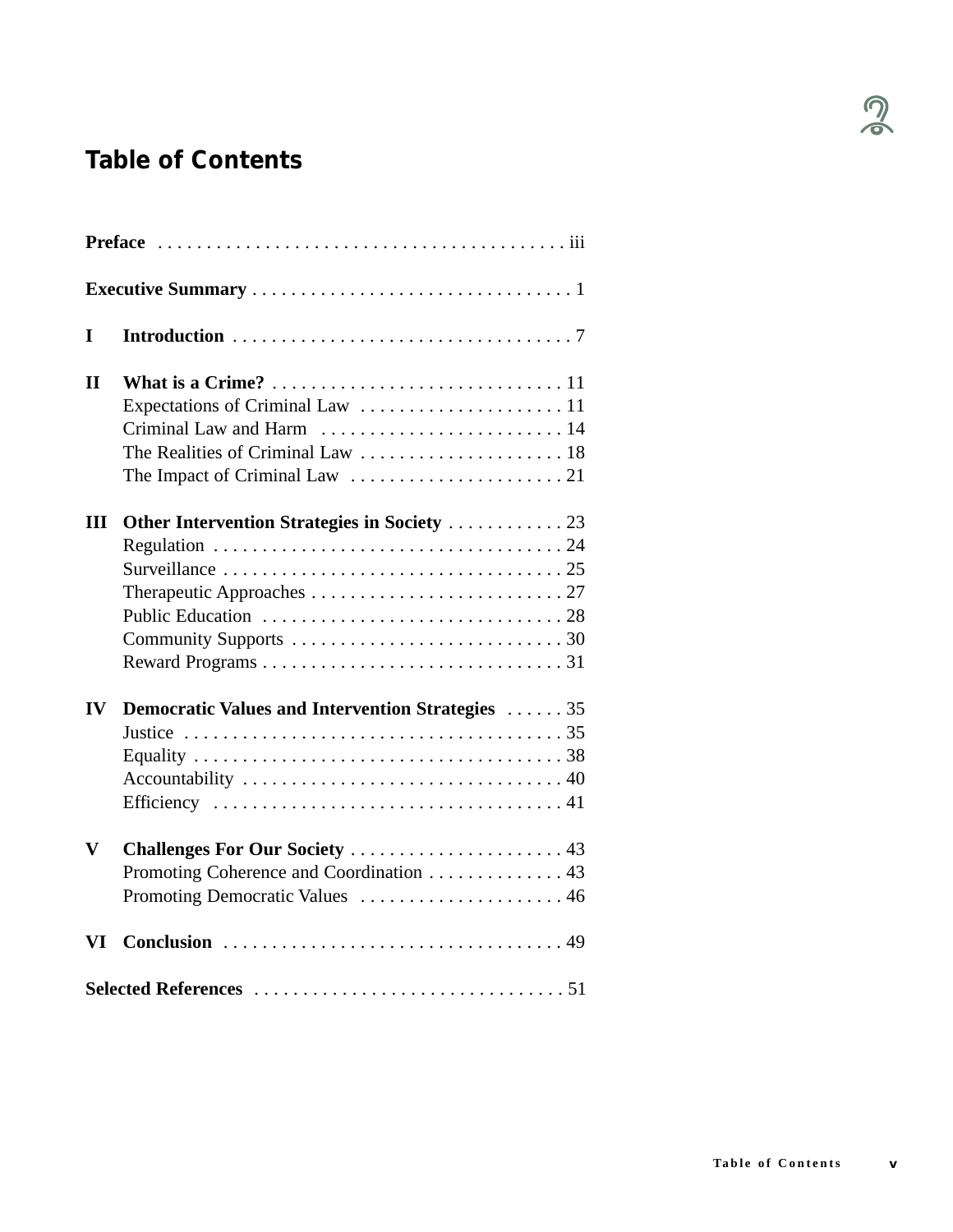# Table of Contents

| | | |
|---|---|---|
| **Preface** | | iii |
| **Executive Summary** | | 1 |
| **I** | **Introduction** | 7 |
| **II** | **What is a Crime?** | 11 |
| | Expectations of Criminal Law | 11 |
| | Criminal Law and Harm | 14 |
| | The Realities of Criminal Law | 18 |
| | The Impact of Criminal Law | 21 |
| **III** | **Other Intervention Strategies in Society** | 23 |
| | Regulation | 24 |
| | Surveillance | 25 |
| | Therapeutic Approaches | 27 |
| | Public Education | 28 |
| | Community Supports | 30 |
| | Reward Programs | 31 |
| **IV** | **Democratic Values and Intervention Strategies** | 35 |
| | Justice | 35 |
| | Equality | 38 |
| | Accountability | 40 |
| | Efficiency | 41 |
| **V** | **Challenges For Our Society** | 43 |
| | Promoting Coherence and Coordination | 43 |
| | Promoting Democratic Values | 46 |
| **VI** | **Conclusion** | 49 |
| **Selected References** | | 51 |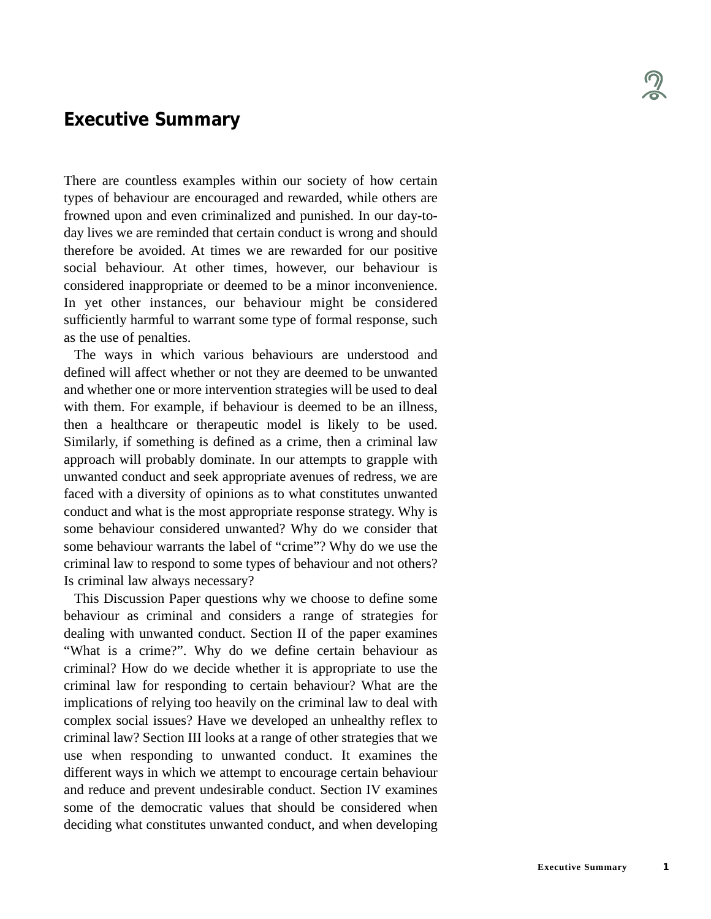## Executive Summary

There are countless examples within our society of how certain types of behaviour are encouraged and rewarded, while others are frowned upon and even criminalized and punished. In our day-to-day lives we are reminded that certain conduct is wrong and should therefore be avoided. At times we are rewarded for our positive social behaviour. At other times, however, our behaviour is considered inappropriate or deemed to be a minor inconvenience. In yet other instances, our behaviour might be considered sufficiently harmful to warrant some type of formal response, such as the use of penalties.

The ways in which various behaviours are understood and defined will affect whether or not they are deemed to be unwanted and whether one or more intervention strategies will be used to deal with them. For example, if behaviour is deemed to be an illness, then a healthcare or therapeutic model is likely to be used. Similarly, if something is defined as a crime, then a criminal law approach will probably dominate. In our attempts to grapple with unwanted conduct and seek appropriate avenues of redress, we are faced with a diversity of opinions as to what constitutes unwanted conduct and what is the most appropriate response strategy. Why is some behaviour considered unwanted? Why do we consider that some behaviour warrants the label of "crime"? Why do we use the criminal law to respond to some types of behaviour and not others? Is criminal law always necessary?

This Discussion Paper questions why we choose to define some behaviour as criminal and considers a range of strategies for dealing with unwanted conduct. Section II of the paper examines "What is a crime?". Why do we define certain behaviour as criminal? How do we decide whether it is appropriate to use the criminal law for responding to certain behaviour? What are the implications of relying too heavily on the criminal law to deal with complex social issues? Have we developed an unhealthy reflex to criminal law? Section III looks at a range of other strategies that we use when responding to unwanted conduct. It examines the different ways in which we attempt to encourage certain behaviour and reduce and prevent undesirable conduct. Section IV examines some of the democratic values that should be considered when deciding what constitutes unwanted conduct, and when developing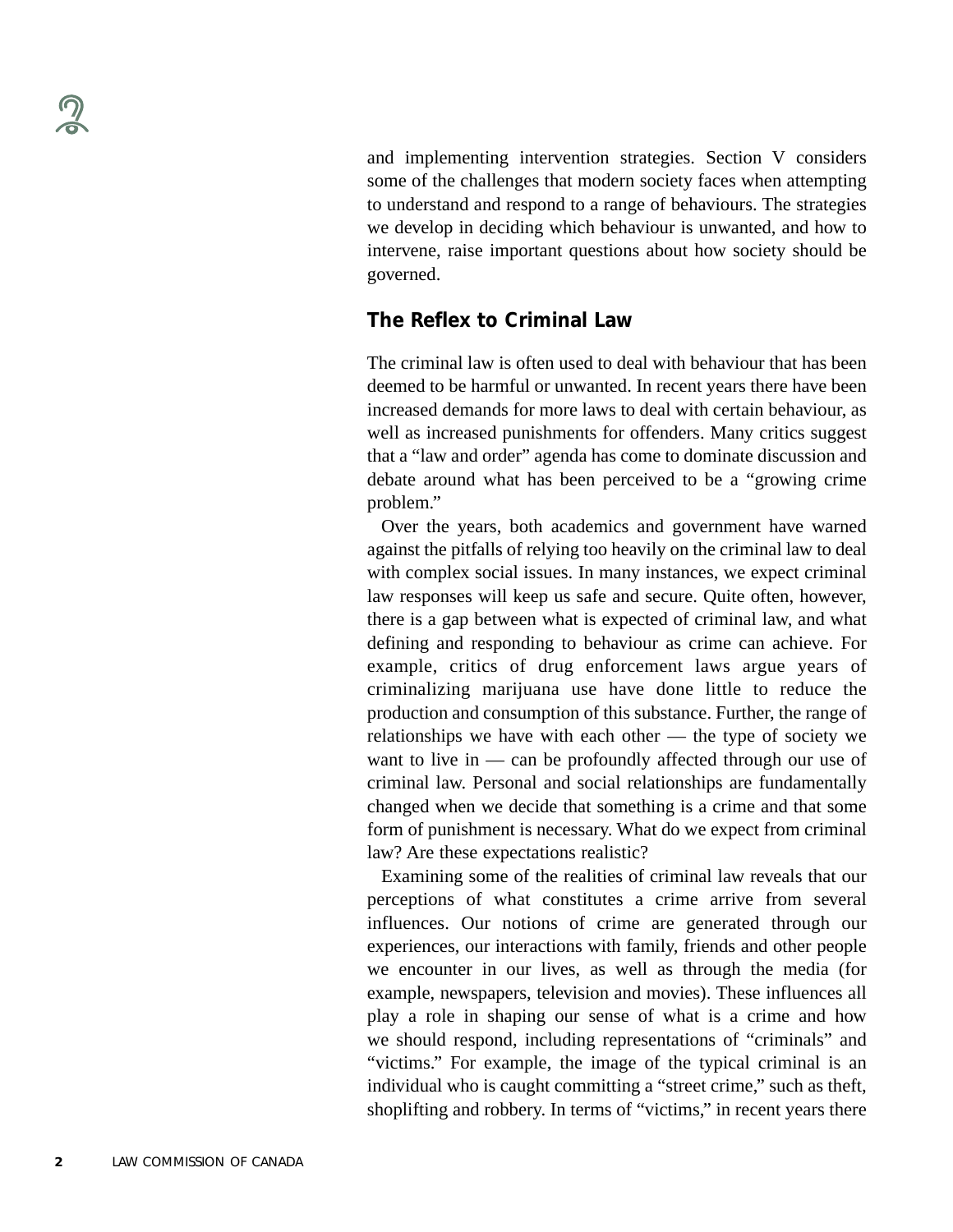and implementing intervention strategies. Section V considers some of the challenges that modern society faces when attempting to understand and respond to a range of behaviours. The strategies we develop in deciding which behaviour is unwanted, and how to intervene, raise important questions about how society should be governed.

## The Reflex to Criminal Law

The criminal law is often used to deal with behaviour that has been deemed to be harmful or unwanted. In recent years there have been increased demands for more laws to deal with certain behaviour, as well as increased punishments for offenders. Many critics suggest that a "law and order" agenda has come to dominate discussion and debate around what has been perceived to be a "growing crime problem."

Over the years, both academics and government have warned against the pitfalls of relying too heavily on the criminal law to deal with complex social issues. In many instances, we expect criminal law responses will keep us safe and secure. Quite often, however, there is a gap between what is expected of criminal law, and what defining and responding to behaviour as crime can achieve. For example, critics of drug enforcement laws argue years of criminalizing marijuana use have done little to reduce the production and consumption of this substance. Further, the range of relationships we have with each other — the type of society we want to live in — can be profoundly affected through our use of criminal law. Personal and social relationships are fundamentally changed when we decide that something is a crime and that some form of punishment is necessary. What do we expect from criminal law? Are these expectations realistic?

Examining some of the realities of criminal law reveals that our perceptions of what constitutes a crime arrive from several influences. Our notions of crime are generated through our experiences, our interactions with family, friends and other people we encounter in our lives, as well as through the media (for example, newspapers, television and movies). These influences all play a role in shaping our sense of what is a crime and how we should respond, including representations of "criminals" and "victims." For example, the image of the typical criminal is an individual who is caught committing a "street crime," such as theft, shoplifting and robbery. In terms of "victims," in recent years there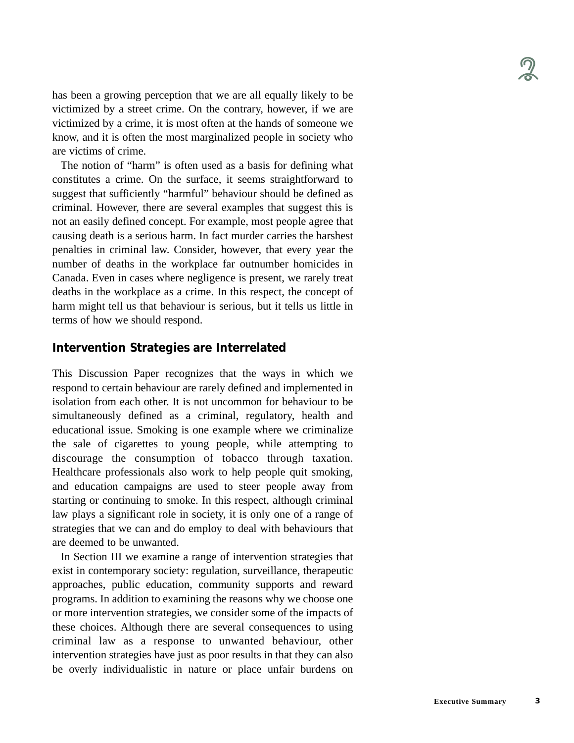has been a growing perception that we are all equally likely to be victimized by a street crime. On the contrary, however, if we are victimized by a crime, it is most often at the hands of someone we know, and it is often the most marginalized people in society who are victims of crime.

The notion of "harm" is often used as a basis for defining what constitutes a crime. On the surface, it seems straightforward to suggest that sufficiently "harmful" behaviour should be defined as criminal. However, there are several examples that suggest this is not an easily defined concept. For example, most people agree that causing death is a serious harm. In fact murder carries the harshest penalties in criminal law. Consider, however, that every year the number of deaths in the workplace far outnumber homicides in Canada. Even in cases where negligence is present, we rarely treat deaths in the workplace as a crime. In this respect, the concept of harm might tell us that behaviour is serious, but it tells us little in terms of how we should respond.

## Intervention Strategies are Interrelated

This Discussion Paper recognizes that the ways in which we respond to certain behaviour are rarely defined and implemented in isolation from each other. It is not uncommon for behaviour to be simultaneously defined as a criminal, regulatory, health and educational issue. Smoking is one example where we criminalize the sale of cigarettes to young people, while attempting to discourage the consumption of tobacco through taxation. Healthcare professionals also work to help people quit smoking, and education campaigns are used to steer people away from starting or continuing to smoke. In this respect, although criminal law plays a significant role in society, it is only one of a range of strategies that we can and do employ to deal with behaviours that are deemed to be unwanted.

In Section III we examine a range of intervention strategies that exist in contemporary society: regulation, surveillance, therapeutic approaches, public education, community supports and reward programs. In addition to examining the reasons why we choose one or more intervention strategies, we consider some of the impacts of these choices. Although there are several consequences to using criminal law as a response to unwanted behaviour, other intervention strategies have just as poor results in that they can also be overly individualistic in nature or place unfair burdens on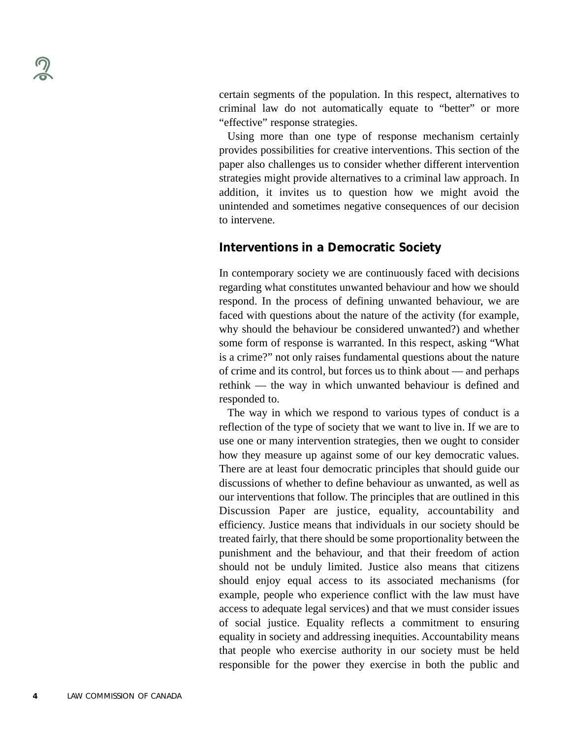certain segments of the population. In this respect, alternatives to criminal law do not automatically equate to "better" or more "effective" response strategies.

Using more than one type of response mechanism certainly provides possibilities for creative interventions. This section of the paper also challenges us to consider whether different intervention strategies might provide alternatives to a criminal law approach. In addition, it invites us to question how we might avoid the unintended and sometimes negative consequences of our decision to intervene.

## Interventions in a Democratic Society

In contemporary society we are continuously faced with decisions regarding what constitutes unwanted behaviour and how we should respond. In the process of defining unwanted behaviour, we are faced with questions about the nature of the activity (for example, why should the behaviour be considered unwanted?) and whether some form of response is warranted. In this respect, asking "What is a crime?" not only raises fundamental questions about the nature of crime and its control, but forces us to think about — and perhaps rethink — the way in which unwanted behaviour is defined and responded to.

The way in which we respond to various types of conduct is a reflection of the type of society that we want to live in. If we are to use one or many intervention strategies, then we ought to consider how they measure up against some of our key democratic values. There are at least four democratic principles that should guide our discussions of whether to define behaviour as unwanted, as well as our interventions that follow. The principles that are outlined in this Discussion Paper are justice, equality, accountability and efficiency. Justice means that individuals in our society should be treated fairly, that there should be some proportionality between the punishment and the behaviour, and that their freedom of action should not be unduly limited. Justice also means that citizens should enjoy equal access to its associated mechanisms (for example, people who experience conflict with the law must have access to adequate legal services) and that we must consider issues of social justice. Equality reflects a commitment to ensuring equality in society and addressing inequities. Accountability means that people who exercise authority in our society must be held responsible for the power they exercise in both the public and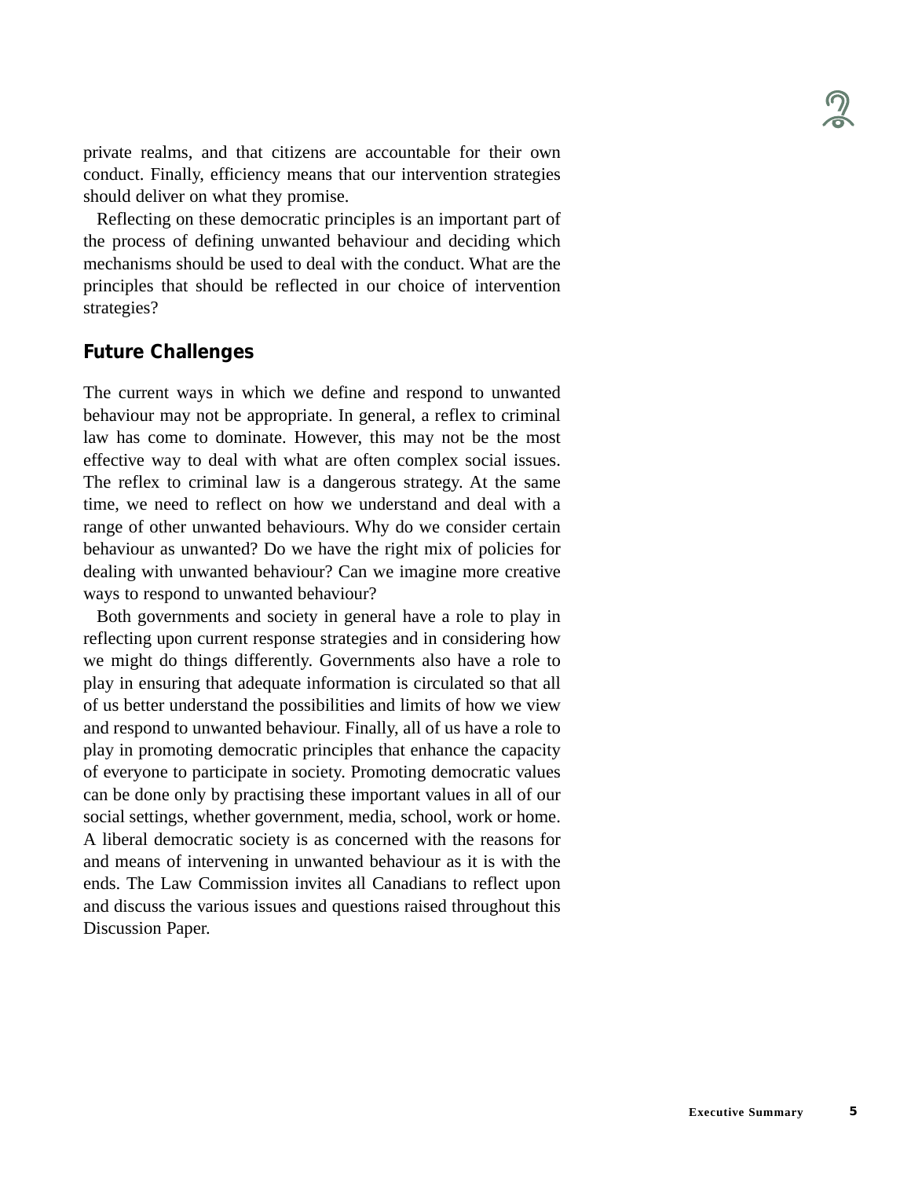private realms, and that citizens are accountable for their own conduct. Finally, efficiency means that our intervention strategies should deliver on what they promise.

Reflecting on these democratic principles is an important part of the process of defining unwanted behaviour and deciding which mechanisms should be used to deal with the conduct. What are the principles that should be reflected in our choice of intervention strategies?

## Future Challenges

The current ways in which we define and respond to unwanted behaviour may not be appropriate. In general, a reflex to criminal law has come to dominate. However, this may not be the most effective way to deal with what are often complex social issues. The reflex to criminal law is a dangerous strategy. At the same time, we need to reflect on how we understand and deal with a range of other unwanted behaviours. Why do we consider certain behaviour as unwanted? Do we have the right mix of policies for dealing with unwanted behaviour? Can we imagine more creative ways to respond to unwanted behaviour?

Both governments and society in general have a role to play in reflecting upon current response strategies and in considering how we might do things differently. Governments also have a role to play in ensuring that adequate information is circulated so that all of us better understand the possibilities and limits of how we view and respond to unwanted behaviour. Finally, all of us have a role to play in promoting democratic principles that enhance the capacity of everyone to participate in society. Promoting democratic values can be done only by practising these important values in all of our social settings, whether government, media, school, work or home. A liberal democratic society is as concerned with the reasons for and means of intervening in unwanted behaviour as it is with the ends. The Law Commission invites all Canadians to reflect upon and discuss the various issues and questions raised throughout this Discussion Paper.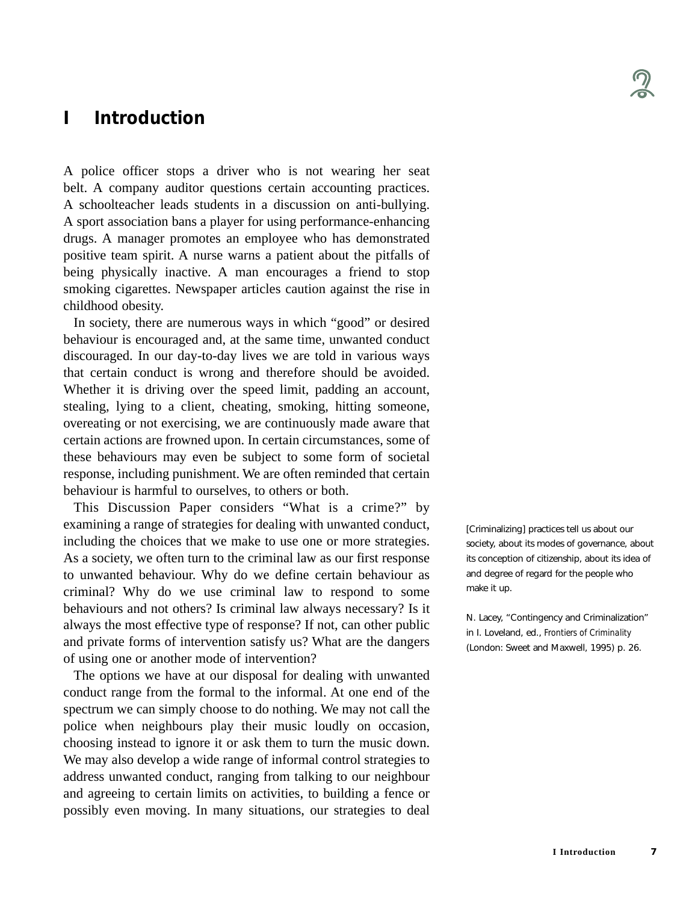# I Introduction

A police officer stops a driver who is not wearing her seat belt. A company auditor questions certain accounting practices. A schoolteacher leads students in a discussion on anti-bullying. A sport association bans a player for using performance-enhancing drugs. A manager promotes an employee who has demonstrated positive team spirit. A nurse warns a patient about the pitfalls of being physically inactive. A man encourages a friend to stop smoking cigarettes. Newspaper articles caution against the rise in childhood obesity.

In society, there are numerous ways in which "good" or desired behaviour is encouraged and, at the same time, unwanted conduct discouraged. In our day-to-day lives we are told in various ways that certain conduct is wrong and therefore should be avoided. Whether it is driving over the speed limit, padding an account, stealing, lying to a client, cheating, smoking, hitting someone, overeating or not exercising, we are continuously made aware that certain actions are frowned upon. In certain circumstances, some of these behaviours may even be subject to some form of societal response, including punishment. We are often reminded that certain behaviour is harmful to ourselves, to others or both.

This Discussion Paper considers "What is a crime?" by examining a range of strategies for dealing with unwanted conduct, including the choices that we make to use one or more strategies. As a society, we often turn to the criminal law as our first response to unwanted behaviour. Why do we define certain behaviour as criminal? Why do we use criminal law to respond to some behaviours and not others? Is criminal law always necessary? Is it always the most effective type of response? If not, can other public and private forms of intervention satisfy us? What are the dangers of using one or another mode of intervention?

> [Criminalizing] practices tell us about our society, about its modes of governance, about its conception of citizenship, about its idea of and degree of regard for the people who make it up.
>
> N. Lacey, "Contingency and Criminalization" in I. Loveland, ed., *Frontiers of Criminality* (London: Sweet and Maxwell, 1995) p. 26.

The options we have at our disposal for dealing with unwanted conduct range from the formal to the informal. At one end of the spectrum we can simply choose to do nothing. We may not call the police when neighbours play their music loudly on occasion, choosing instead to ignore it or ask them to turn the music down. We may also develop a wide range of informal control strategies to address unwanted conduct, ranging from talking to our neighbour and agreeing to certain limits on activities, to building a fence or possibly even moving. In many situations, our strategies to deal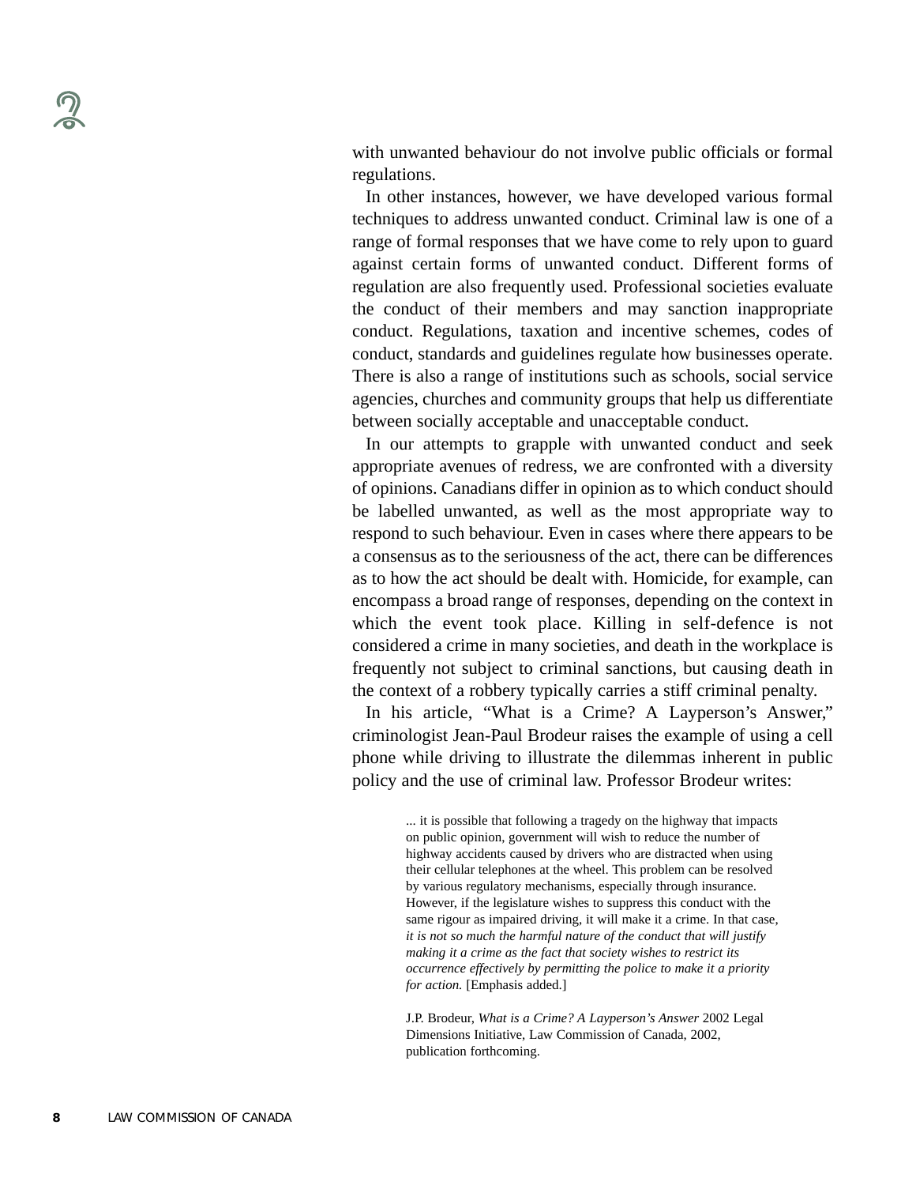with unwanted behaviour do not involve public officials or formal regulations.

In other instances, however, we have developed various formal techniques to address unwanted conduct. Criminal law is one of a range of formal responses that we have come to rely upon to guard against certain forms of unwanted conduct. Different forms of regulation are also frequently used. Professional societies evaluate the conduct of their members and may sanction inappropriate conduct. Regulations, taxation and incentive schemes, codes of conduct, standards and guidelines regulate how businesses operate. There is also a range of institutions such as schools, social service agencies, churches and community groups that help us differentiate between socially acceptable and unacceptable conduct.

In our attempts to grapple with unwanted conduct and seek appropriate avenues of redress, we are confronted with a diversity of opinions. Canadians differ in opinion as to which conduct should be labelled unwanted, as well as the most appropriate way to respond to such behaviour. Even in cases where there appears to be a consensus as to the seriousness of the act, there can be differences as to how the act should be dealt with. Homicide, for example, can encompass a broad range of responses, depending on the context in which the event took place. Killing in self-defence is not considered a crime in many societies, and death in the workplace is frequently not subject to criminal sanctions, but causing death in the context of a robbery typically carries a stiff criminal penalty.

In his article, "What is a Crime? A Layperson's Answer," criminologist Jean-Paul Brodeur raises the example of using a cell phone while driving to illustrate the dilemmas inherent in public policy and the use of criminal law. Professor Brodeur writes:

> ... it is possible that following a tragedy on the highway that impacts on public opinion, government will wish to reduce the number of highway accidents caused by drivers who are distracted when using their cellular telephones at the wheel. This problem can be resolved by various regulatory mechanisms, especially through insurance. However, if the legislature wishes to suppress this conduct with the same rigour as impaired driving, it will make it a crime. In that case, *it is not so much the harmful nature of the conduct that will justify making it a crime as the fact that society wishes to restrict its occurrence effectively by permitting the police to make it a priority for action.* [Emphasis added.]
>
> J.P. Brodeur, *What is a Crime? A Layperson's Answer* 2002 Legal Dimensions Initiative, Law Commission of Canada, 2002, publication forthcoming.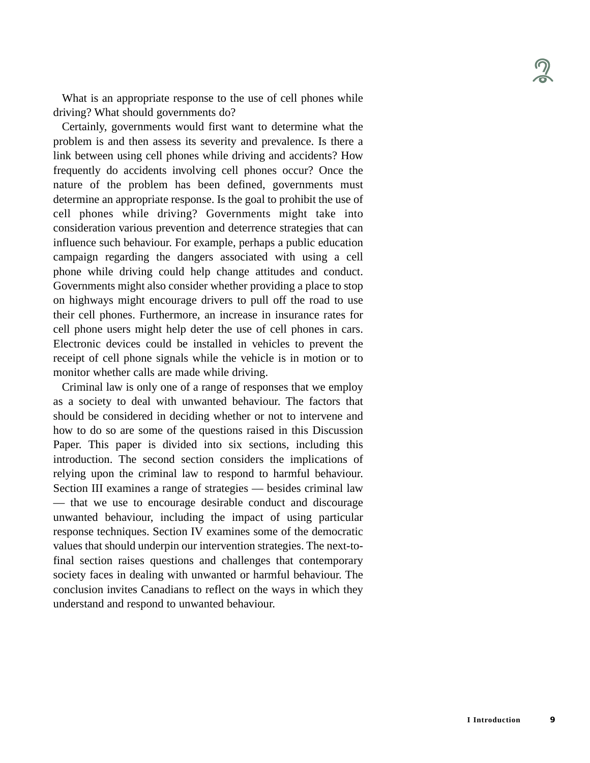What is an appropriate response to the use of cell phones while driving? What should governments do?

Certainly, governments would first want to determine what the problem is and then assess its severity and prevalence. Is there a link between using cell phones while driving and accidents? How frequently do accidents involving cell phones occur? Once the nature of the problem has been defined, governments must determine an appropriate response. Is the goal to prohibit the use of cell phones while driving? Governments might take into consideration various prevention and deterrence strategies that can influence such behaviour. For example, perhaps a public education campaign regarding the dangers associated with using a cell phone while driving could help change attitudes and conduct. Governments might also consider whether providing a place to stop on highways might encourage drivers to pull off the road to use their cell phones. Furthermore, an increase in insurance rates for cell phone users might help deter the use of cell phones in cars. Electronic devices could be installed in vehicles to prevent the receipt of cell phone signals while the vehicle is in motion or to monitor whether calls are made while driving.

Criminal law is only one of a range of responses that we employ as a society to deal with unwanted behaviour. The factors that should be considered in deciding whether or not to intervene and how to do so are some of the questions raised in this Discussion Paper. This paper is divided into six sections, including this introduction. The second section considers the implications of relying upon the criminal law to respond to harmful behaviour. Section III examines a range of strategies — besides criminal law — that we use to encourage desirable conduct and discourage unwanted behaviour, including the impact of using particular response techniques. Section IV examines some of the democratic values that should underpin our intervention strategies. The next-to-final section raises questions and challenges that contemporary society faces in dealing with unwanted or harmful behaviour. The conclusion invites Canadians to reflect on the ways in which they understand and respond to unwanted behaviour.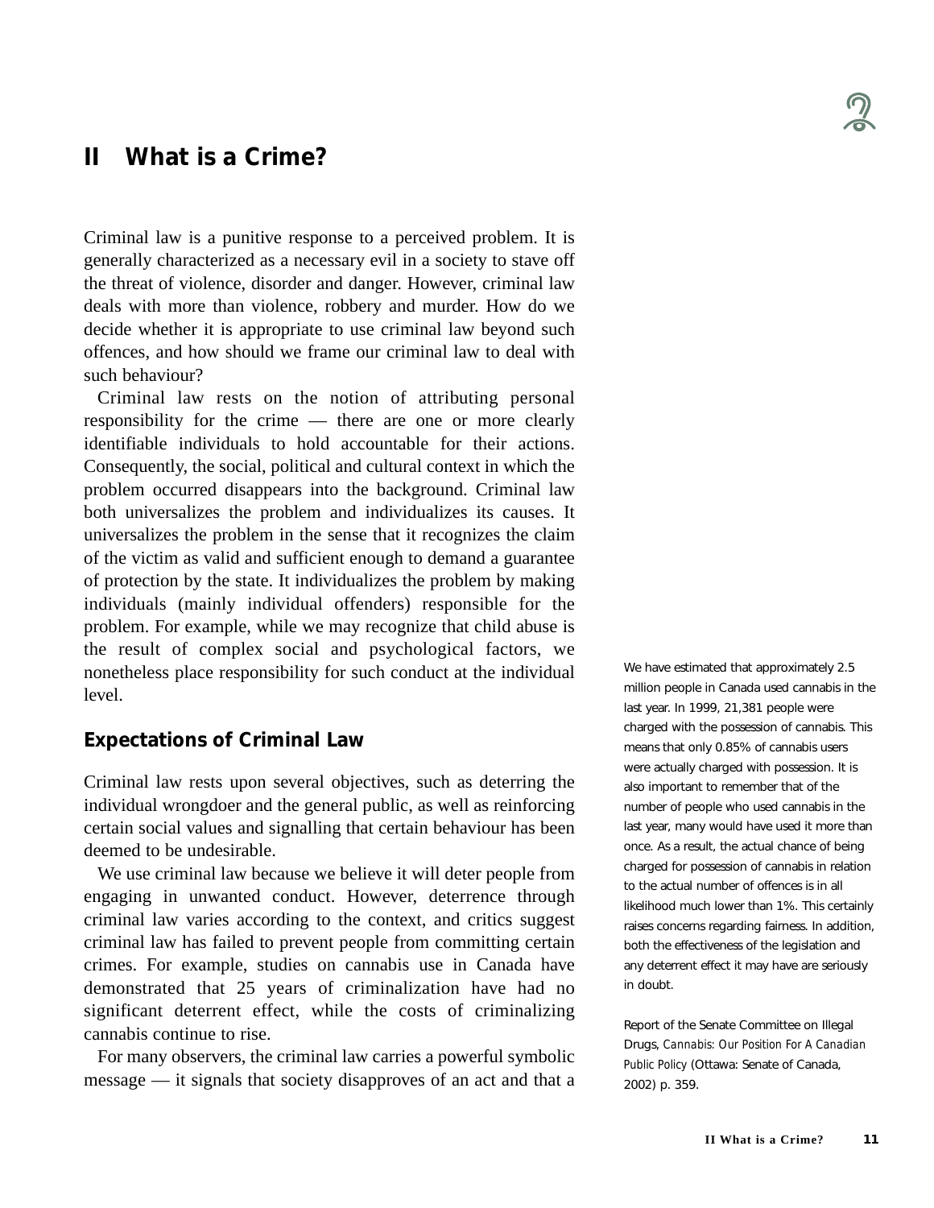## II What is a Crime?

Criminal law is a punitive response to a perceived problem. It is generally characterized as a necessary evil in a society to stave off the threat of violence, disorder and danger. However, criminal law deals with more than violence, robbery and murder. How do we decide whether it is appropriate to use criminal law beyond such offences, and how should we frame our criminal law to deal with such behaviour?

Criminal law rests on the notion of attributing personal responsibility for the crime — there are one or more clearly identifiable individuals to hold accountable for their actions. Consequently, the social, political and cultural context in which the problem occurred disappears into the background. Criminal law both universalizes the problem and individualizes its causes. It universalizes the problem in the sense that it recognizes the claim of the victim as valid and sufficient enough to demand a guarantee of protection by the state. It individualizes the problem by making individuals (mainly individual offenders) responsible for the problem. For example, while we may recognize that child abuse is the result of complex social and psychological factors, we nonetheless place responsibility for such conduct at the individual level.

### Expectations of Criminal Law

Criminal law rests upon several objectives, such as deterring the individual wrongdoer and the general public, as well as reinforcing certain social values and signalling that certain behaviour has been deemed to be undesirable.

We use criminal law because we believe it will deter people from engaging in unwanted conduct. However, deterrence through criminal law varies according to the context, and critics suggest criminal law has failed to prevent people from committing certain crimes. For example, studies on cannabis use in Canada have demonstrated that 25 years of criminalization have had no significant deterrent effect, while the costs of criminalizing cannabis continue to rise.

For many observers, the criminal law carries a powerful symbolic message — it signals that society disapproves of an act and that a

We have estimated that approximately 2.5 million people in Canada used cannabis in the last year. In 1999, 21,381 people were charged with the possession of cannabis. This means that only 0.85% of cannabis users were actually charged with possession. It is also important to remember that of the number of people who used cannabis in the last year, many would have used it more than once. As a result, the actual chance of being charged for possession of cannabis in relation to the actual number of offences is in all likelihood much lower than 1%. This certainly raises concerns regarding fairness. In addition, both the effectiveness of the legislation and any deterrent effect it may have are seriously in doubt.

Report of the Senate Committee on Illegal Drugs, *Cannabis: Our Position For A Canadian Public Policy* (Ottawa: Senate of Canada, 2002) p. 359.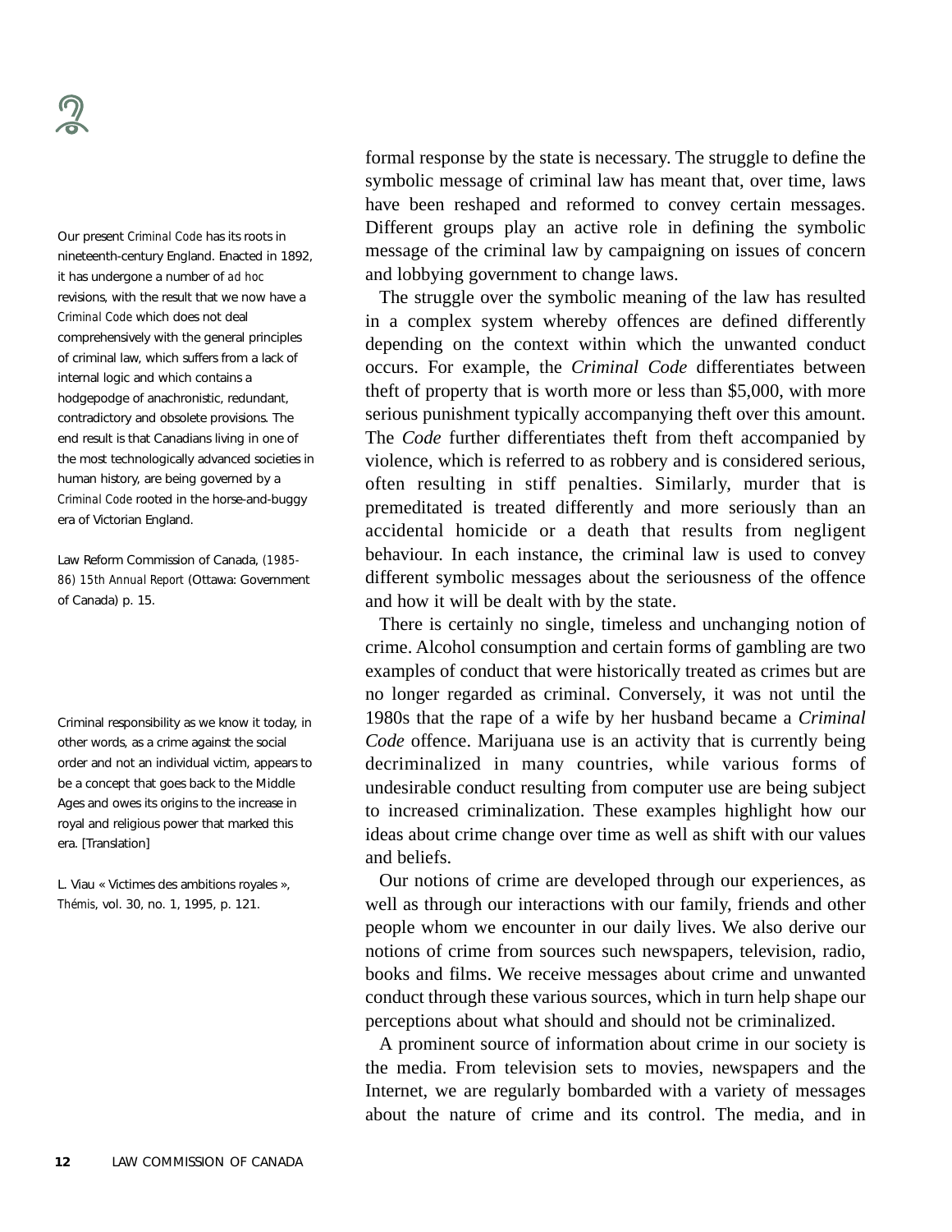Our present *Criminal Code* has its roots in nineteenth-century England. Enacted in 1892, it has undergone a number of *ad hoc* revisions, with the result that we now have a *Criminal Code* which does not deal comprehensively with the general principles of criminal law, which suffers from a lack of internal logic and which contains a hodgepodge of anachronistic, redundant, contradictory and obsolete provisions. The end result is that Canadians living in one of the most technologically advanced societies in human history, are being governed by a *Criminal Code* rooted in the horse-and-buggy era of Victorian England.

Law Reform Commission of Canada, *(1985-86) 15th Annual Report* (Ottawa: Government of Canada) p. 15.

Criminal responsibility as we know it today, in other words, as a crime against the social order and not an individual victim, appears to be a concept that goes back to the Middle Ages and owes its origins to the increase in royal and religious power that marked this era. [Translation]

L. Viau « Victimes des ambitions royales », *Thémis*, vol. 30, no. 1, 1995, p. 121.

formal response by the state is necessary. The struggle to define the symbolic message of criminal law has meant that, over time, laws have been reshaped and reformed to convey certain messages. Different groups play an active role in defining the symbolic message of the criminal law by campaigning on issues of concern and lobbying government to change laws.

The struggle over the symbolic meaning of the law has resulted in a complex system whereby offences are defined differently depending on the context within which the unwanted conduct occurs. For example, the *Criminal Code* differentiates between theft of property that is worth more or less than $5,000, with more serious punishment typically accompanying theft over this amount. The *Code* further differentiates theft from theft accompanied by violence, which is referred to as robbery and is considered serious, often resulting in stiff penalties. Similarly, murder that is premeditated is treated differently and more seriously than an accidental homicide or a death that results from negligent behaviour. In each instance, the criminal law is used to convey different symbolic messages about the seriousness of the offence and how it will be dealt with by the state.

There is certainly no single, timeless and unchanging notion of crime. Alcohol consumption and certain forms of gambling are two examples of conduct that were historically treated as crimes but are no longer regarded as criminal. Conversely, it was not until the 1980s that the rape of a wife by her husband became a *Criminal Code* offence. Marijuana use is an activity that is currently being decriminalized in many countries, while various forms of undesirable conduct resulting from computer use are being subject to increased criminalization. These examples highlight how our ideas about crime change over time as well as shift with our values and beliefs.

Our notions of crime are developed through our experiences, as well as through our interactions with our family, friends and other people whom we encounter in our daily lives. We also derive our notions of crime from sources such newspapers, television, radio, books and films. We receive messages about crime and unwanted conduct through these various sources, which in turn help shape our perceptions about what should and should not be criminalized.

A prominent source of information about crime in our society is the media. From television sets to movies, newspapers and the Internet, we are regularly bombarded with a variety of messages about the nature of crime and its control. The media, and in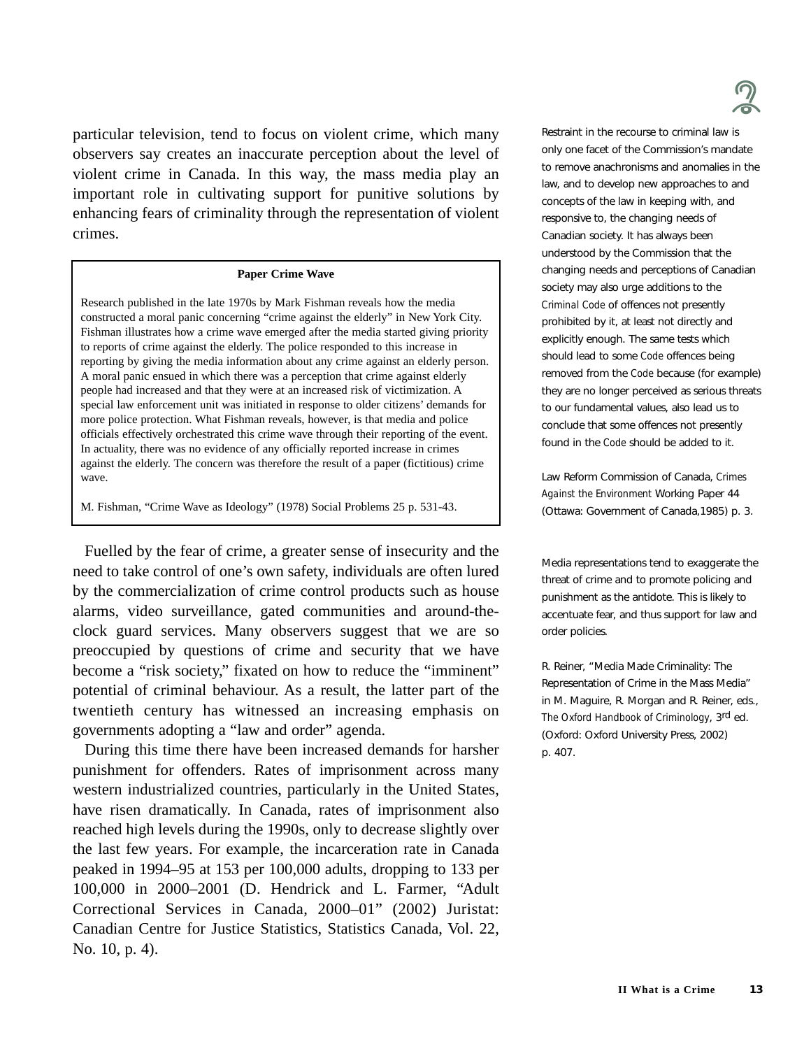particular television, tend to focus on violent crime, which many observers say creates an inaccurate perception about the level of violent crime in Canada. In this way, the mass media play an important role in cultivating support for punitive solutions by enhancing fears of criminality through the representation of violent crimes.

**Paper Crime Wave**

Research published in the late 1970s by Mark Fishman reveals how the media constructed a moral panic concerning "crime against the elderly" in New York City. Fishman illustrates how a crime wave emerged after the media started giving priority to reports of crime against the elderly. The police responded to this increase in reporting by giving the media information about any crime against an elderly person. A moral panic ensued in which there was a perception that crime against elderly people had increased and that they were at an increased risk of victimization. A special law enforcement unit was initiated in response to older citizens' demands for more police protection. What Fishman reveals, however, is that media and police officials effectively orchestrated this crime wave through their reporting of the event. In actuality, there was no evidence of any officially reported increase in crimes against the elderly. The concern was therefore the result of a paper (fictitious) crime wave.

M. Fishman, "Crime Wave as Ideology" (1978) Social Problems 25 p. 531-43.

Fuelled by the fear of crime, a greater sense of insecurity and the need to take control of one's own safety, individuals are often lured by the commercialization of crime control products such as house alarms, video surveillance, gated communities and around-the-clock guard services. Many observers suggest that we are so preoccupied by questions of crime and security that we have become a "risk society," fixated on how to reduce the "imminent" potential of criminal behaviour. As a result, the latter part of the twentieth century has witnessed an increasing emphasis on governments adopting a "law and order" agenda.

During this time there have been increased demands for harsher punishment for offenders. Rates of imprisonment across many western industrialized countries, particularly in the United States, have risen dramatically. In Canada, rates of imprisonment also reached high levels during the 1990s, only to decrease slightly over the last few years. For example, the incarceration rate in Canada peaked in 1994–95 at 153 per 100,000 adults, dropping to 133 per 100,000 in 2000–2001 (D. Hendrick and L. Farmer, "Adult Correctional Services in Canada, 2000–01" (2002) Juristat: Canadian Centre for Justice Statistics, Statistics Canada, Vol. 22, No. 10, p. 4).

Restraint in the recourse to criminal law is only one facet of the Commission's mandate to remove anachronisms and anomalies in the law, and to develop new approaches to and concepts of the law in keeping with, and responsive to, the changing needs of Canadian society. It has always been understood by the Commission that the changing needs and perceptions of Canadian society may also urge additions to the *Criminal Code* of offences not presently prohibited by it, at least not directly and explicitly enough. The same tests which should lead to some *Code* offences being removed from the *Code* because (for example) they are no longer perceived as serious threats to our fundamental values, also lead us to conclude that some offences not presently found in the *Code* should be added to it.

Law Reform Commission of Canada, *Crimes Against the Environment* Working Paper 44 (Ottawa: Government of Canada,1985) p. 3.

Media representations tend to exaggerate the threat of crime and to promote policing and punishment as the antidote. This is likely to accentuate fear, and thus support for law and order policies.

R. Reiner, "Media Made Criminality: The Representation of Crime in the Mass Media" in M. Maguire, R. Morgan and R. Reiner, eds., *The Oxford Handbook of Criminology*, 3rd ed. (Oxford: Oxford University Press, 2002) p. 407.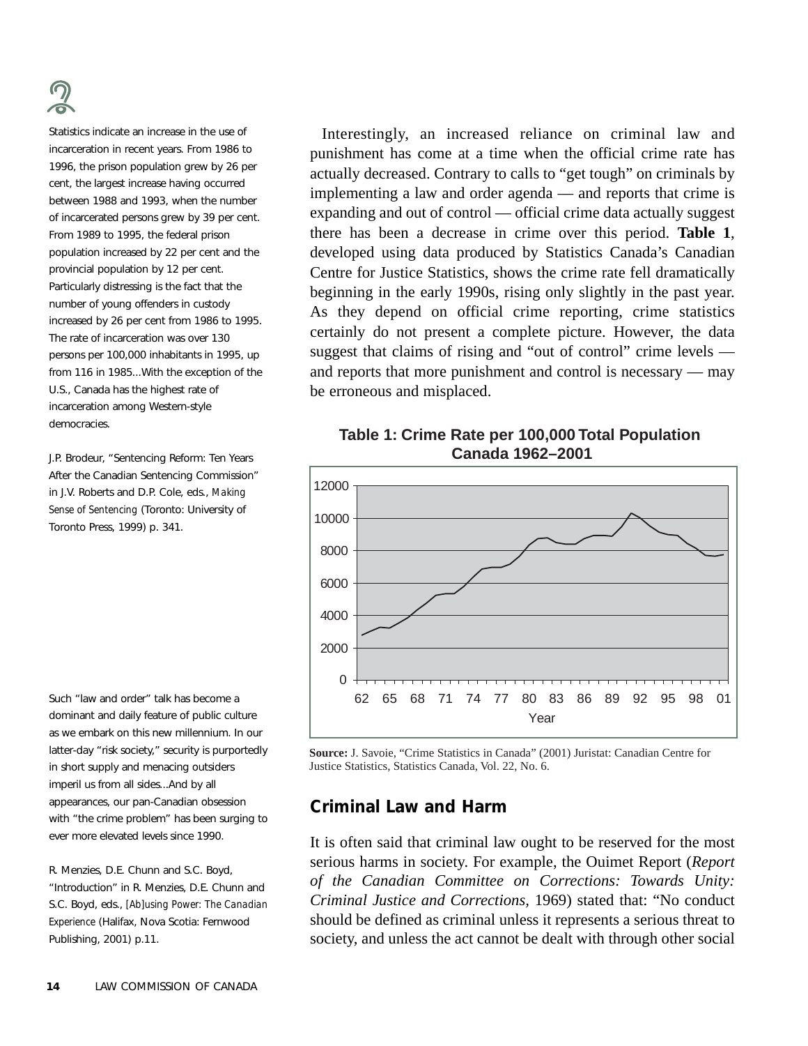Interestingly, an increased reliance on criminal law and punishment has come at a time when the official crime rate has actually decreased. Contrary to calls to "get tough" on criminals by implementing a law and order agenda — and reports that crime is expanding and out of control — official crime data actually suggest there has been a decrease in crime over this period. **Table 1**, developed using data produced by Statistics Canada's Canadian Centre for Justice Statistics, shows the crime rate fell dramatically beginning in the early 1990s, rising only slightly in the past year. As they depend on official crime reporting, crime statistics certainly do not present a complete picture. However, the data suggest that claims of rising and "out of control" crime levels — and reports that more punishment and control is necessary — may be erroneous and misplaced.

> Statistics indicate an increase in the use of incarceration in recent years. From 1986 to 1996, the prison population grew by 26 per cent, the largest increase having occurred between 1988 and 1993, when the number of incarcerated persons grew by 39 per cent. From 1989 to 1995, the federal prison population increased by 22 per cent and the provincial population by 12 per cent. Particularly distressing is the fact that the number of young offenders in custody increased by 26 per cent from 1986 to 1995. The rate of incarceration was over 130 persons per 100,000 inhabitants in 1995, up from 116 in 1985...With the exception of the U.S., Canada has the highest rate of incarceration among Western-style democracies.
>
> J.P. Brodeur, "Sentencing Reform: Ten Years After the Canadian Sentencing Commission" in J.V. Roberts and D.P. Cole, eds., *Making Sense of Sentencing* (Toronto: University of Toronto Press, 1999) p. 341.

**Table 1: Crime Rate per 100,000 Total Population Canada 1962–2001**

[Line chart: crime rate (y-axis 0–12000) by Year (x-axis 62–01)]

**Source:** J. Savoie, "Crime Statistics in Canada" (2001) Juristat: Canadian Centre for Justice Statistics, Statistics Canada, Vol. 22, No. 6.

> Such "law and order" talk has become a dominant and daily feature of public culture as we embark on this new millennium. In our latter-day "risk society," security is purportedly in short supply and menacing outsiders imperil us from all sides...And by all appearances, our pan-Canadian obsession with "the crime problem" has been surging to ever more elevated levels since 1990.
>
> R. Menzies, D.E. Chunn and S.C. Boyd, "Introduction" in R. Menzies, D.E. Chunn and S.C. Boyd, eds., *[Ab]using Power: The Canadian Experience* (Halifax, Nova Scotia: Fernwood Publishing, 2001) p.11.

## Criminal Law and Harm

It is often said that criminal law ought to be reserved for the most serious harms in society. For example, the Ouimet Report (*Report of the Canadian Committee on Corrections: Towards Unity: Criminal Justice and Corrections*, 1969) stated that: "No conduct should be defined as criminal unless it represents a serious threat to society, and unless the act cannot be dealt with through other social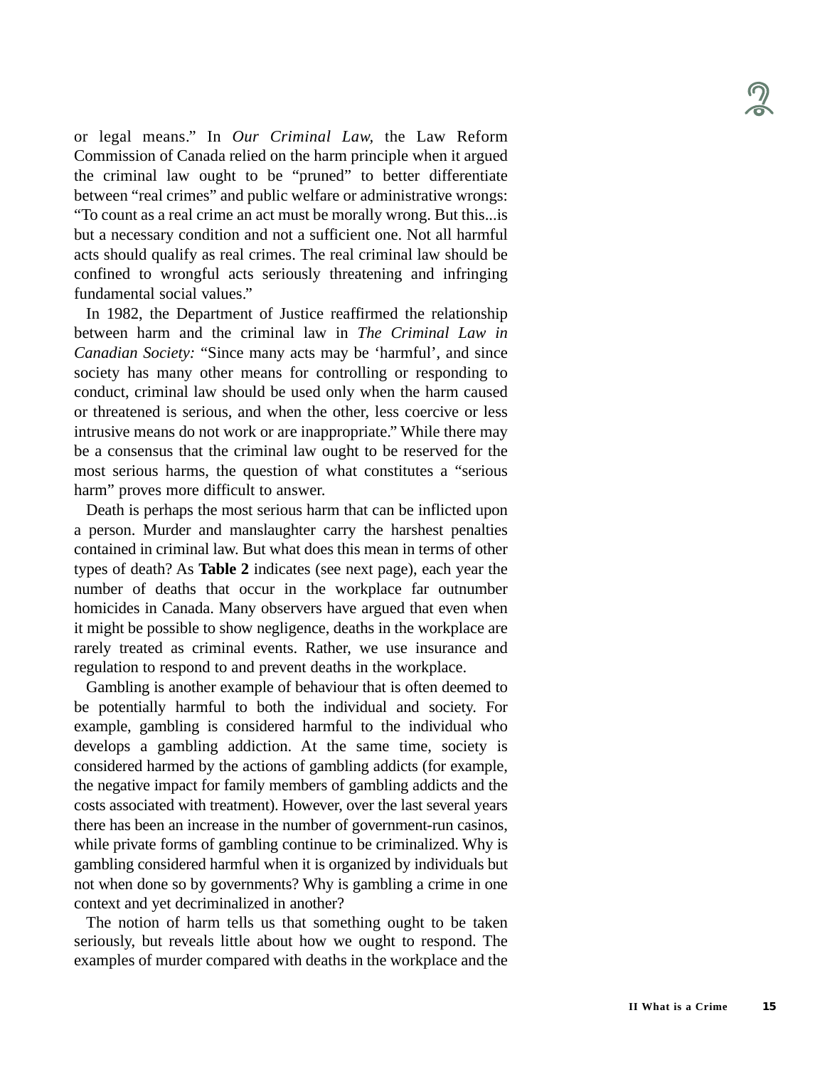or legal means." In *Our Criminal Law,* the Law Reform Commission of Canada relied on the harm principle when it argued the criminal law ought to be "pruned" to better differentiate between "real crimes" and public welfare or administrative wrongs: "To count as a real crime an act must be morally wrong. But this...is but a necessary condition and not a sufficient one. Not all harmful acts should qualify as real crimes. The real criminal law should be confined to wrongful acts seriously threatening and infringing fundamental social values."

In 1982, the Department of Justice reaffirmed the relationship between harm and the criminal law in *The Criminal Law in Canadian Society:* "Since many acts may be 'harmful', and since society has many other means for controlling or responding to conduct, criminal law should be used only when the harm caused or threatened is serious, and when the other, less coercive or less intrusive means do not work or are inappropriate." While there may be a consensus that the criminal law ought to be reserved for the most serious harms, the question of what constitutes a "serious harm" proves more difficult to answer.

Death is perhaps the most serious harm that can be inflicted upon a person. Murder and manslaughter carry the harshest penalties contained in criminal law. But what does this mean in terms of other types of death? As **Table 2** indicates (see next page), each year the number of deaths that occur in the workplace far outnumber homicides in Canada. Many observers have argued that even when it might be possible to show negligence, deaths in the workplace are rarely treated as criminal events. Rather, we use insurance and regulation to respond to and prevent deaths in the workplace.

Gambling is another example of behaviour that is often deemed to be potentially harmful to both the individual and society. For example, gambling is considered harmful to the individual who develops a gambling addiction. At the same time, society is considered harmed by the actions of gambling addicts (for example, the negative impact for family members of gambling addicts and the costs associated with treatment). However, over the last several years there has been an increase in the number of government-run casinos, while private forms of gambling continue to be criminalized. Why is gambling considered harmful when it is organized by individuals but not when done so by governments? Why is gambling a crime in one context and yet decriminalized in another?

The notion of harm tells us that something ought to be taken seriously, but reveals little about how we ought to respond. The examples of murder compared with deaths in the workplace and the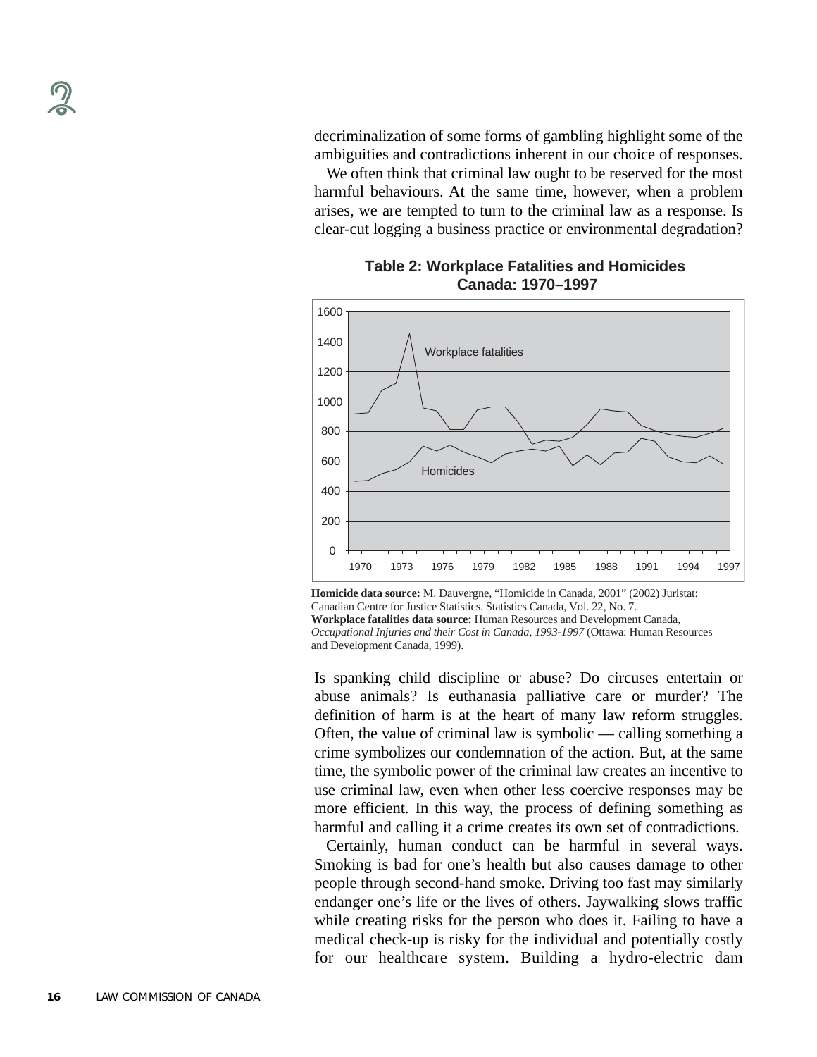decriminalization of some forms of gambling highlight some of the ambiguities and contradictions inherent in our choice of responses.

We often think that criminal law ought to be reserved for the most harmful behaviours. At the same time, however, when a problem arises, we are tempted to turn to the criminal law as a response. Is clear-cut logging a business practice or environmental degradation?

**Table 2: Workplace Fatalities and Homicides Canada: 1970–1997**

**Homicide data source:** M. Dauvergne, "Homicide in Canada, 2001" (2002) Juristat: Canadian Centre for Justice Statistics. Statistics Canada, Vol. 22, No. 7.
**Workplace fatalities data source:** Human Resources and Development Canada, *Occupational Injuries and their Cost in Canada, 1993-1997* (Ottawa: Human Resources and Development Canada, 1999).

Is spanking child discipline or abuse? Do circuses entertain or abuse animals? Is euthanasia palliative care or murder? The definition of harm is at the heart of many law reform struggles. Often, the value of criminal law is symbolic — calling something a crime symbolizes our condemnation of the action. But, at the same time, the symbolic power of the criminal law creates an incentive to use criminal law, even when other less coercive responses may be more efficient. In this way, the process of defining something as harmful and calling it a crime creates its own set of contradictions.

Certainly, human conduct can be harmful in several ways. Smoking is bad for one's health but also causes damage to other people through second-hand smoke. Driving too fast may similarly endanger one's life or the lives of others. Jaywalking slows traffic while creating risks for the person who does it. Failing to have a medical check-up is risky for the individual and potentially costly for our healthcare system. Building a hydro-electric dam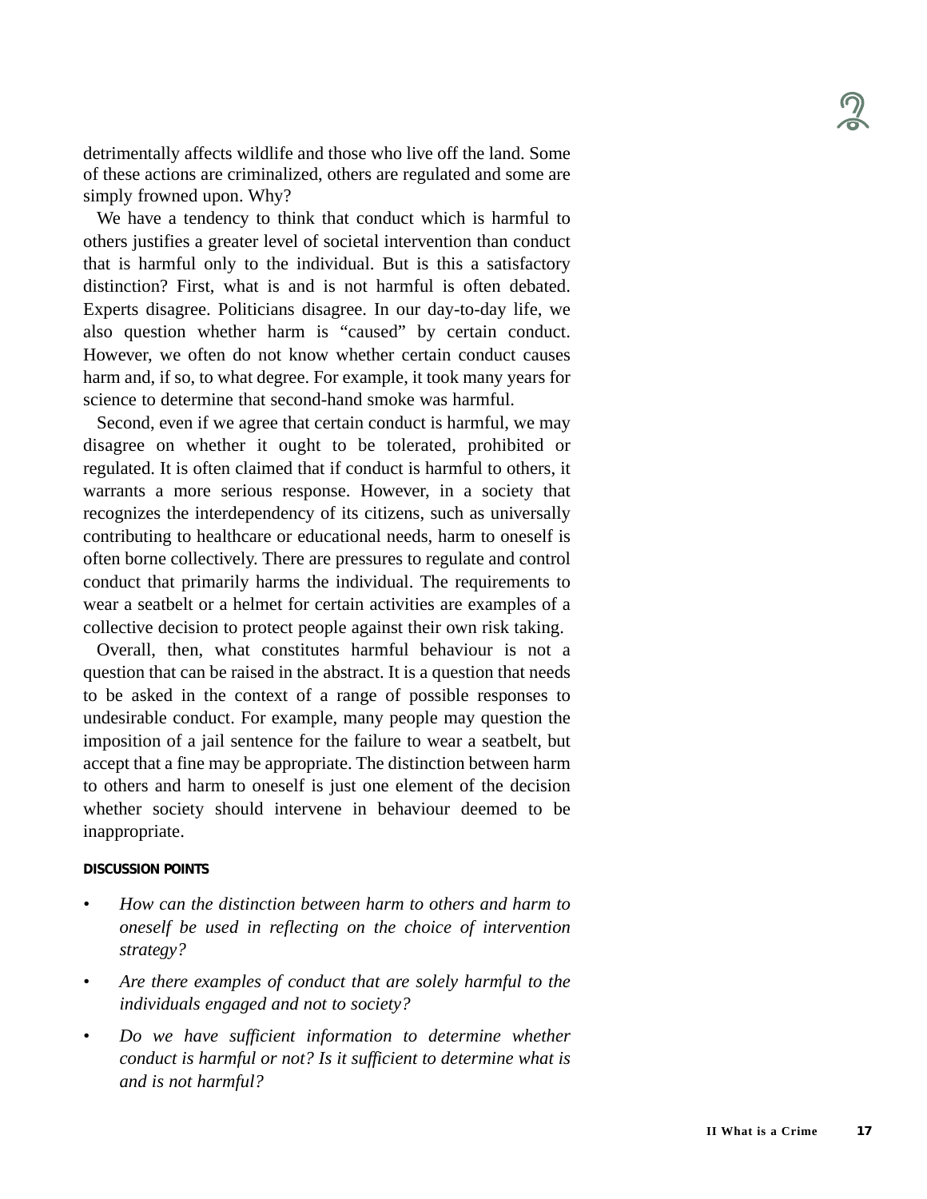detrimentally affects wildlife and those who live off the land. Some of these actions are criminalized, others are regulated and some are simply frowned upon. Why?

We have a tendency to think that conduct which is harmful to others justifies a greater level of societal intervention than conduct that is harmful only to the individual. But is this a satisfactory distinction? First, what is and is not harmful is often debated. Experts disagree. Politicians disagree. In our day-to-day life, we also question whether harm is "caused" by certain conduct. However, we often do not know whether certain conduct causes harm and, if so, to what degree. For example, it took many years for science to determine that second-hand smoke was harmful.

Second, even if we agree that certain conduct is harmful, we may disagree on whether it ought to be tolerated, prohibited or regulated. It is often claimed that if conduct is harmful to others, it warrants a more serious response. However, in a society that recognizes the interdependency of its citizens, such as universally contributing to healthcare or educational needs, harm to oneself is often borne collectively. There are pressures to regulate and control conduct that primarily harms the individual. The requirements to wear a seatbelt or a helmet for certain activities are examples of a collective decision to protect people against their own risk taking.

Overall, then, what constitutes harmful behaviour is not a question that can be raised in the abstract. It is a question that needs to be asked in the context of a range of possible responses to undesirable conduct. For example, many people may question the imposition of a jail sentence for the failure to wear a seatbelt, but accept that a fine may be appropriate. The distinction between harm to others and harm to oneself is just one element of the decision whether society should intervene in behaviour deemed to be inappropriate.

#### DISCUSSION POINTS

- *How can the distinction between harm to others and harm to oneself be used in reflecting on the choice of intervention strategy?*
- *Are there examples of conduct that are solely harmful to the individuals engaged and not to society?*
- *Do we have sufficient information to determine whether conduct is harmful or not? Is it sufficient to determine what is and is not harmful?*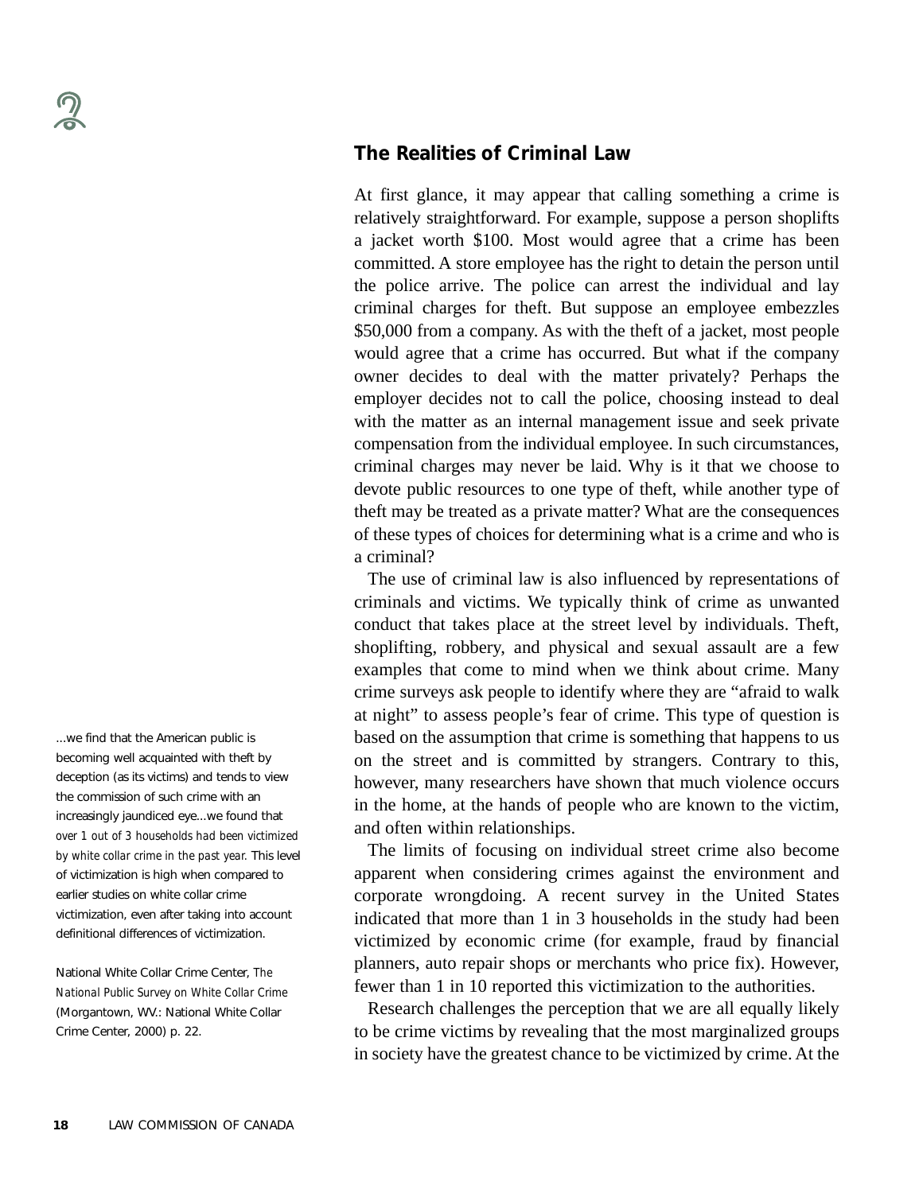## The Realities of Criminal Law

At first glance, it may appear that calling something a crime is relatively straightforward. For example, suppose a person shoplifts a jacket worth $100. Most would agree that a crime has been committed. A store employee has the right to detain the person until the police arrive. The police can arrest the individual and lay criminal charges for theft. But suppose an employee embezzles $50,000 from a company. As with the theft of a jacket, most people would agree that a crime has occurred. But what if the company owner decides to deal with the matter privately? Perhaps the employer decides not to call the police, choosing instead to deal with the matter as an internal management issue and seek private compensation from the individual employee. In such circumstances, criminal charges may never be laid. Why is it that we choose to devote public resources to one type of theft, while another type of theft may be treated as a private matter? What are the consequences of these types of choices for determining what is a crime and who is a criminal?

The use of criminal law is also influenced by representations of criminals and victims. We typically think of crime as unwanted conduct that takes place at the street level by individuals. Theft, shoplifting, robbery, and physical and sexual assault are a few examples that come to mind when we think about crime. Many crime surveys ask people to identify where they are "afraid to walk at night" to assess people's fear of crime. This type of question is based on the assumption that crime is something that happens to us on the street and is committed by strangers. Contrary to this, however, many researchers have shown that much violence occurs in the home, at the hands of people who are known to the victim, and often within relationships.

> ...we find that the American public is becoming well acquainted with theft by deception (as its victims) and tends to view the commission of such crime with an increasingly jaundiced eye...we found that *over 1 out of 3 households had been victimized by white collar crime in the past year.* This level of victimization is high when compared to earlier studies on white collar crime victimization, even after taking into account definitional differences of victimization.
>
> National White Collar Crime Center, *The National Public Survey on White Collar Crime* (Morgantown, WV.: National White Collar Crime Center, 2000) p. 22.

The limits of focusing on individual street crime also become apparent when considering crimes against the environment and corporate wrongdoing. A recent survey in the United States indicated that more than 1 in 3 households in the study had been victimized by economic crime (for example, fraud by financial planners, auto repair shops or merchants who price fix). However, fewer than 1 in 10 reported this victimization to the authorities.

Research challenges the perception that we are all equally likely to be crime victims by revealing that the most marginalized groups in society have the greatest chance to be victimized by crime. At the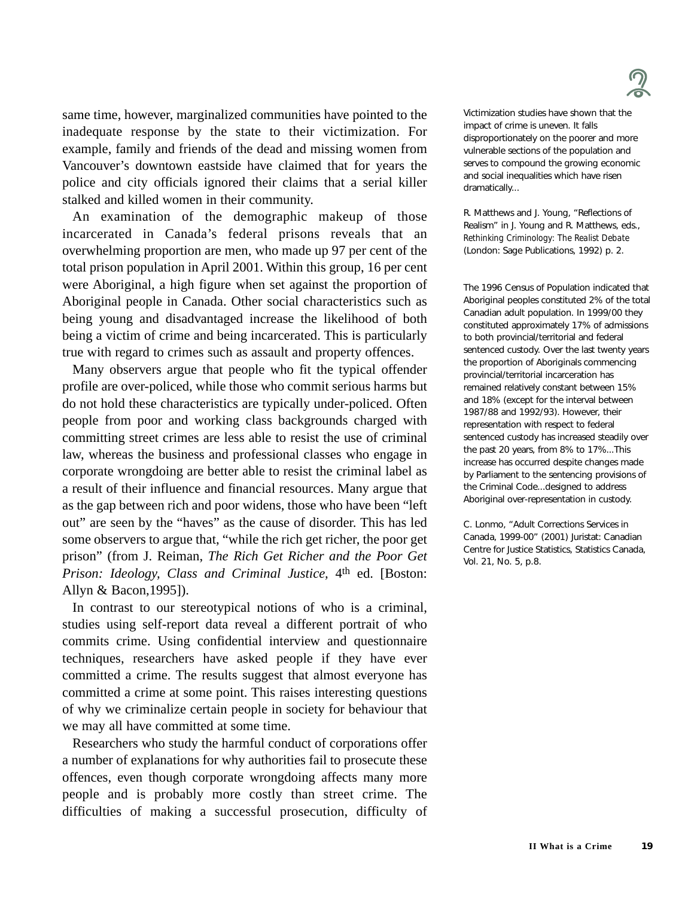same time, however, marginalized communities have pointed to the inadequate response by the state to their victimization. For example, family and friends of the dead and missing women from Vancouver's downtown eastside have claimed that for years the police and city officials ignored their claims that a serial killer stalked and killed women in their community.

An examination of the demographic makeup of those incarcerated in Canada's federal prisons reveals that an overwhelming proportion are men, who made up 97 per cent of the total prison population in April 2001. Within this group, 16 per cent were Aboriginal, a high figure when set against the proportion of Aboriginal people in Canada. Other social characteristics such as being young and disadvantaged increase the likelihood of both being a victim of crime and being incarcerated. This is particularly true with regard to crimes such as assault and property offences.

Many observers argue that people who fit the typical offender profile are over-policed, while those who commit serious harms but do not hold these characteristics are typically under-policed. Often people from poor and working class backgrounds charged with committing street crimes are less able to resist the use of criminal law, whereas the business and professional classes who engage in corporate wrongdoing are better able to resist the criminal label as a result of their influence and financial resources. Many argue that as the gap between rich and poor widens, those who have been "left out" are seen by the "haves" as the cause of disorder. This has led some observers to argue that, "while the rich get richer, the poor get prison" (from J. Reiman, *The Rich Get Richer and the Poor Get Prison: Ideology, Class and Criminal Justice*, 4th ed. [Boston: Allyn & Bacon,1995]).

In contrast to our stereotypical notions of who is a criminal, studies using self-report data reveal a different portrait of who commits crime. Using confidential interview and questionnaire techniques, researchers have asked people if they have ever committed a crime. The results suggest that almost everyone has committed a crime at some point. This raises interesting questions of why we criminalize certain people in society for behaviour that we may all have committed at some time.

Researchers who study the harmful conduct of corporations offer a number of explanations for why authorities fail to prosecute these offences, even though corporate wrongdoing affects many more people and is probably more costly than street crime. The difficulties of making a successful prosecution, difficulty of

Victimization studies have shown that the impact of crime is uneven. It falls disproportionately on the poorer and more vulnerable sections of the population and serves to compound the growing economic and social inequalities which have risen dramatically...

R. Matthews and J. Young, "Reflections of Realism" in J. Young and R. Matthews, eds., *Rethinking Criminology: The Realist Debate* (London: Sage Publications, 1992) p. 2.

The 1996 Census of Population indicated that Aboriginal peoples constituted 2% of the total Canadian adult population. In 1999/00 they constituted approximately 17% of admissions to both provincial/territorial and federal sentenced custody. Over the last twenty years the proportion of Aboriginals commencing provincial/territorial incarceration has remained relatively constant between 15% and 18% (except for the interval between 1987/88 and 1992/93). However, their representation with respect to federal sentenced custody has increased steadily over the past 20 years, from 8% to 17%...This increase has occurred despite changes made by Parliament to the sentencing provisions of the Criminal Code...designed to address Aboriginal over-representation in custody.

C. Lonmo, "Adult Corrections Services in Canada, 1999-00" (2001) Juristat: Canadian Centre for Justice Statistics, Statistics Canada, Vol. 21, No. 5, p.8.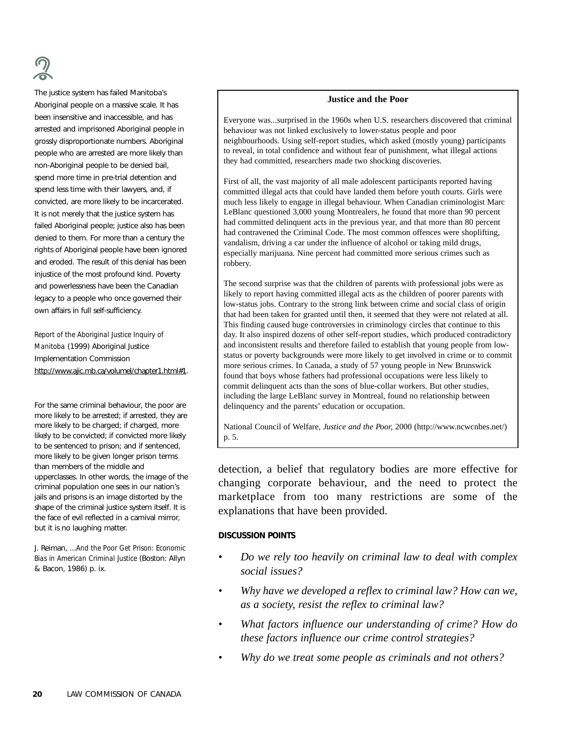The justice system has failed Manitoba's Aboriginal people on a massive scale. It has been insensitive and inaccessible, and has arrested and imprisoned Aboriginal people in grossly disproportionate numbers. Aboriginal people who are arrested are more likely than non-Aboriginal people to be denied bail, spend more time in pre-trial detention and spend less time with their lawyers, and, if convicted, are more likely to be incarcerated. It is not merely that the justice system has failed Aboriginal people; justice also has been denied to them. For more than a century the rights of Aboriginal people have been ignored and eroded. The result of this denial has been injustice of the most profound kind. Poverty and powerlessness have been the Canadian legacy to a people who once governed their own affairs in full self-sufficiency.

*Report of the Aboriginal Justice Inquiry of Manitoba* (1999) Aboriginal Justice Implementation Commission http://www.ajic.mb.ca/volumel/chapter1.html#1.

For the same criminal behaviour, the poor are more likely to be arrested; if arrested, they are more likely to be charged; if charged, more likely to be convicted; if convicted more likely to be sentenced to prison; and if sentenced, more likely to be given longer prison terms than members of the middle and upperclasses. In other words, the image of the criminal population one sees in our nation's jails and prisons is an image distorted by the shape of the criminal justice system itself. It is the face of evil reflected in a carnival mirror, but it is no laughing matter.

J. Reiman, *...And the Poor Get Prison: Economic Bias in American Criminal Justice* (Boston: Allyn & Bacon, 1986) p. ix.

**Justice and the Poor**

Everyone was...surprised in the 1960s when U.S. researchers discovered that criminal behaviour was not linked exclusively to lower-status people and poor neighbourhoods. Using self-report studies, which asked (mostly young) participants to reveal, in total confidence and without fear of punishment, what illegal actions they had committed, researchers made two shocking discoveries.

First of all, the vast majority of all male adolescent participants reported having committed illegal acts that could have landed them before youth courts. Girls were much less likely to engage in illegal behaviour. When Canadian criminologist Marc LeBlanc questioned 3,000 young Montrealers, he found that more than 90 percent had committed delinquent acts in the previous year, and that more than 80 percent had contravened the Criminal Code. The most common offences were shoplifting, vandalism, driving a car under the influence of alcohol or taking mild drugs, especially marijuana. Nine percent had committed more serious crimes such as robbery.

The second surprise was that the children of parents with professional jobs were as likely to report having committed illegal acts as the children of poorer parents with low-status jobs. Contrary to the strong link between crime and social class of origin that had been taken for granted until then, it seemed that they were not related at all. This finding caused huge controversies in criminology circles that continue to this day. It also inspired dozens of other self-report studies, which produced contradictory and inconsistent results and therefore failed to establish that young people from low-status or poverty backgrounds were more likely to get involved in crime or to commit more serious crimes. In Canada, a study of 57 young people in New Brunswick found that boys whose fathers had professional occupations were less likely to commit delinquent acts than the sons of blue-collar workers. But other studies, including the large LeBlanc survey in Montreal, found no relationship between delinquency and the parents' education or occupation.

National Council of Welfare, *Justice and the Poor*, 2000 (http://www.ncwcnbes.net/) p. 5.

detection, a belief that regulatory bodies are more effective for changing corporate behaviour, and the need to protect the marketplace from too many restrictions are some of the explanations that have been provided.

**DISCUSSION POINTS**

- *Do we rely too heavily on criminal law to deal with complex social issues?*
- *Why have we developed a reflex to criminal law? How can we, as a society, resist the reflex to criminal law?*
- *What factors influence our understanding of crime? How do these factors influence our crime control strategies?*
- *Why do we treat some people as criminals and not others?*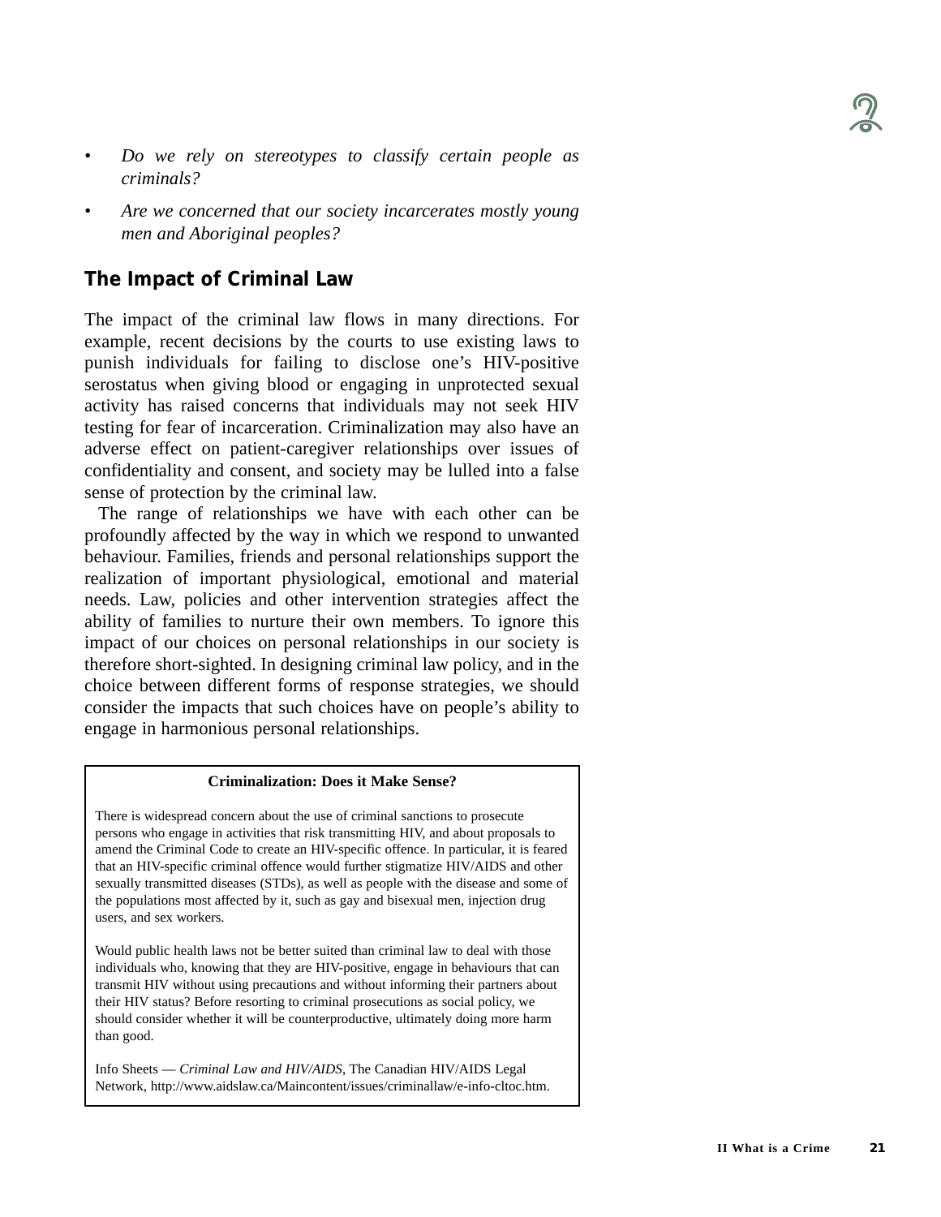- *Do we rely on stereotypes to classify certain people as criminals?*
- *Are we concerned that our society incarcerates mostly young men and Aboriginal peoples?*

## The Impact of Criminal Law

The impact of the criminal law flows in many directions. For example, recent decisions by the courts to use existing laws to punish individuals for failing to disclose one's HIV-positive serostatus when giving blood or engaging in unprotected sexual activity has raised concerns that individuals may not seek HIV testing for fear of incarceration. Criminalization may also have an adverse effect on patient-caregiver relationships over issues of confidentiality and consent, and society may be lulled into a false sense of protection by the criminal law.

The range of relationships we have with each other can be profoundly affected by the way in which we respond to unwanted behaviour. Families, friends and personal relationships support the realization of important physiological, emotional and material needs. Law, policies and other intervention strategies affect the ability of families to nurture their own members. To ignore this impact of our choices on personal relationships in our society is therefore short-sighted. In designing criminal law policy, and in the choice between different forms of response strategies, we should consider the impacts that such choices have on people's ability to engage in harmonious personal relationships.

**Criminalization: Does it Make Sense?**

There is widespread concern about the use of criminal sanctions to prosecute persons who engage in activities that risk transmitting HIV, and about proposals to amend the Criminal Code to create an HIV-specific offence. In particular, it is feared that an HIV-specific criminal offence would further stigmatize HIV/AIDS and other sexually transmitted diseases (STDs), as well as people with the disease and some of the populations most affected by it, such as gay and bisexual men, injection drug users, and sex workers.

Would public health laws not be better suited than criminal law to deal with those individuals who, knowing that they are HIV-positive, engage in behaviours that can transmit HIV without using precautions and without informing their partners about their HIV status? Before resorting to criminal prosecutions as social policy, we should consider whether it will be counterproductive, ultimately doing more harm than good.

Info Sheets — *Criminal Law and HIV/AIDS*, The Canadian HIV/AIDS Legal Network, http://www.aidslaw.ca/Maincontent/issues/criminallaw/e-info-cltoc.htm.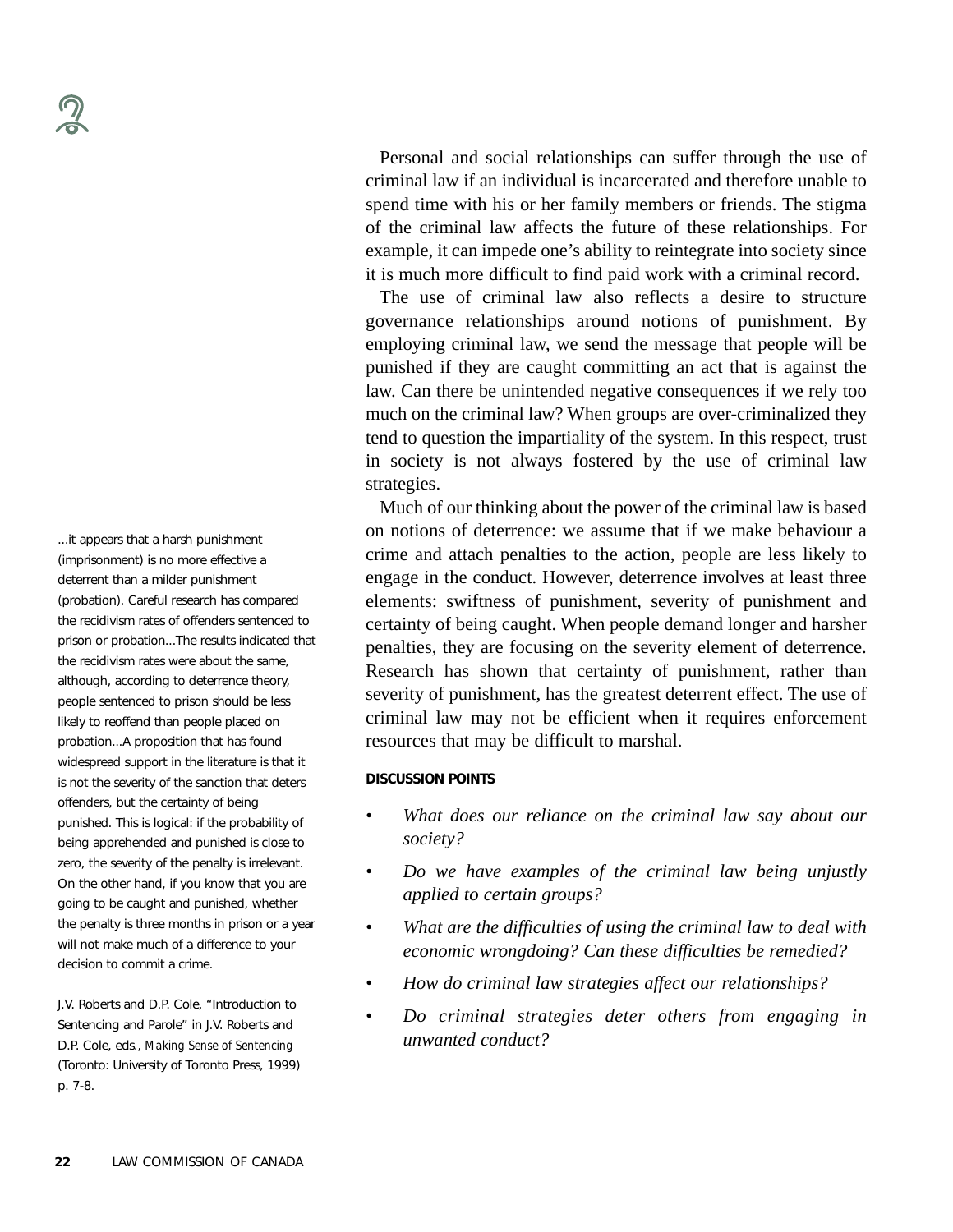Personal and social relationships can suffer through the use of criminal law if an individual is incarcerated and therefore unable to spend time with his or her family members or friends. The stigma of the criminal law affects the future of these relationships. For example, it can impede one's ability to reintegrate into society since it is much more difficult to find paid work with a criminal record.

The use of criminal law also reflects a desire to structure governance relationships around notions of punishment. By employing criminal law, we send the message that people will be punished if they are caught committing an act that is against the law. Can there be unintended negative consequences if we rely too much on the criminal law? When groups are over-criminalized they tend to question the impartiality of the system. In this respect, trust in society is not always fostered by the use of criminal law strategies.

Much of our thinking about the power of the criminal law is based on notions of deterrence: we assume that if we make behaviour a crime and attach penalties to the action, people are less likely to engage in the conduct. However, deterrence involves at least three elements: swiftness of punishment, severity of punishment and certainty of being caught. When people demand longer and harsher penalties, they are focusing on the severity element of deterrence. Research has shown that certainty of punishment, rather than severity of punishment, has the greatest deterrent effect. The use of criminal law may not be efficient when it requires enforcement resources that may be difficult to marshal.

> ...it appears that a harsh punishment (imprisonment) is no more effective a deterrent than a milder punishment (probation). Careful research has compared the recidivism rates of offenders sentenced to prison or probation...The results indicated that the recidivism rates were about the same, although, according to deterrence theory, people sentenced to prison should be less likely to reoffend than people placed on probation...A proposition that has found widespread support in the literature is that it is not the severity of the sanction that deters offenders, but the certainty of being punished. This is logical: if the probability of being apprehended and punished is close to zero, the severity of the penalty is irrelevant. On the other hand, if you know that you are going to be caught and punished, whether the penalty is three months in prison or a year will not make much of a difference to your decision to commit a crime.
>
> J.V. Roberts and D.P. Cole, "Introduction to Sentencing and Parole" in J.V. Roberts and D.P. Cole, eds., *Making Sense of Sentencing* (Toronto: University of Toronto Press, 1999) p. 7-8.

**DISCUSSION POINTS**

- *What does our reliance on the criminal law say about our society?*
- *Do we have examples of the criminal law being unjustly applied to certain groups?*
- *What are the difficulties of using the criminal law to deal with economic wrongdoing? Can these difficulties be remedied?*
- *How do criminal law strategies affect our relationships?*
- *Do criminal strategies deter others from engaging in unwanted conduct?*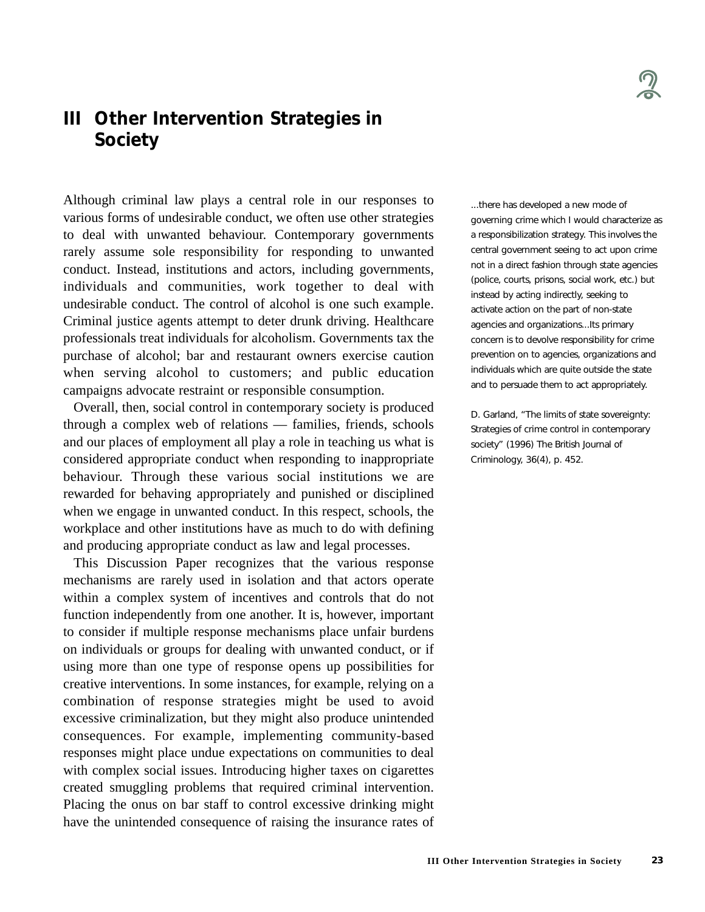# III Other Intervention Strategies in Society

Although criminal law plays a central role in our responses to various forms of undesirable conduct, we often use other strategies to deal with unwanted behaviour. Contemporary governments rarely assume sole responsibility for responding to unwanted conduct. Instead, institutions and actors, including governments, individuals and communities, work together to deal with undesirable conduct. The control of alcohol is one such example. Criminal justice agents attempt to deter drunk driving. Healthcare professionals treat individuals for alcoholism. Governments tax the purchase of alcohol; bar and restaurant owners exercise caution when serving alcohol to customers; and public education campaigns advocate restraint or responsible consumption.

Overall, then, social control in contemporary society is produced through a complex web of relations — families, friends, schools and our places of employment all play a role in teaching us what is considered appropriate conduct when responding to inappropriate behaviour. Through these various social institutions we are rewarded for behaving appropriately and punished or disciplined when we engage in unwanted conduct. In this respect, schools, the workplace and other institutions have as much to do with defining and producing appropriate conduct as law and legal processes.

This Discussion Paper recognizes that the various response mechanisms are rarely used in isolation and that actors operate within a complex system of incentives and controls that do not function independently from one another. It is, however, important to consider if multiple response mechanisms place unfair burdens on individuals or groups for dealing with unwanted conduct, or if using more than one type of response opens up possibilities for creative interventions. In some instances, for example, relying on a combination of response strategies might be used to avoid excessive criminalization, but they might also produce unintended consequences. For example, implementing community-based responses might place undue expectations on communities to deal with complex social issues. Introducing higher taxes on cigarettes created smuggling problems that required criminal intervention. Placing the onus on bar staff to control excessive drinking might have the unintended consequence of raising the insurance rates of

> ...there has developed a new mode of governing crime which I would characterize as a responsibilization strategy. This involves the central government seeing to act upon crime not in a direct fashion through state agencies (police, courts, prisons, social work, etc.) but instead by acting indirectly, seeking to activate action on the part of non-state agencies and organizations...Its primary concern is to devolve responsibility for crime prevention on to agencies, organizations and individuals which are quite outside the state and to persuade them to act appropriately.
>
> D. Garland, "The limits of state sovereignty: Strategies of crime control in contemporary society" (1996) The British Journal of Criminology, 36(4), p. 452.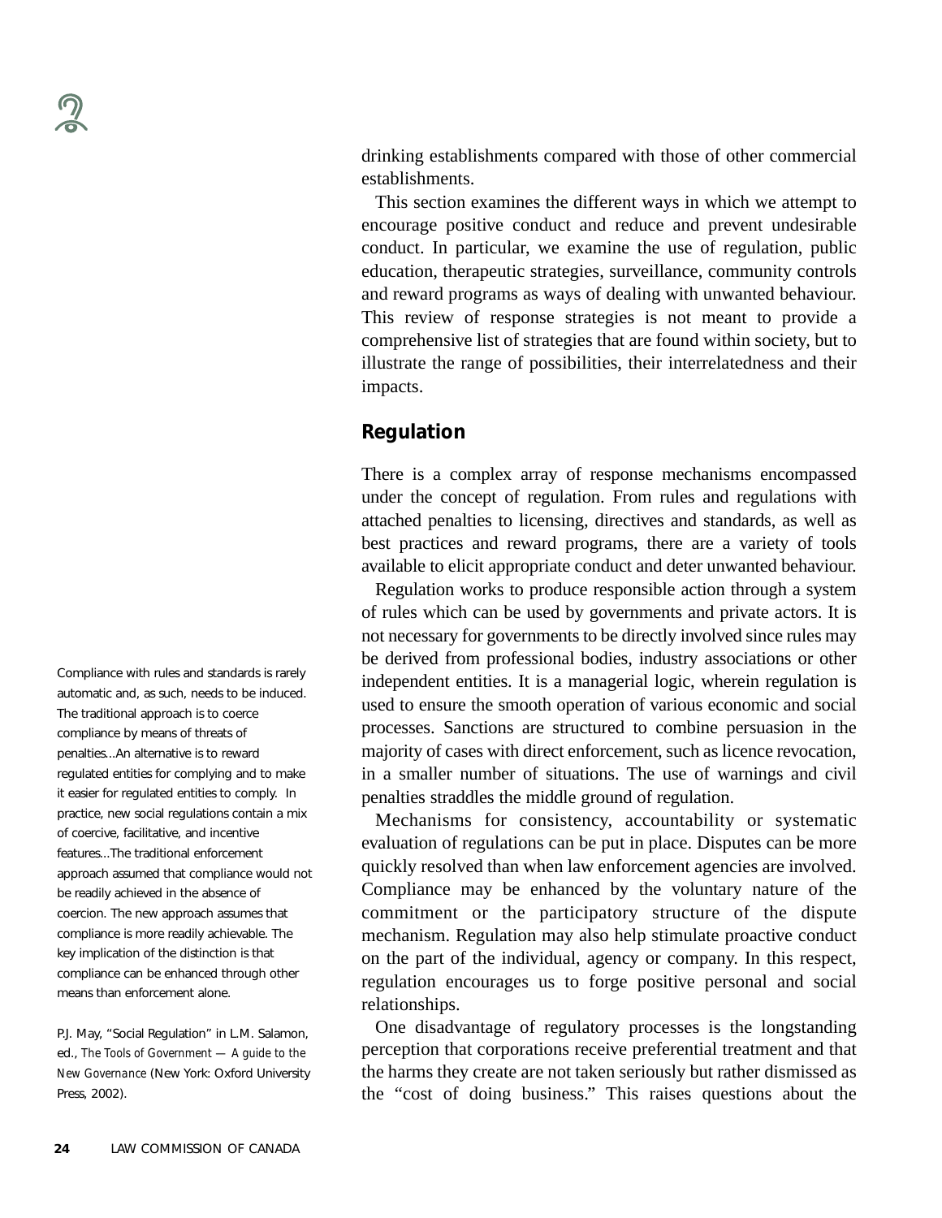drinking establishments compared with those of other commercial establishments.

This section examines the different ways in which we attempt to encourage positive conduct and reduce and prevent undesirable conduct. In particular, we examine the use of regulation, public education, therapeutic strategies, surveillance, community controls and reward programs as ways of dealing with unwanted behaviour. This review of response strategies is not meant to provide a comprehensive list of strategies that are found within society, but to illustrate the range of possibilities, their interrelatedness and their impacts.

## Regulation

There is a complex array of response mechanisms encompassed under the concept of regulation. From rules and regulations with attached penalties to licensing, directives and standards, as well as best practices and reward programs, there are a variety of tools available to elicit appropriate conduct and deter unwanted behaviour.

Regulation works to produce responsible action through a system of rules which can be used by governments and private actors. It is not necessary for governments to be directly involved since rules may be derived from professional bodies, industry associations or other independent entities. It is a managerial logic, wherein regulation is used to ensure the smooth operation of various economic and social processes. Sanctions are structured to combine persuasion in the majority of cases with direct enforcement, such as licence revocation, in a smaller number of situations. The use of warnings and civil penalties straddles the middle ground of regulation.

Mechanisms for consistency, accountability or systematic evaluation of regulations can be put in place. Disputes can be more quickly resolved than when law enforcement agencies are involved. Compliance may be enhanced by the voluntary nature of the commitment or the participatory structure of the dispute mechanism. Regulation may also help stimulate proactive conduct on the part of the individual, agency or company. In this respect, regulation encourages us to forge positive personal and social relationships.

One disadvantage of regulatory processes is the longstanding perception that corporations receive preferential treatment and that the harms they create are not taken seriously but rather dismissed as the "cost of doing business." This raises questions about the

> Compliance with rules and standards is rarely automatic and, as such, needs to be induced. The traditional approach is to coerce compliance by means of threats of penalties...An alternative is to reward regulated entities for complying and to make it easier for regulated entities to comply. In practice, new social regulations contain a mix of coercive, facilitative, and incentive features...The traditional enforcement approach assumed that compliance would not be readily achieved in the absence of coercion. The new approach assumes that compliance is more readily achievable. The key implication of the distinction is that compliance can be enhanced through other means than enforcement alone.
>
> P.J. May, "Social Regulation" in L.M. Salamon, ed., *The Tools of Government — A guide to the New Governance* (New York: Oxford University Press, 2002).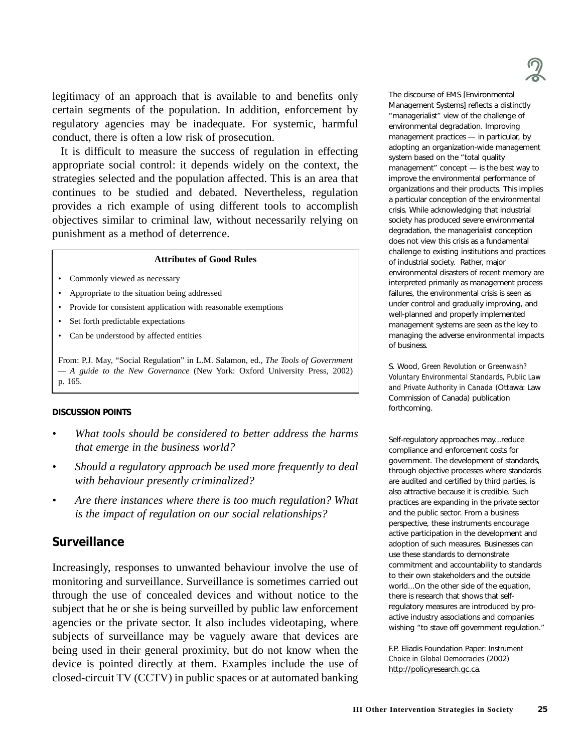legitimacy of an approach that is available to and benefits only certain segments of the population. In addition, enforcement by regulatory agencies may be inadequate. For systemic, harmful conduct, there is often a low risk of prosecution.

It is difficult to measure the success of regulation in effecting appropriate social control: it depends widely on the context, the strategies selected and the population affected. This is an area that continues to be studied and debated. Nevertheless, regulation provides a rich example of using different tools to accomplish objectives similar to criminal law, without necessarily relying on punishment as a method of deterrence.

**Attributes of Good Rules**

- Commonly viewed as necessary
- Appropriate to the situation being addressed
- Provide for consistent application with reasonable exemptions
- Set forth predictable expectations
- Can be understood by affected entities

From: P.J. May, "Social Regulation" in L.M. Salamon, ed., *The Tools of Government — A guide to the New Governance* (New York: Oxford University Press, 2002) p. 165.

**DISCUSSION POINTS**

- *What tools should be considered to better address the harms that emerge in the business world?*
- *Should a regulatory approach be used more frequently to deal with behaviour presently criminalized?*
- *Are there instances where there is too much regulation? What is the impact of regulation on our social relationships?*

## Surveillance

Increasingly, responses to unwanted behaviour involve the use of monitoring and surveillance. Surveillance is sometimes carried out through the use of concealed devices and without notice to the subject that he or she is being surveilled by public law enforcement agencies or the private sector. It also includes videotaping, where subjects of surveillance may be vaguely aware that devices are being used in their general proximity, but do not know when the device is pointed directly at them. Examples include the use of closed-circuit TV (CCTV) in public spaces or at automated banking

The discourse of EMS [Environmental Management Systems] reflects a distinctly "managerialist" view of the challenge of environmental degradation. Improving management practices — in particular, by adopting an organization-wide management system based on the "total quality management" concept — is the best way to improve the environmental performance of organizations and their products. This implies a particular conception of the environmental crisis. While acknowledging that industrial society has produced severe environmental degradation, the managerialist conception does not view this crisis as a fundamental challenge to existing institutions and practices of industrial society. Rather, major environmental disasters of recent memory are interpreted primarily as management process failures, the environmental crisis is seen as under control and gradually improving, and well-planned and properly implemented management systems are seen as the key to managing the adverse environmental impacts of business.

S. Wood, *Green Revolution or Greenwash? Voluntary Environmental Standards, Public Law and Private Authority in Canada* (Ottawa: Law Commission of Canada) publication forthcoming.

Self-regulatory approaches may...reduce compliance and enforcement costs for government. The development of standards, through objective processes where standards are audited and certified by third parties, is also attractive because it is credible. Such practices are expanding in the private sector and the public sector. From a business perspective, these instruments encourage active participation in the development and adoption of such measures. Businesses can use these standards to demonstrate commitment and accountability to standards to their own stakeholders and the outside world...On the other side of the equation, there is research that shows that self-regulatory measures are introduced by pro-active industry associations and companies wishing "to stave off government regulation."

F.P. Eliadis Foundation Paper: *Instrument Choice in Global Democracies* (2002) http://policyresearch.gc.ca.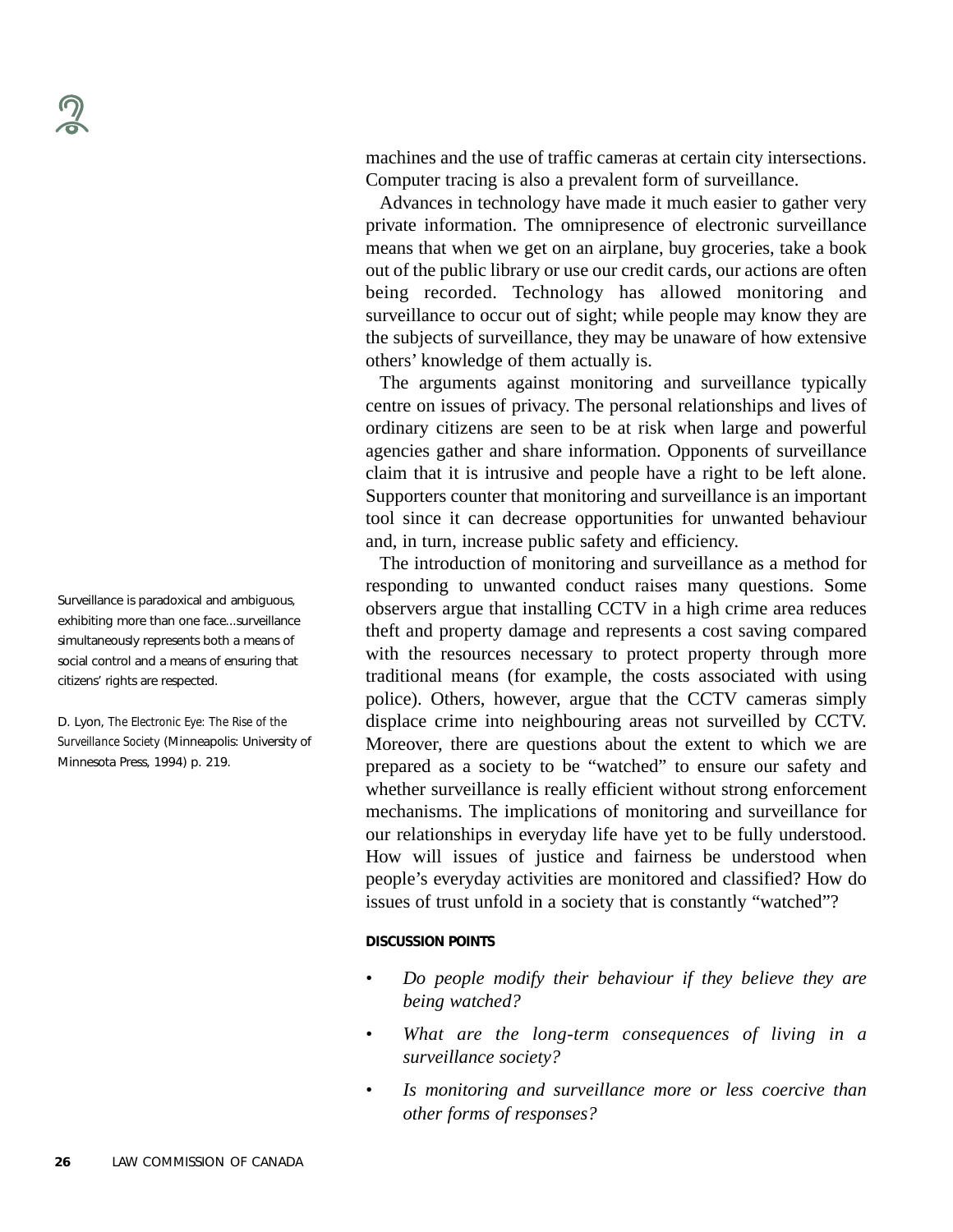machines and the use of traffic cameras at certain city intersections. Computer tracing is also a prevalent form of surveillance.

Advances in technology have made it much easier to gather very private information. The omnipresence of electronic surveillance means that when we get on an airplane, buy groceries, take a book out of the public library or use our credit cards, our actions are often being recorded. Technology has allowed monitoring and surveillance to occur out of sight; while people may know they are the subjects of surveillance, they may be unaware of how extensive others' knowledge of them actually is.

The arguments against monitoring and surveillance typically centre on issues of privacy. The personal relationships and lives of ordinary citizens are seen to be at risk when large and powerful agencies gather and share information. Opponents of surveillance claim that it is intrusive and people have a right to be left alone. Supporters counter that monitoring and surveillance is an important tool since it can decrease opportunities for unwanted behaviour and, in turn, increase public safety and efficiency.

Surveillance is paradoxical and ambiguous, exhibiting more than one face...surveillance simultaneously represents both a means of social control and a means of ensuring that citizens' rights are respected.

D. Lyon, *The Electronic Eye: The Rise of the Surveillance Society* (Minneapolis: University of Minnesota Press, 1994) p. 219.

The introduction of monitoring and surveillance as a method for responding to unwanted conduct raises many questions. Some observers argue that installing CCTV in a high crime area reduces theft and property damage and represents a cost saving compared with the resources necessary to protect property through more traditional means (for example, the costs associated with using police). Others, however, argue that the CCTV cameras simply displace crime into neighbouring areas not surveilled by CCTV. Moreover, there are questions about the extent to which we are prepared as a society to be "watched" to ensure our safety and whether surveillance is really efficient without strong enforcement mechanisms. The implications of monitoring and surveillance for our relationships in everyday life have yet to be fully understood. How will issues of justice and fairness be understood when people's everyday activities are monitored and classified? How do issues of trust unfold in a society that is constantly "watched"?

#### DISCUSSION POINTS

- *Do people modify their behaviour if they believe they are being watched?*
- *What are the long-term consequences of living in a surveillance society?*
- *Is monitoring and surveillance more or less coercive than other forms of responses?*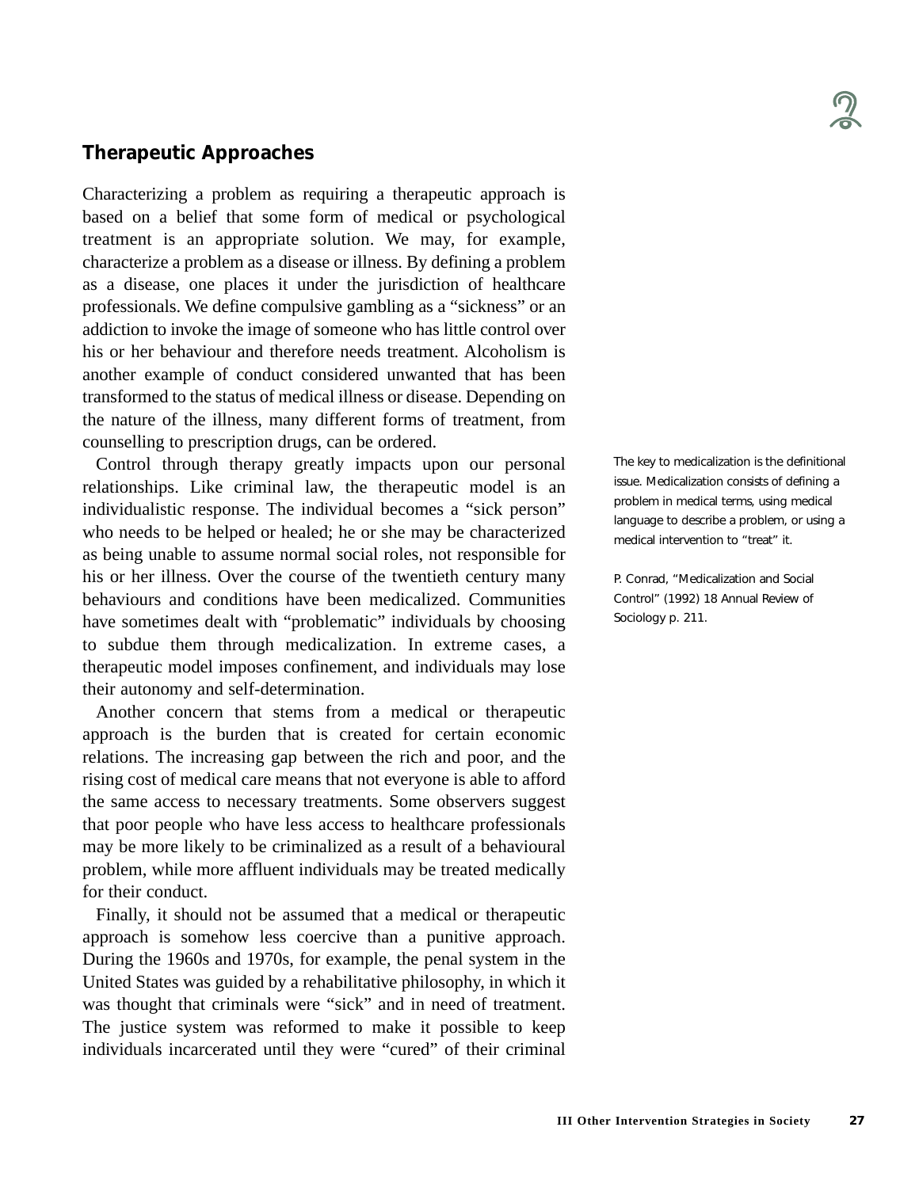## Therapeutic Approaches

Characterizing a problem as requiring a therapeutic approach is based on a belief that some form of medical or psychological treatment is an appropriate solution. We may, for example, characterize a problem as a disease or illness. By defining a problem as a disease, one places it under the jurisdiction of healthcare professionals. We define compulsive gambling as a "sickness" or an addiction to invoke the image of someone who has little control over his or her behaviour and therefore needs treatment. Alcoholism is another example of conduct considered unwanted that has been transformed to the status of medical illness or disease. Depending on the nature of the illness, many different forms of treatment, from counselling to prescription drugs, can be ordered.

Control through therapy greatly impacts upon our personal relationships. Like criminal law, the therapeutic model is an individualistic response. The individual becomes a "sick person" who needs to be helped or healed; he or she may be characterized as being unable to assume normal social roles, not responsible for his or her illness. Over the course of the twentieth century many behaviours and conditions have been medicalized. Communities have sometimes dealt with "problematic" individuals by choosing to subdue them through medicalization. In extreme cases, a therapeutic model imposes confinement, and individuals may lose their autonomy and self-determination.

> The key to medicalization is the definitional issue. Medicalization consists of defining a problem in medical terms, using medical language to describe a problem, or using a medical intervention to "treat" it.
>
> P. Conrad, "Medicalization and Social Control" (1992) 18 Annual Review of Sociology p. 211.

Another concern that stems from a medical or therapeutic approach is the burden that is created for certain economic relations. The increasing gap between the rich and poor, and the rising cost of medical care means that not everyone is able to afford the same access to necessary treatments. Some observers suggest that poor people who have less access to healthcare professionals may be more likely to be criminalized as a result of a behavioural problem, while more affluent individuals may be treated medically for their conduct.

Finally, it should not be assumed that a medical or therapeutic approach is somehow less coercive than a punitive approach. During the 1960s and 1970s, for example, the penal system in the United States was guided by a rehabilitative philosophy, in which it was thought that criminals were "sick" and in need of treatment. The justice system was reformed to make it possible to keep individuals incarcerated until they were "cured" of their criminal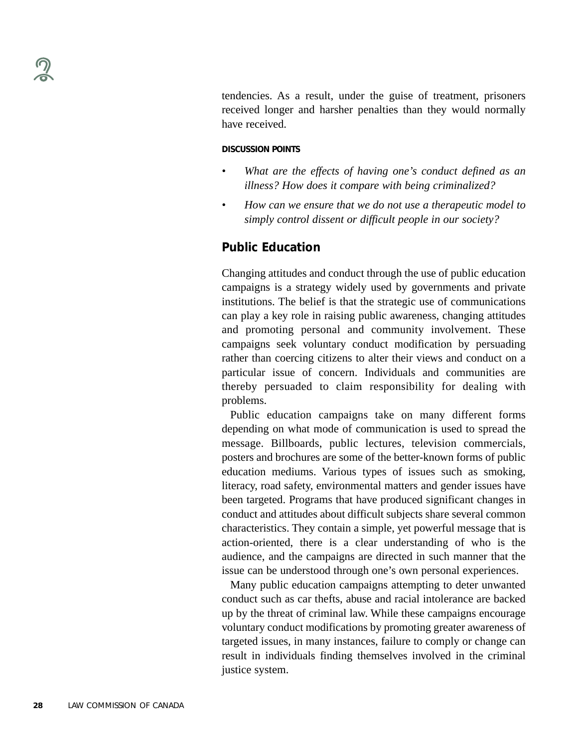tendencies. As a result, under the guise of treatment, prisoners received longer and harsher penalties than they would normally have received.

**DISCUSSION POINTS**

- *What are the effects of having one's conduct defined as an illness? How does it compare with being criminalized?*
- *How can we ensure that we do not use a therapeutic model to simply control dissent or difficult people in our society?*

## Public Education

Changing attitudes and conduct through the use of public education campaigns is a strategy widely used by governments and private institutions. The belief is that the strategic use of communications can play a key role in raising public awareness, changing attitudes and promoting personal and community involvement. These campaigns seek voluntary conduct modification by persuading rather than coercing citizens to alter their views and conduct on a particular issue of concern. Individuals and communities are thereby persuaded to claim responsibility for dealing with problems.

Public education campaigns take on many different forms depending on what mode of communication is used to spread the message. Billboards, public lectures, television commercials, posters and brochures are some of the better-known forms of public education mediums. Various types of issues such as smoking, literacy, road safety, environmental matters and gender issues have been targeted. Programs that have produced significant changes in conduct and attitudes about difficult subjects share several common characteristics. They contain a simple, yet powerful message that is action-oriented, there is a clear understanding of who is the audience, and the campaigns are directed in such manner that the issue can be understood through one's own personal experiences.

Many public education campaigns attempting to deter unwanted conduct such as car thefts, abuse and racial intolerance are backed up by the threat of criminal law. While these campaigns encourage voluntary conduct modifications by promoting greater awareness of targeted issues, in many instances, failure to comply or change can result in individuals finding themselves involved in the criminal justice system.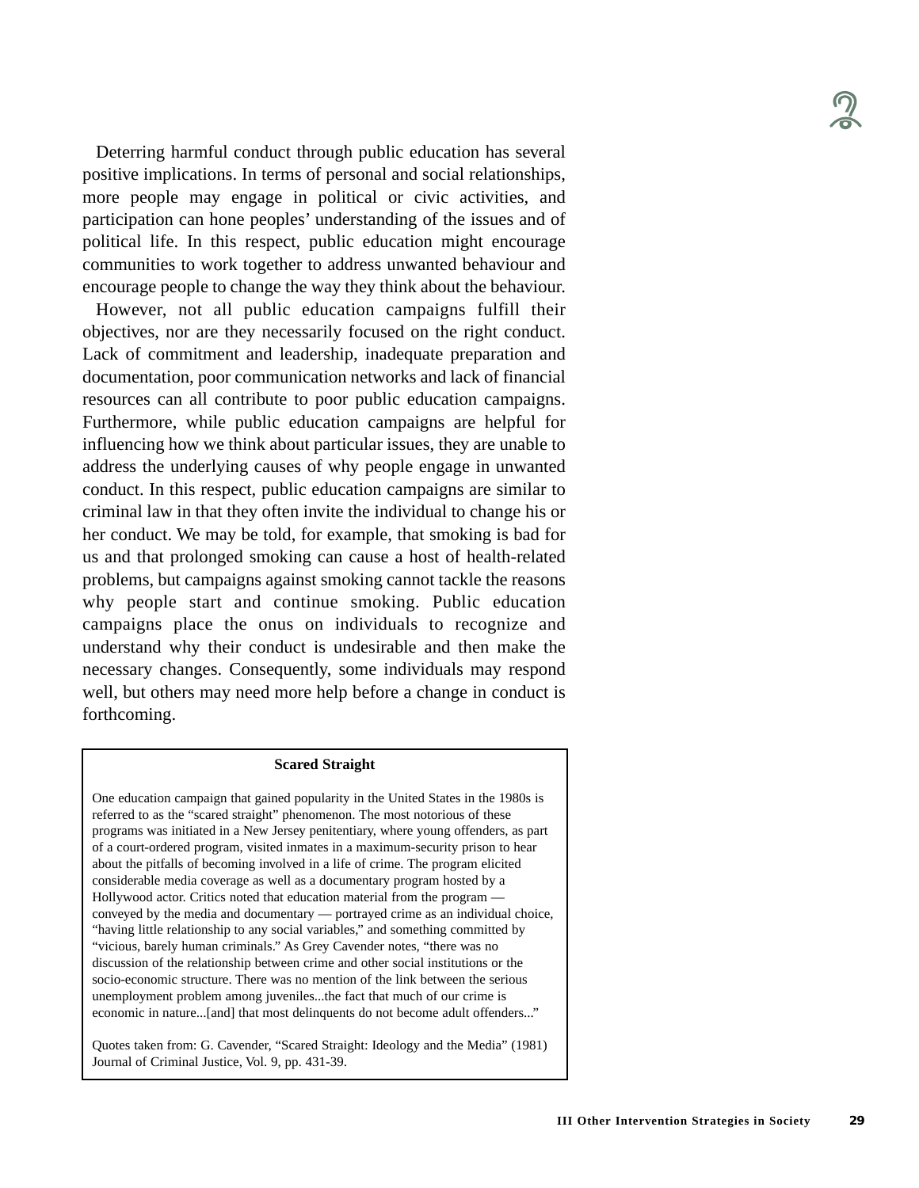Deterring harmful conduct through public education has several positive implications. In terms of personal and social relationships, more people may engage in political or civic activities, and participation can hone peoples' understanding of the issues and of political life. In this respect, public education might encourage communities to work together to address unwanted behaviour and encourage people to change the way they think about the behaviour.

However, not all public education campaigns fulfill their objectives, nor are they necessarily focused on the right conduct. Lack of commitment and leadership, inadequate preparation and documentation, poor communication networks and lack of financial resources can all contribute to poor public education campaigns. Furthermore, while public education campaigns are helpful for influencing how we think about particular issues, they are unable to address the underlying causes of why people engage in unwanted conduct. In this respect, public education campaigns are similar to criminal law in that they often invite the individual to change his or her conduct. We may be told, for example, that smoking is bad for us and that prolonged smoking can cause a host of health-related problems, but campaigns against smoking cannot tackle the reasons why people start and continue smoking. Public education campaigns place the onus on individuals to recognize and understand why their conduct is undesirable and then make the necessary changes. Consequently, some individuals may respond well, but others may need more help before a change in conduct is forthcoming.

**Scared Straight**

One education campaign that gained popularity in the United States in the 1980s is referred to as the "scared straight" phenomenon. The most notorious of these programs was initiated in a New Jersey penitentiary, where young offenders, as part of a court-ordered program, visited inmates in a maximum-security prison to hear about the pitfalls of becoming involved in a life of crime. The program elicited considerable media coverage as well as a documentary program hosted by a Hollywood actor. Critics noted that education material from the program — conveyed by the media and documentary — portrayed crime as an individual choice, "having little relationship to any social variables," and something committed by "vicious, barely human criminals." As Grey Cavender notes, "there was no discussion of the relationship between crime and other social institutions or the socio-economic structure. There was no mention of the link between the serious unemployment problem among juveniles...the fact that much of our crime is economic in nature...[and] that most delinquents do not become adult offenders..."

Quotes taken from: G. Cavender, "Scared Straight: Ideology and the Media" (1981) Journal of Criminal Justice, Vol. 9, pp. 431-39.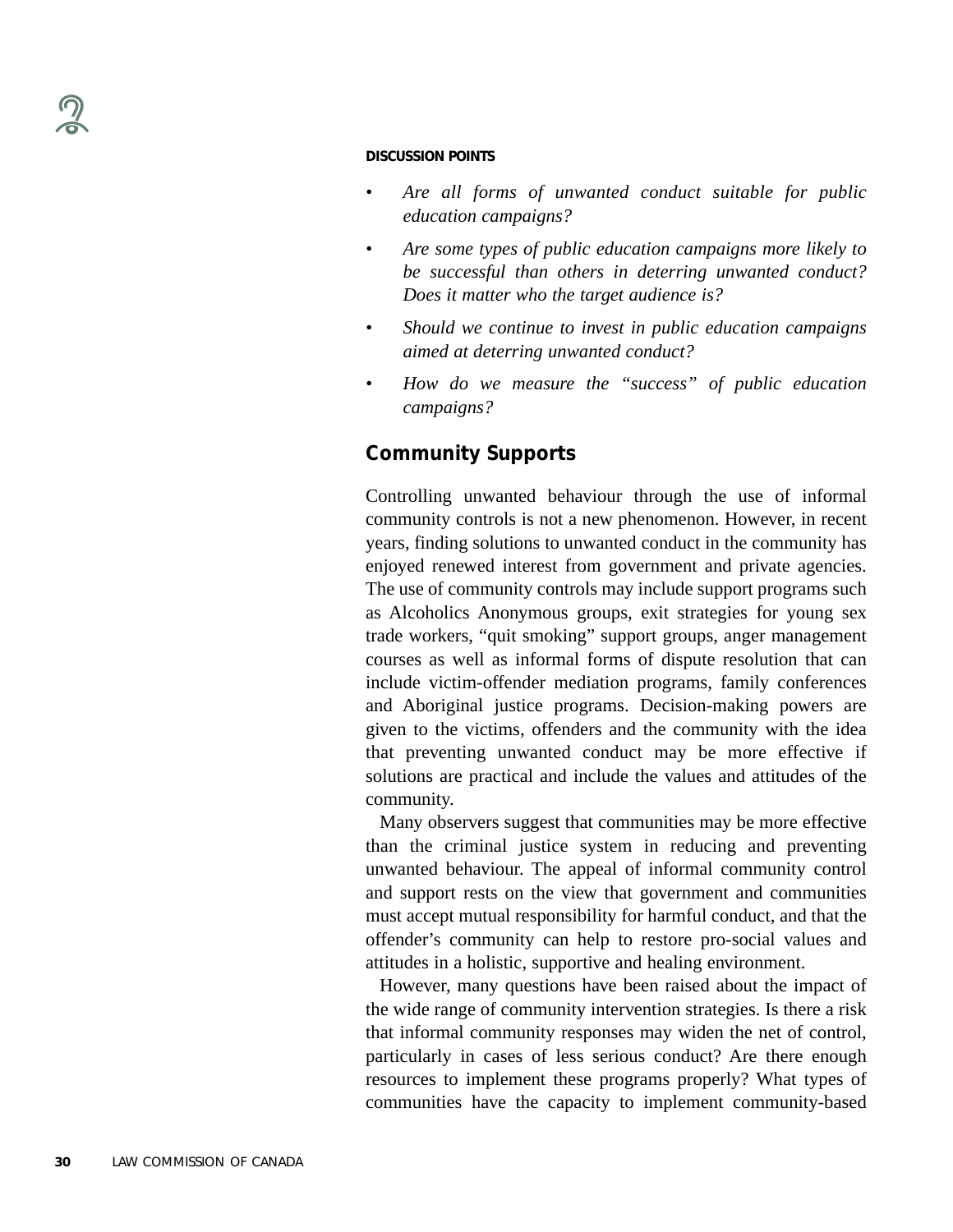**DISCUSSION POINTS**

- *Are all forms of unwanted conduct suitable for public education campaigns?*
- *Are some types of public education campaigns more likely to be successful than others in deterring unwanted conduct? Does it matter who the target audience is?*
- *Should we continue to invest in public education campaigns aimed at deterring unwanted conduct?*
- *How do we measure the "success" of public education campaigns?*

## Community Supports

Controlling unwanted behaviour through the use of informal community controls is not a new phenomenon. However, in recent years, finding solutions to unwanted conduct in the community has enjoyed renewed interest from government and private agencies. The use of community controls may include support programs such as Alcoholics Anonymous groups, exit strategies for young sex trade workers, "quit smoking" support groups, anger management courses as well as informal forms of dispute resolution that can include victim-offender mediation programs, family conferences and Aboriginal justice programs. Decision-making powers are given to the victims, offenders and the community with the idea that preventing unwanted conduct may be more effective if solutions are practical and include the values and attitudes of the community.

Many observers suggest that communities may be more effective than the criminal justice system in reducing and preventing unwanted behaviour. The appeal of informal community control and support rests on the view that government and communities must accept mutual responsibility for harmful conduct, and that the offender's community can help to restore pro-social values and attitudes in a holistic, supportive and healing environment.

However, many questions have been raised about the impact of the wide range of community intervention strategies. Is there a risk that informal community responses may widen the net of control, particularly in cases of less serious conduct? Are there enough resources to implement these programs properly? What types of communities have the capacity to implement community-based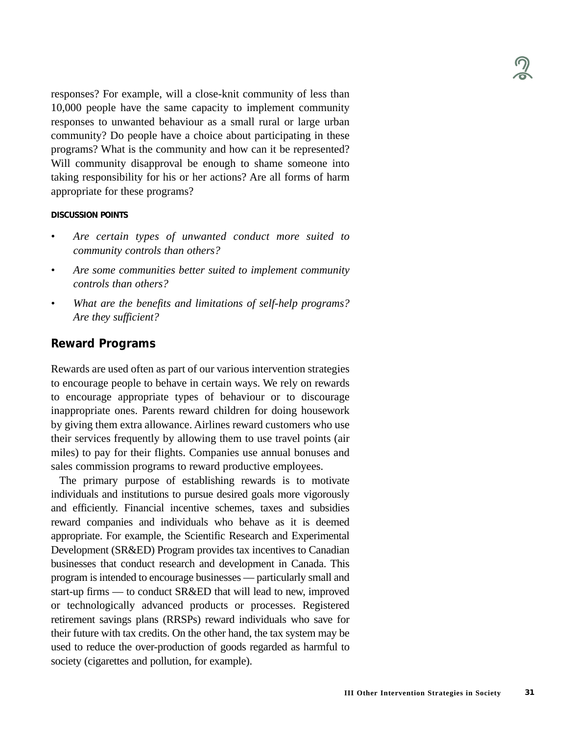responses? For example, will a close-knit community of less than 10,000 people have the same capacity to implement community responses to unwanted behaviour as a small rural or large urban community? Do people have a choice about participating in these programs? What is the community and how can it be represented? Will community disapproval be enough to shame someone into taking responsibility for his or her actions? Are all forms of harm appropriate for these programs?

**DISCUSSION POINTS**

- *Are certain types of unwanted conduct more suited to community controls than others?*
- *Are some communities better suited to implement community controls than others?*
- *What are the benefits and limitations of self-help programs? Are they sufficient?*

## Reward Programs

Rewards are used often as part of our various intervention strategies to encourage people to behave in certain ways. We rely on rewards to encourage appropriate types of behaviour or to discourage inappropriate ones. Parents reward children for doing housework by giving them extra allowance. Airlines reward customers who use their services frequently by allowing them to use travel points (air miles) to pay for their flights. Companies use annual bonuses and sales commission programs to reward productive employees.

The primary purpose of establishing rewards is to motivate individuals and institutions to pursue desired goals more vigorously and efficiently. Financial incentive schemes, taxes and subsidies reward companies and individuals who behave as it is deemed appropriate. For example, the Scientific Research and Experimental Development (SR&ED) Program provides tax incentives to Canadian businesses that conduct research and development in Canada. This program is intended to encourage businesses — particularly small and start-up firms — to conduct SR&ED that will lead to new, improved or technologically advanced products or processes. Registered retirement savings plans (RRSPs) reward individuals who save for their future with tax credits. On the other hand, the tax system may be used to reduce the over-production of goods regarded as harmful to society (cigarettes and pollution, for example).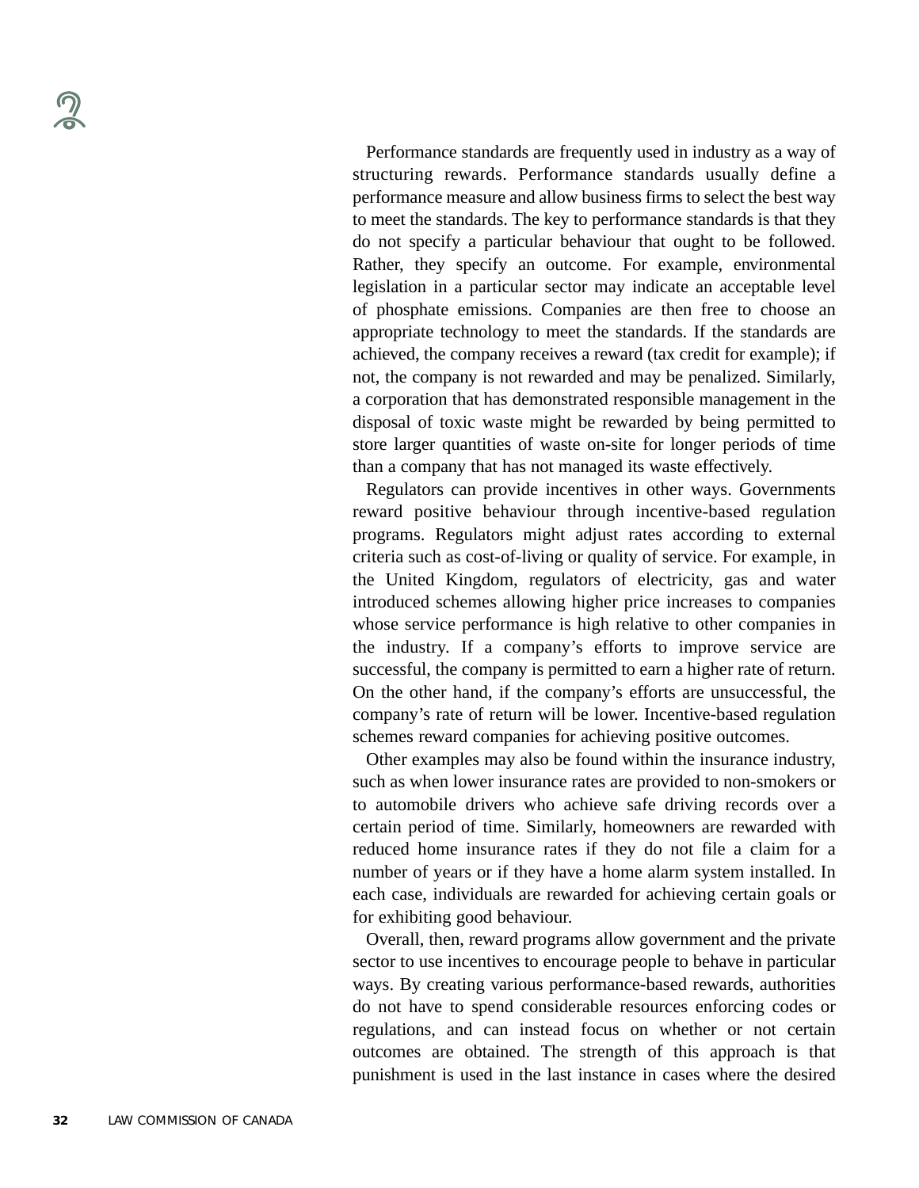Performance standards are frequently used in industry as a way of structuring rewards. Performance standards usually define a performance measure and allow business firms to select the best way to meet the standards. The key to performance standards is that they do not specify a particular behaviour that ought to be followed. Rather, they specify an outcome. For example, environmental legislation in a particular sector may indicate an acceptable level of phosphate emissions. Companies are then free to choose an appropriate technology to meet the standards. If the standards are achieved, the company receives a reward (tax credit for example); if not, the company is not rewarded and may be penalized. Similarly, a corporation that has demonstrated responsible management in the disposal of toxic waste might be rewarded by being permitted to store larger quantities of waste on-site for longer periods of time than a company that has not managed its waste effectively.

Regulators can provide incentives in other ways. Governments reward positive behaviour through incentive-based regulation programs. Regulators might adjust rates according to external criteria such as cost-of-living or quality of service. For example, in the United Kingdom, regulators of electricity, gas and water introduced schemes allowing higher price increases to companies whose service performance is high relative to other companies in the industry. If a company's efforts to improve service are successful, the company is permitted to earn a higher rate of return. On the other hand, if the company's efforts are unsuccessful, the company's rate of return will be lower. Incentive-based regulation schemes reward companies for achieving positive outcomes.

Other examples may also be found within the insurance industry, such as when lower insurance rates are provided to non-smokers or to automobile drivers who achieve safe driving records over a certain period of time. Similarly, homeowners are rewarded with reduced home insurance rates if they do not file a claim for a number of years or if they have a home alarm system installed. In each case, individuals are rewarded for achieving certain goals or for exhibiting good behaviour.

Overall, then, reward programs allow government and the private sector to use incentives to encourage people to behave in particular ways. By creating various performance-based rewards, authorities do not have to spend considerable resources enforcing codes or regulations, and can instead focus on whether or not certain outcomes are obtained. The strength of this approach is that punishment is used in the last instance in cases where the desired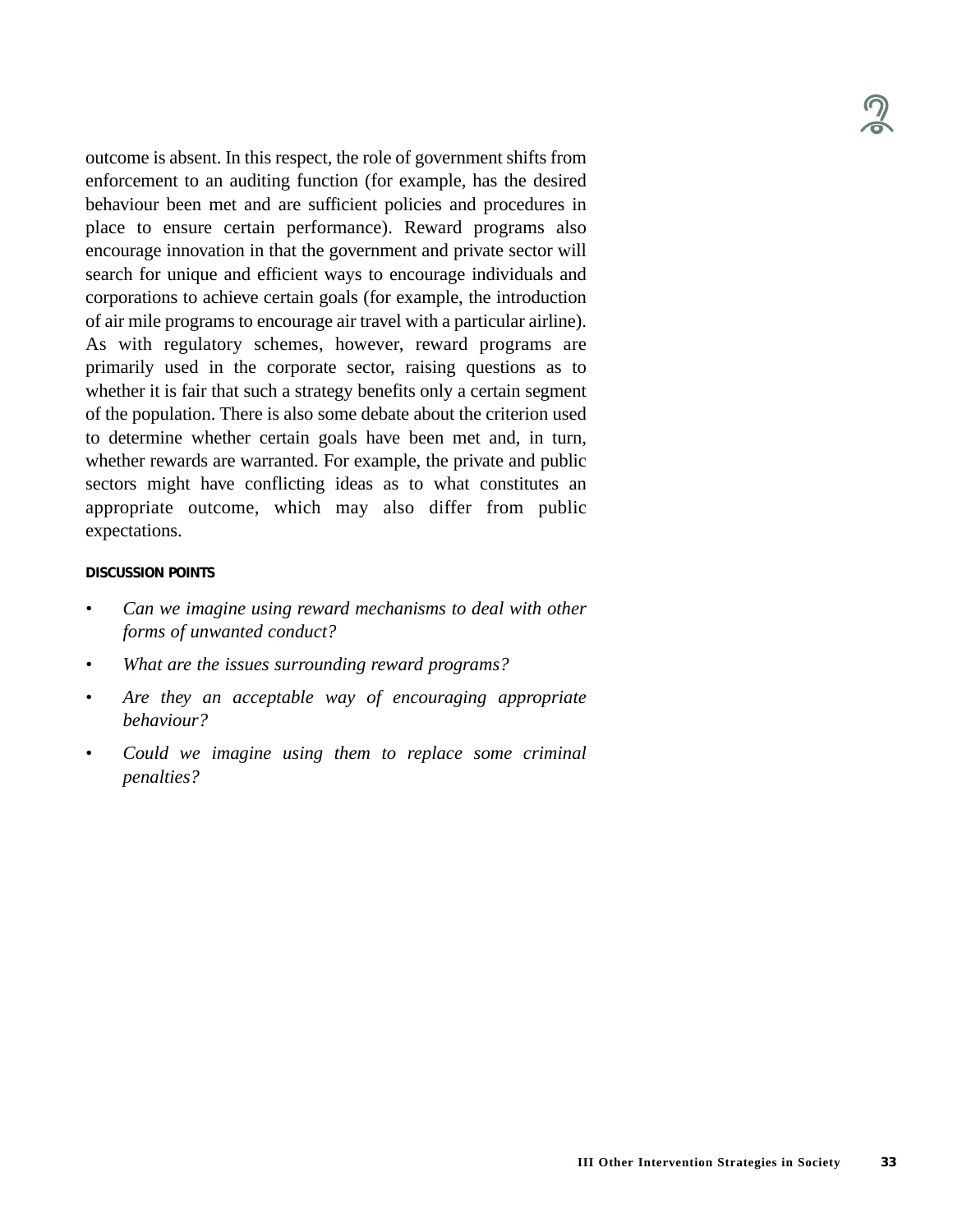outcome is absent. In this respect, the role of government shifts from enforcement to an auditing function (for example, has the desired behaviour been met and are sufficient policies and procedures in place to ensure certain performance). Reward programs also encourage innovation in that the government and private sector will search for unique and efficient ways to encourage individuals and corporations to achieve certain goals (for example, the introduction of air mile programs to encourage air travel with a particular airline). As with regulatory schemes, however, reward programs are primarily used in the corporate sector, raising questions as to whether it is fair that such a strategy benefits only a certain segment of the population. There is also some debate about the criterion used to determine whether certain goals have been met and, in turn, whether rewards are warranted. For example, the private and public sectors might have conflicting ideas as to what constitutes an appropriate outcome, which may also differ from public expectations.

#### DISCUSSION POINTS

- *Can we imagine using reward mechanisms to deal with other forms of unwanted conduct?*
- *What are the issues surrounding reward programs?*
- *Are they an acceptable way of encouraging appropriate behaviour?*
- *Could we imagine using them to replace some criminal penalties?*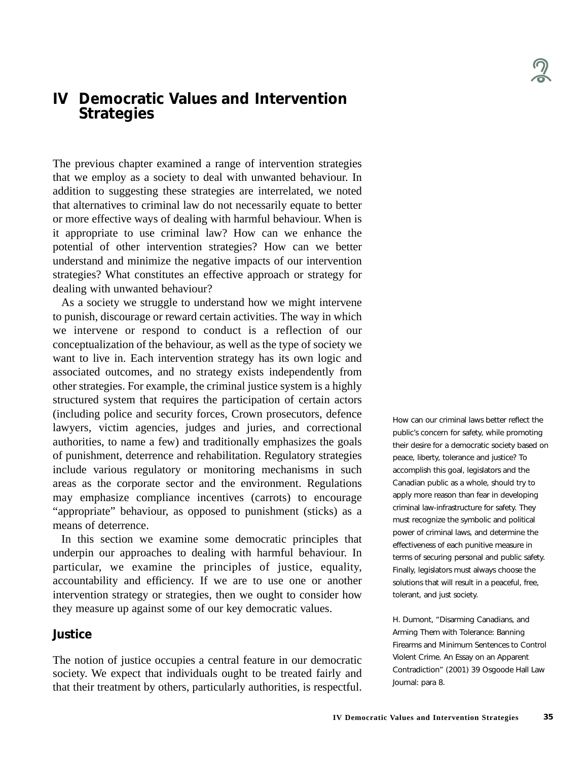# IV Democratic Values and Intervention Strategies

The previous chapter examined a range of intervention strategies that we employ as a society to deal with unwanted behaviour. In addition to suggesting these strategies are interrelated, we noted that alternatives to criminal law do not necessarily equate to better or more effective ways of dealing with harmful behaviour. When is it appropriate to use criminal law? How can we enhance the potential of other intervention strategies? How can we better understand and minimize the negative impacts of our intervention strategies? What constitutes an effective approach or strategy for dealing with unwanted behaviour?

As a society we struggle to understand how we might intervene to punish, discourage or reward certain activities. The way in which we intervene or respond to conduct is a reflection of our conceptualization of the behaviour, as well as the type of society we want to live in. Each intervention strategy has its own logic and associated outcomes, and no strategy exists independently from other strategies. For example, the criminal justice system is a highly structured system that requires the participation of certain actors (including police and security forces, Crown prosecutors, defence lawyers, victim agencies, judges and juries, and correctional authorities, to name a few) and traditionally emphasizes the goals of punishment, deterrence and rehabilitation. Regulatory strategies include various regulatory or monitoring mechanisms in such areas as the corporate sector and the environment. Regulations may emphasize compliance incentives (carrots) to encourage "appropriate" behaviour, as opposed to punishment (sticks) as a means of deterrence.

In this section we examine some democratic principles that underpin our approaches to dealing with harmful behaviour. In particular, we examine the principles of justice, equality, accountability and efficiency. If we are to use one or another intervention strategy or strategies, then we ought to consider how they measure up against some of our key democratic values.

> How can our criminal laws better reflect the public's concern for safety, while promoting their desire for a democratic society based on peace, liberty, tolerance and justice? To accomplish this goal, legislators and the Canadian public as a whole, should try to apply more reason than fear in developing criminal law-infrastructure for safety. They must recognize the symbolic and political power of criminal laws, and determine the effectiveness of each punitive measure in terms of securing personal and public safety. Finally, legislators must always choose the solutions that will result in a peaceful, free, tolerant, and just society.
>
> H. Dumont, "Disarming Canadians, and Arming Them with Tolerance: Banning Firearms and Minimum Sentences to Control Violent Crime. An Essay on an Apparent Contradiction" (2001) 39 Osgoode Hall Law Journal: para 8.

## Justice

The notion of justice occupies a central feature in our democratic society. We expect that individuals ought to be treated fairly and that their treatment by others, particularly authorities, is respectful.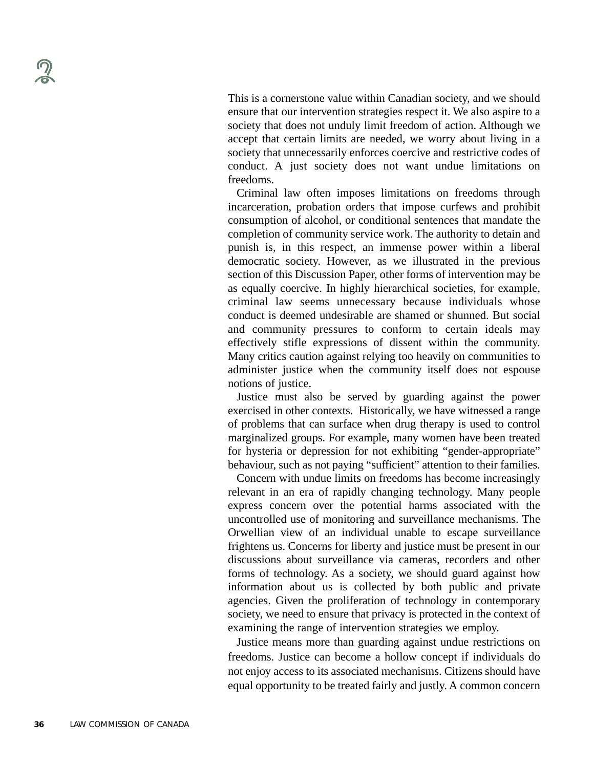This is a cornerstone value within Canadian society, and we should ensure that our intervention strategies respect it. We also aspire to a society that does not unduly limit freedom of action. Although we accept that certain limits are needed, we worry about living in a society that unnecessarily enforces coercive and restrictive codes of conduct. A just society does not want undue limitations on freedoms.

Criminal law often imposes limitations on freedoms through incarceration, probation orders that impose curfews and prohibit consumption of alcohol, or conditional sentences that mandate the completion of community service work. The authority to detain and punish is, in this respect, an immense power within a liberal democratic society. However, as we illustrated in the previous section of this Discussion Paper, other forms of intervention may be as equally coercive. In highly hierarchical societies, for example, criminal law seems unnecessary because individuals whose conduct is deemed undesirable are shamed or shunned. But social and community pressures to conform to certain ideals may effectively stifle expressions of dissent within the community. Many critics caution against relying too heavily on communities to administer justice when the community itself does not espouse notions of justice.

Justice must also be served by guarding against the power exercised in other contexts. Historically, we have witnessed a range of problems that can surface when drug therapy is used to control marginalized groups. For example, many women have been treated for hysteria or depression for not exhibiting "gender-appropriate" behaviour, such as not paying "sufficient" attention to their families.

Concern with undue limits on freedoms has become increasingly relevant in an era of rapidly changing technology. Many people express concern over the potential harms associated with the uncontrolled use of monitoring and surveillance mechanisms. The Orwellian view of an individual unable to escape surveillance frightens us. Concerns for liberty and justice must be present in our discussions about surveillance via cameras, recorders and other forms of technology. As a society, we should guard against how information about us is collected by both public and private agencies. Given the proliferation of technology in contemporary society, we need to ensure that privacy is protected in the context of examining the range of intervention strategies we employ.

Justice means more than guarding against undue restrictions on freedoms. Justice can become a hollow concept if individuals do not enjoy access to its associated mechanisms. Citizens should have equal opportunity to be treated fairly and justly. A common concern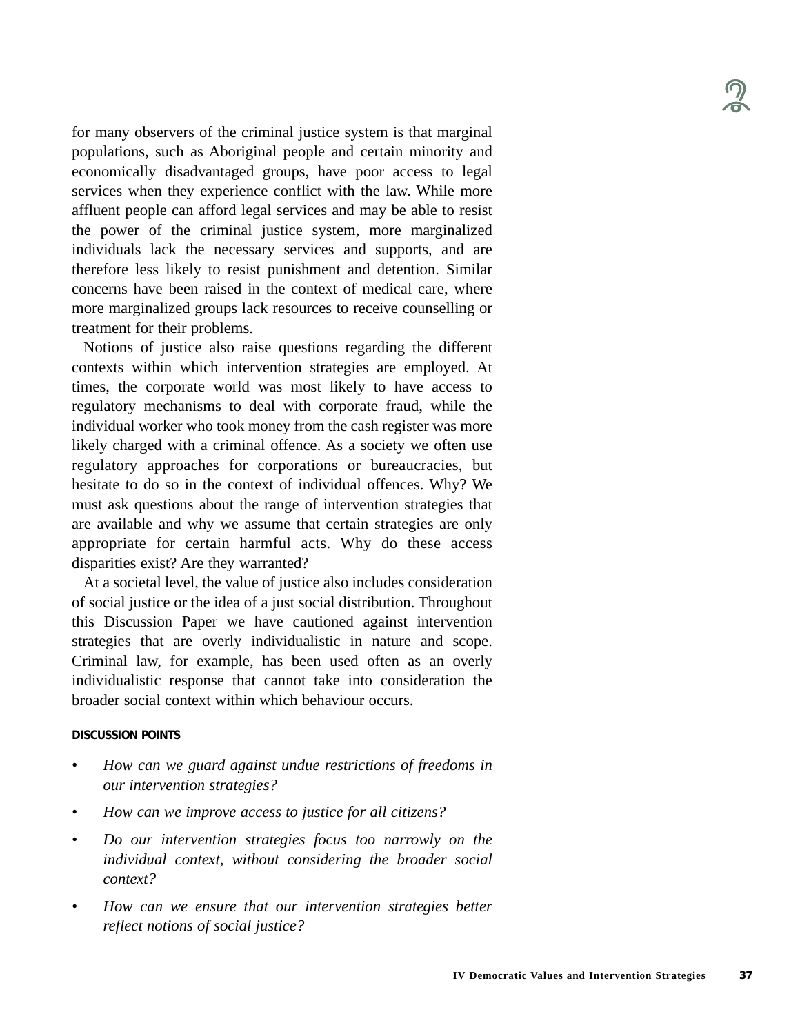for many observers of the criminal justice system is that marginal populations, such as Aboriginal people and certain minority and economically disadvantaged groups, have poor access to legal services when they experience conflict with the law. While more affluent people can afford legal services and may be able to resist the power of the criminal justice system, more marginalized individuals lack the necessary services and supports, and are therefore less likely to resist punishment and detention. Similar concerns have been raised in the context of medical care, where more marginalized groups lack resources to receive counselling or treatment for their problems.

Notions of justice also raise questions regarding the different contexts within which intervention strategies are employed. At times, the corporate world was most likely to have access to regulatory mechanisms to deal with corporate fraud, while the individual worker who took money from the cash register was more likely charged with a criminal offence. As a society we often use regulatory approaches for corporations or bureaucracies, but hesitate to do so in the context of individual offences. Why? We must ask questions about the range of intervention strategies that are available and why we assume that certain strategies are only appropriate for certain harmful acts. Why do these access disparities exist? Are they warranted?

At a societal level, the value of justice also includes consideration of social justice or the idea of a just social distribution. Throughout this Discussion Paper we have cautioned against intervention strategies that are overly individualistic in nature and scope. Criminal law, for example, has been used often as an overly individualistic response that cannot take into consideration the broader social context within which behaviour occurs.

#### DISCUSSION POINTS

- *How can we guard against undue restrictions of freedoms in our intervention strategies?*
- *How can we improve access to justice for all citizens?*
- *Do our intervention strategies focus too narrowly on the individual context, without considering the broader social context?*
- *How can we ensure that our intervention strategies better reflect notions of social justice?*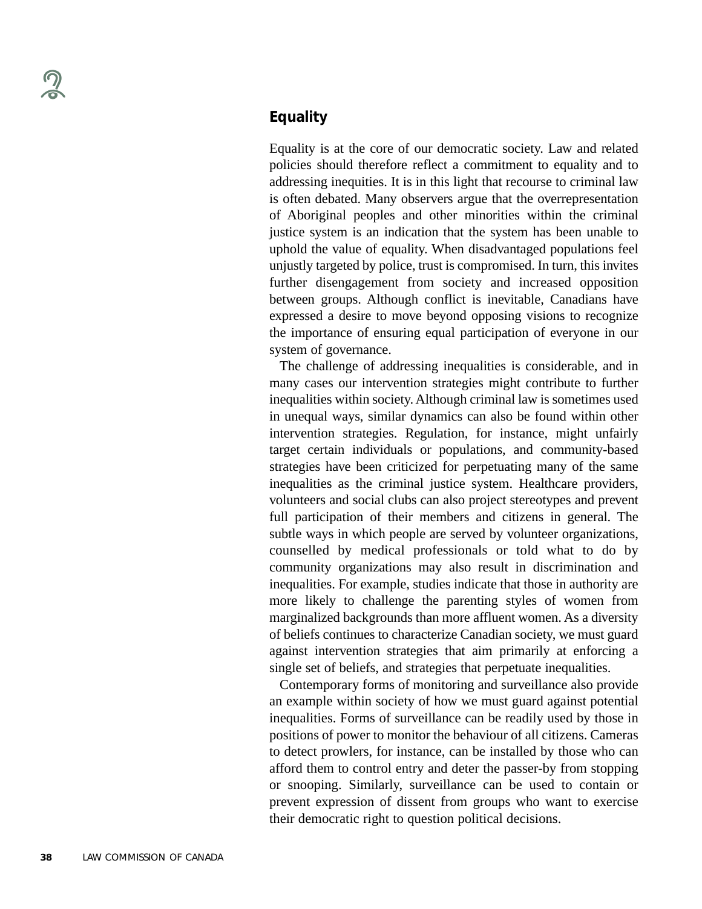## Equality

Equality is at the core of our democratic society. Law and related policies should therefore reflect a commitment to equality and to addressing inequities. It is in this light that recourse to criminal law is often debated. Many observers argue that the overrepresentation of Aboriginal peoples and other minorities within the criminal justice system is an indication that the system has been unable to uphold the value of equality. When disadvantaged populations feel unjustly targeted by police, trust is compromised. In turn, this invites further disengagement from society and increased opposition between groups. Although conflict is inevitable, Canadians have expressed a desire to move beyond opposing visions to recognize the importance of ensuring equal participation of everyone in our system of governance.

The challenge of addressing inequalities is considerable, and in many cases our intervention strategies might contribute to further inequalities within society. Although criminal law is sometimes used in unequal ways, similar dynamics can also be found within other intervention strategies. Regulation, for instance, might unfairly target certain individuals or populations, and community-based strategies have been criticized for perpetuating many of the same inequalities as the criminal justice system. Healthcare providers, volunteers and social clubs can also project stereotypes and prevent full participation of their members and citizens in general. The subtle ways in which people are served by volunteer organizations, counselled by medical professionals or told what to do by community organizations may also result in discrimination and inequalities. For example, studies indicate that those in authority are more likely to challenge the parenting styles of women from marginalized backgrounds than more affluent women. As a diversity of beliefs continues to characterize Canadian society, we must guard against intervention strategies that aim primarily at enforcing a single set of beliefs, and strategies that perpetuate inequalities.

Contemporary forms of monitoring and surveillance also provide an example within society of how we must guard against potential inequalities. Forms of surveillance can be readily used by those in positions of power to monitor the behaviour of all citizens. Cameras to detect prowlers, for instance, can be installed by those who can afford them to control entry and deter the passer-by from stopping or snooping. Similarly, surveillance can be used to contain or prevent expression of dissent from groups who want to exercise their democratic right to question political decisions.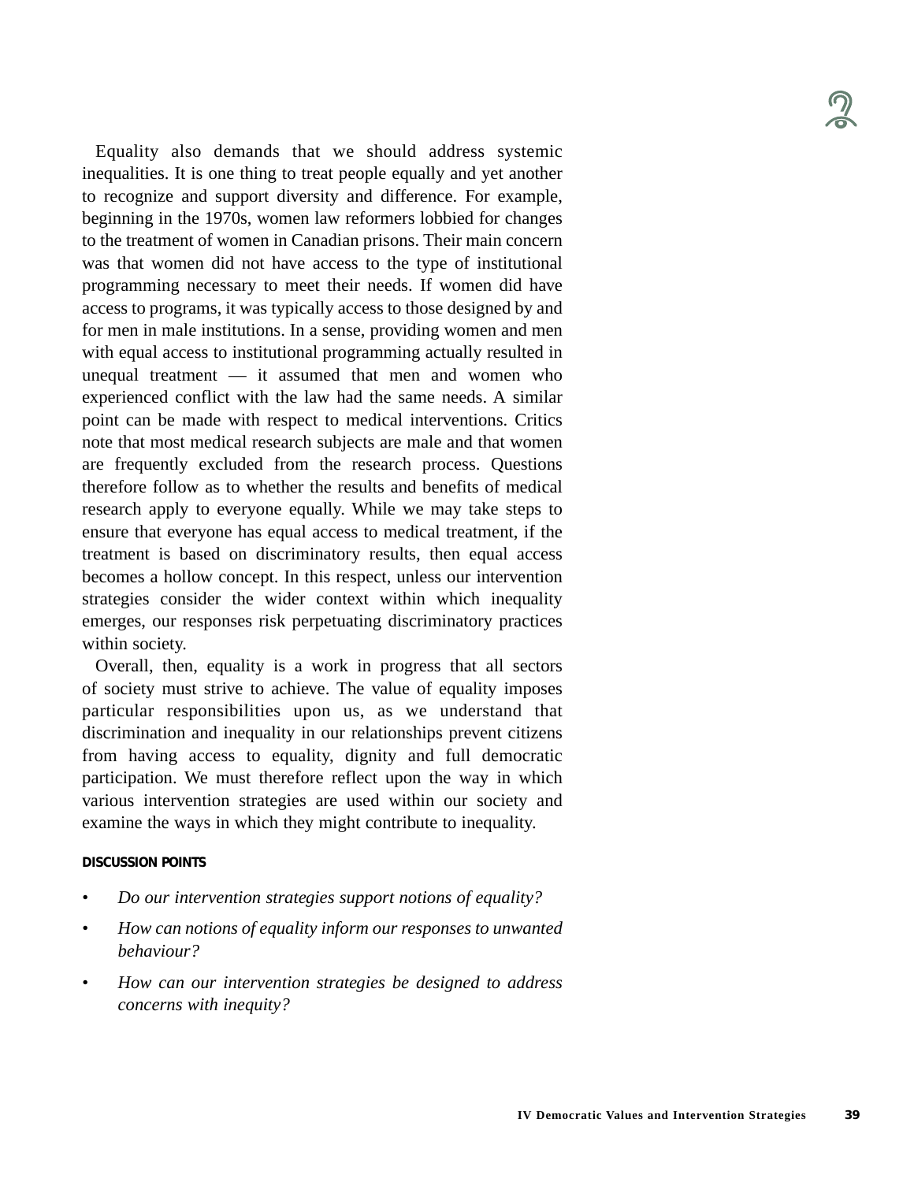Equality also demands that we should address systemic inequalities. It is one thing to treat people equally and yet another to recognize and support diversity and difference. For example, beginning in the 1970s, women law reformers lobbied for changes to the treatment of women in Canadian prisons. Their main concern was that women did not have access to the type of institutional programming necessary to meet their needs. If women did have access to programs, it was typically access to those designed by and for men in male institutions. In a sense, providing women and men with equal access to institutional programming actually resulted in unequal treatment — it assumed that men and women who experienced conflict with the law had the same needs. A similar point can be made with respect to medical interventions. Critics note that most medical research subjects are male and that women are frequently excluded from the research process. Questions therefore follow as to whether the results and benefits of medical research apply to everyone equally. While we may take steps to ensure that everyone has equal access to medical treatment, if the treatment is based on discriminatory results, then equal access becomes a hollow concept. In this respect, unless our intervention strategies consider the wider context within which inequality emerges, our responses risk perpetuating discriminatory practices within society.

Overall, then, equality is a work in progress that all sectors of society must strive to achieve. The value of equality imposes particular responsibilities upon us, as we understand that discrimination and inequality in our relationships prevent citizens from having access to equality, dignity and full democratic participation. We must therefore reflect upon the way in which various intervention strategies are used within our society and examine the ways in which they might contribute to inequality.

#### DISCUSSION POINTS

- *Do our intervention strategies support notions of equality?*
- *How can notions of equality inform our responses to unwanted behaviour?*
- *How can our intervention strategies be designed to address concerns with inequity?*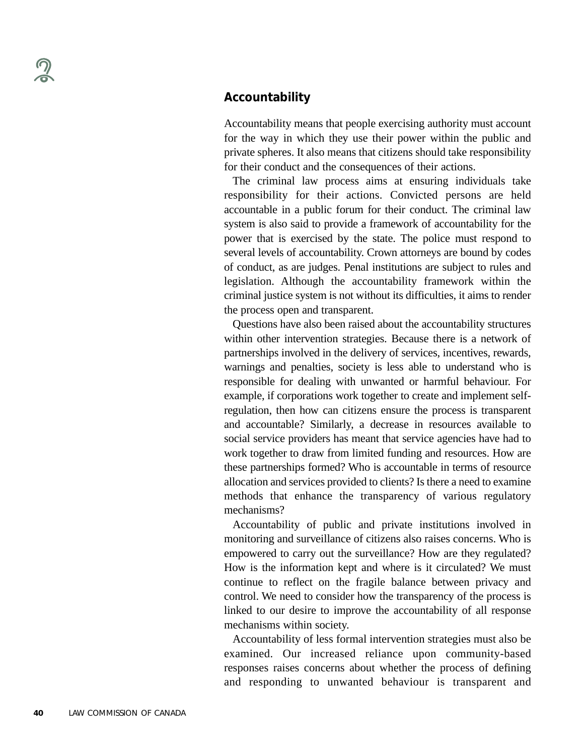## Accountability

Accountability means that people exercising authority must account for the way in which they use their power within the public and private spheres. It also means that citizens should take responsibility for their conduct and the consequences of their actions.

The criminal law process aims at ensuring individuals take responsibility for their actions. Convicted persons are held accountable in a public forum for their conduct. The criminal law system is also said to provide a framework of accountability for the power that is exercised by the state. The police must respond to several levels of accountability. Crown attorneys are bound by codes of conduct, as are judges. Penal institutions are subject to rules and legislation. Although the accountability framework within the criminal justice system is not without its difficulties, it aims to render the process open and transparent.

Questions have also been raised about the accountability structures within other intervention strategies. Because there is a network of partnerships involved in the delivery of services, incentives, rewards, warnings and penalties, society is less able to understand who is responsible for dealing with unwanted or harmful behaviour. For example, if corporations work together to create and implement self-regulation, then how can citizens ensure the process is transparent and accountable? Similarly, a decrease in resources available to social service providers has meant that service agencies have had to work together to draw from limited funding and resources. How are these partnerships formed? Who is accountable in terms of resource allocation and services provided to clients? Is there a need to examine methods that enhance the transparency of various regulatory mechanisms?

Accountability of public and private institutions involved in monitoring and surveillance of citizens also raises concerns. Who is empowered to carry out the surveillance? How are they regulated? How is the information kept and where is it circulated? We must continue to reflect on the fragile balance between privacy and control. We need to consider how the transparency of the process is linked to our desire to improve the accountability of all response mechanisms within society.

Accountability of less formal intervention strategies must also be examined. Our increased reliance upon community-based responses raises concerns about whether the process of defining and responding to unwanted behaviour is transparent and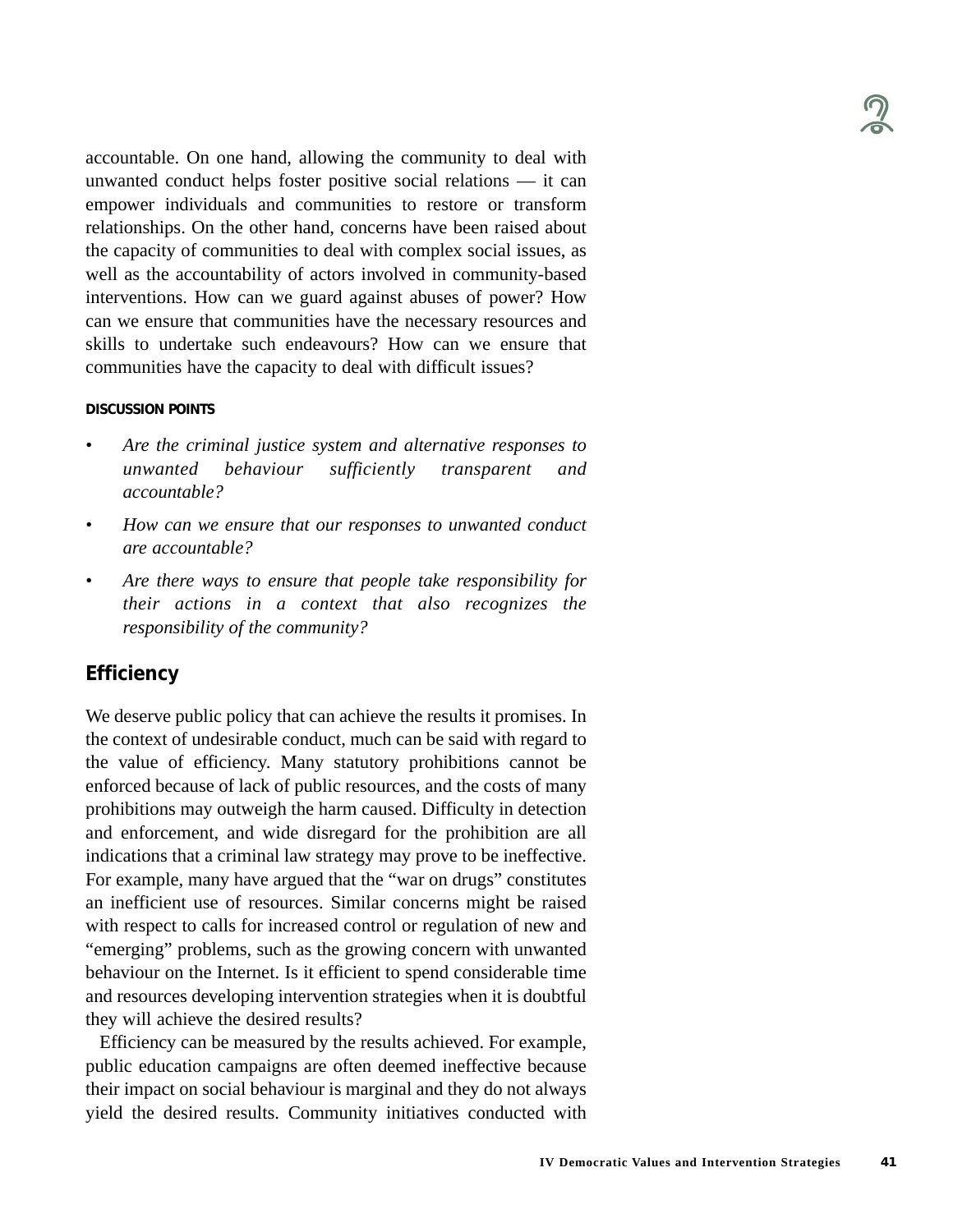accountable. On one hand, allowing the community to deal with unwanted conduct helps foster positive social relations — it can empower individuals and communities to restore or transform relationships. On the other hand, concerns have been raised about the capacity of communities to deal with complex social issues, as well as the accountability of actors involved in community-based interventions. How can we guard against abuses of power? How can we ensure that communities have the necessary resources and skills to undertake such endeavours? How can we ensure that communities have the capacity to deal with difficult issues?

#### DISCUSSION POINTS

- *Are the criminal justice system and alternative responses to unwanted behaviour sufficiently transparent and accountable?*
- *How can we ensure that our responses to unwanted conduct are accountable?*
- *Are there ways to ensure that people take responsibility for their actions in a context that also recognizes the responsibility of the community?*

### Efficiency

We deserve public policy that can achieve the results it promises. In the context of undesirable conduct, much can be said with regard to the value of efficiency. Many statutory prohibitions cannot be enforced because of lack of public resources, and the costs of many prohibitions may outweigh the harm caused. Difficulty in detection and enforcement, and wide disregard for the prohibition are all indications that a criminal law strategy may prove to be ineffective. For example, many have argued that the "war on drugs" constitutes an inefficient use of resources. Similar concerns might be raised with respect to calls for increased control or regulation of new and "emerging" problems, such as the growing concern with unwanted behaviour on the Internet. Is it efficient to spend considerable time and resources developing intervention strategies when it is doubtful they will achieve the desired results?

Efficiency can be measured by the results achieved. For example, public education campaigns are often deemed ineffective because their impact on social behaviour is marginal and they do not always yield the desired results. Community initiatives conducted with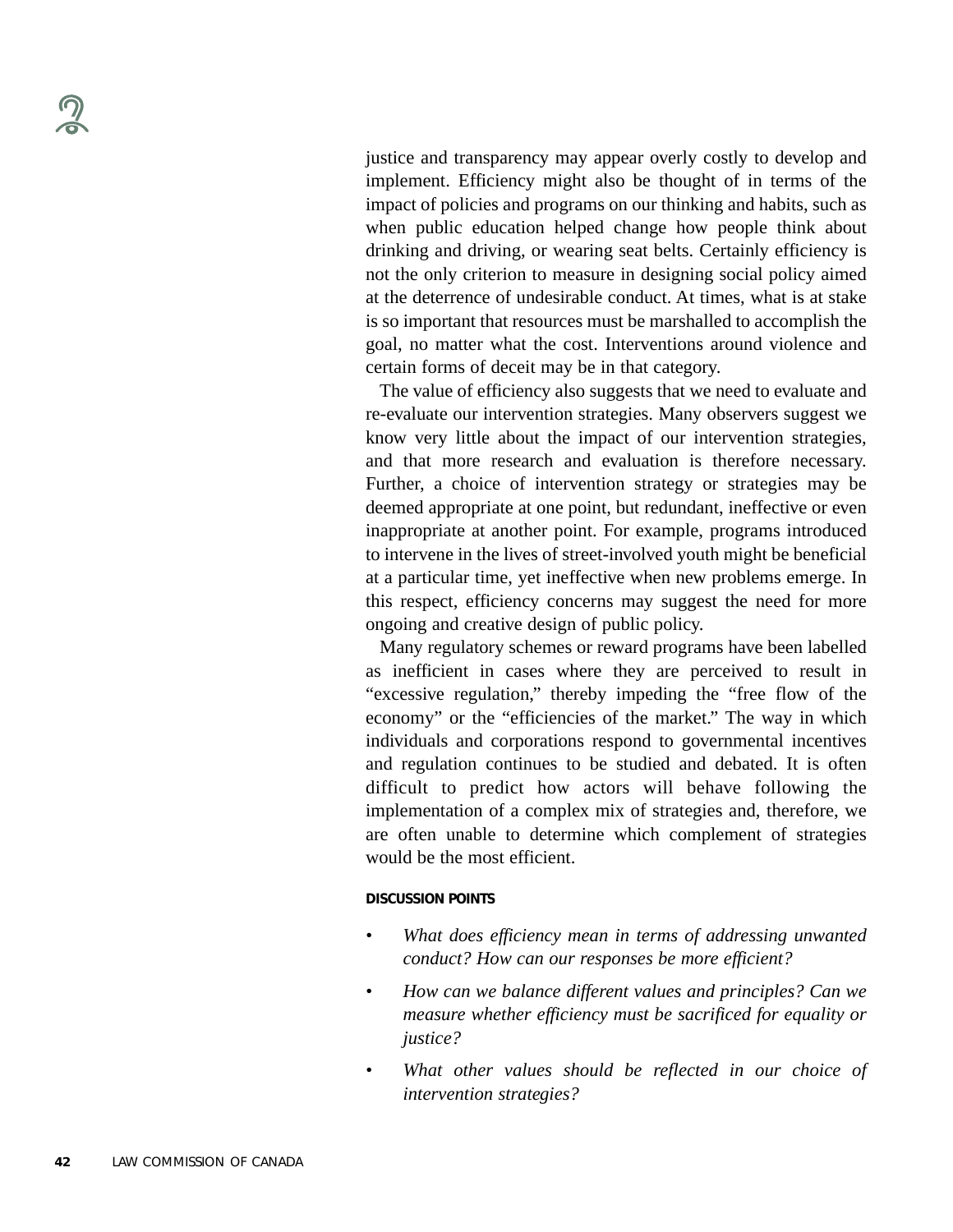justice and transparency may appear overly costly to develop and implement. Efficiency might also be thought of in terms of the impact of policies and programs on our thinking and habits, such as when public education helped change how people think about drinking and driving, or wearing seat belts. Certainly efficiency is not the only criterion to measure in designing social policy aimed at the deterrence of undesirable conduct. At times, what is at stake is so important that resources must be marshalled to accomplish the goal, no matter what the cost. Interventions around violence and certain forms of deceit may be in that category.

The value of efficiency also suggests that we need to evaluate and re-evaluate our intervention strategies. Many observers suggest we know very little about the impact of our intervention strategies, and that more research and evaluation is therefore necessary. Further, a choice of intervention strategy or strategies may be deemed appropriate at one point, but redundant, ineffective or even inappropriate at another point. For example, programs introduced to intervene in the lives of street-involved youth might be beneficial at a particular time, yet ineffective when new problems emerge. In this respect, efficiency concerns may suggest the need for more ongoing and creative design of public policy.

Many regulatory schemes or reward programs have been labelled as inefficient in cases where they are perceived to result in "excessive regulation," thereby impeding the "free flow of the economy" or the "efficiencies of the market." The way in which individuals and corporations respond to governmental incentives and regulation continues to be studied and debated. It is often difficult to predict how actors will behave following the implementation of a complex mix of strategies and, therefore, we are often unable to determine which complement of strategies would be the most efficient.

**DISCUSSION POINTS**

- *What does efficiency mean in terms of addressing unwanted conduct? How can our responses be more efficient?*
- *How can we balance different values and principles? Can we measure whether efficiency must be sacrificed for equality or justice?*
- *What other values should be reflected in our choice of intervention strategies?*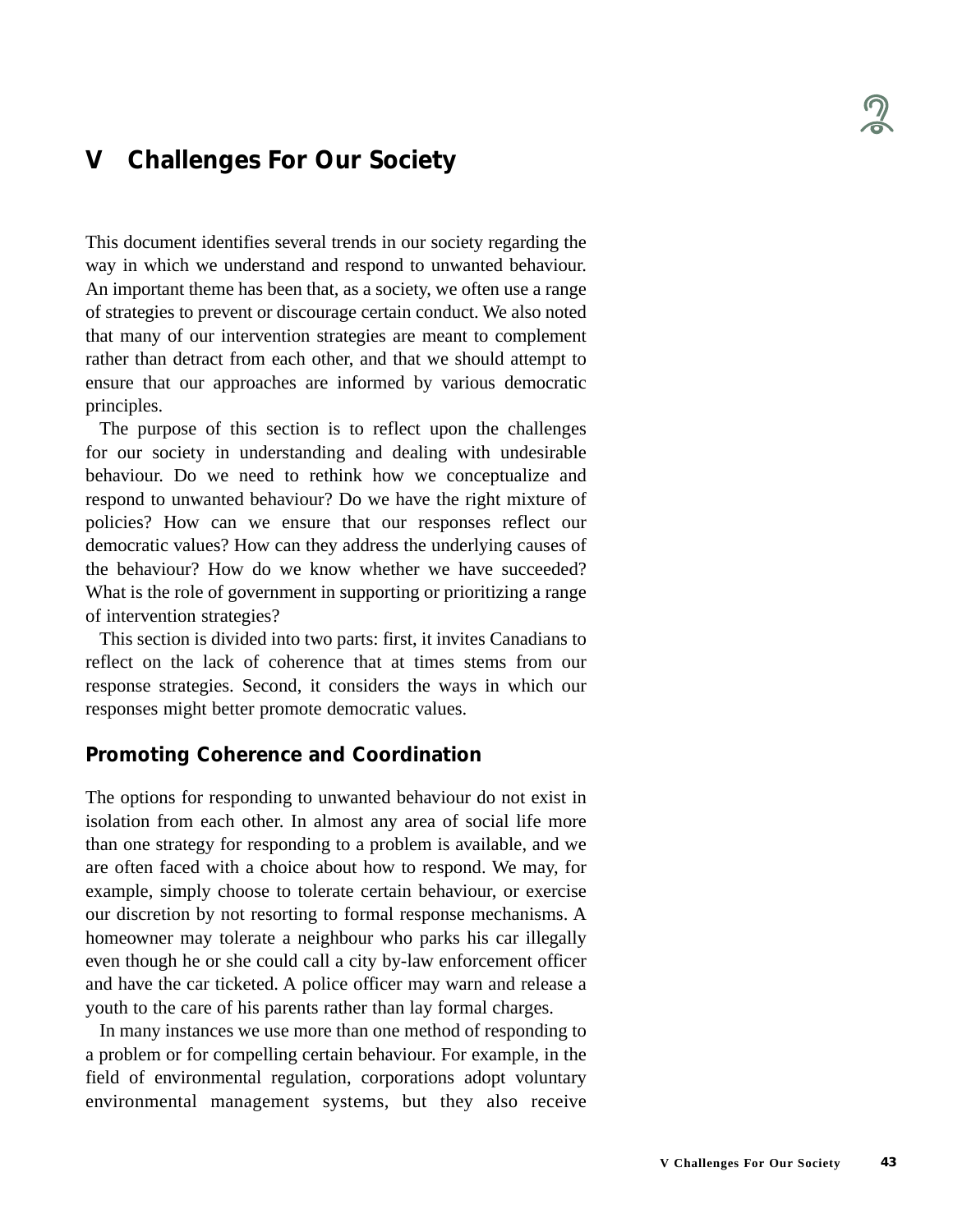# V Challenges For Our Society

This document identifies several trends in our society regarding the way in which we understand and respond to unwanted behaviour. An important theme has been that, as a society, we often use a range of strategies to prevent or discourage certain conduct. We also noted that many of our intervention strategies are meant to complement rather than detract from each other, and that we should attempt to ensure that our approaches are informed by various democratic principles.

The purpose of this section is to reflect upon the challenges for our society in understanding and dealing with undesirable behaviour. Do we need to rethink how we conceptualize and respond to unwanted behaviour? Do we have the right mixture of policies? How can we ensure that our responses reflect our democratic values? How can they address the underlying causes of the behaviour? How do we know whether we have succeeded? What is the role of government in supporting or prioritizing a range of intervention strategies?

This section is divided into two parts: first, it invites Canadians to reflect on the lack of coherence that at times stems from our response strategies. Second, it considers the ways in which our responses might better promote democratic values.

## Promoting Coherence and Coordination

The options for responding to unwanted behaviour do not exist in isolation from each other. In almost any area of social life more than one strategy for responding to a problem is available, and we are often faced with a choice about how to respond. We may, for example, simply choose to tolerate certain behaviour, or exercise our discretion by not resorting to formal response mechanisms. A homeowner may tolerate a neighbour who parks his car illegally even though he or she could call a city by-law enforcement officer and have the car ticketed. A police officer may warn and release a youth to the care of his parents rather than lay formal charges.

In many instances we use more than one method of responding to a problem or for compelling certain behaviour. For example, in the field of environmental regulation, corporations adopt voluntary environmental management systems, but they also receive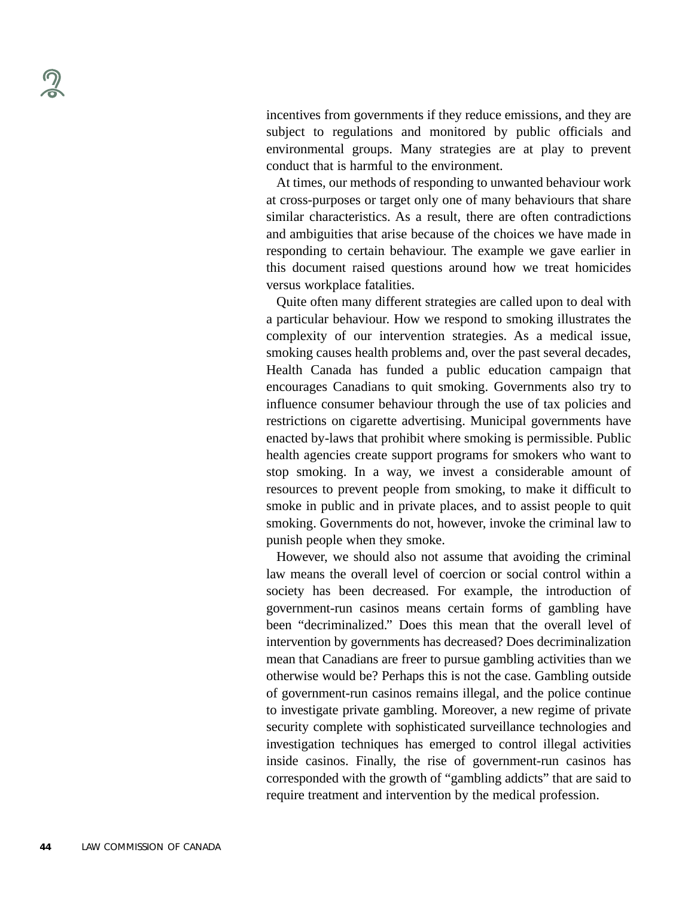incentives from governments if they reduce emissions, and they are subject to regulations and monitored by public officials and environmental groups. Many strategies are at play to prevent conduct that is harmful to the environment.

At times, our methods of responding to unwanted behaviour work at cross-purposes or target only one of many behaviours that share similar characteristics. As a result, there are often contradictions and ambiguities that arise because of the choices we have made in responding to certain behaviour. The example we gave earlier in this document raised questions around how we treat homicides versus workplace fatalities.

Quite often many different strategies are called upon to deal with a particular behaviour. How we respond to smoking illustrates the complexity of our intervention strategies. As a medical issue, smoking causes health problems and, over the past several decades, Health Canada has funded a public education campaign that encourages Canadians to quit smoking. Governments also try to influence consumer behaviour through the use of tax policies and restrictions on cigarette advertising. Municipal governments have enacted by-laws that prohibit where smoking is permissible. Public health agencies create support programs for smokers who want to stop smoking. In a way, we invest a considerable amount of resources to prevent people from smoking, to make it difficult to smoke in public and in private places, and to assist people to quit smoking. Governments do not, however, invoke the criminal law to punish people when they smoke.

However, we should also not assume that avoiding the criminal law means the overall level of coercion or social control within a society has been decreased. For example, the introduction of government-run casinos means certain forms of gambling have been "decriminalized." Does this mean that the overall level of intervention by governments has decreased? Does decriminalization mean that Canadians are freer to pursue gambling activities than we otherwise would be? Perhaps this is not the case. Gambling outside of government-run casinos remains illegal, and the police continue to investigate private gambling. Moreover, a new regime of private security complete with sophisticated surveillance technologies and investigation techniques has emerged to control illegal activities inside casinos. Finally, the rise of government-run casinos has corresponded with the growth of "gambling addicts" that are said to require treatment and intervention by the medical profession.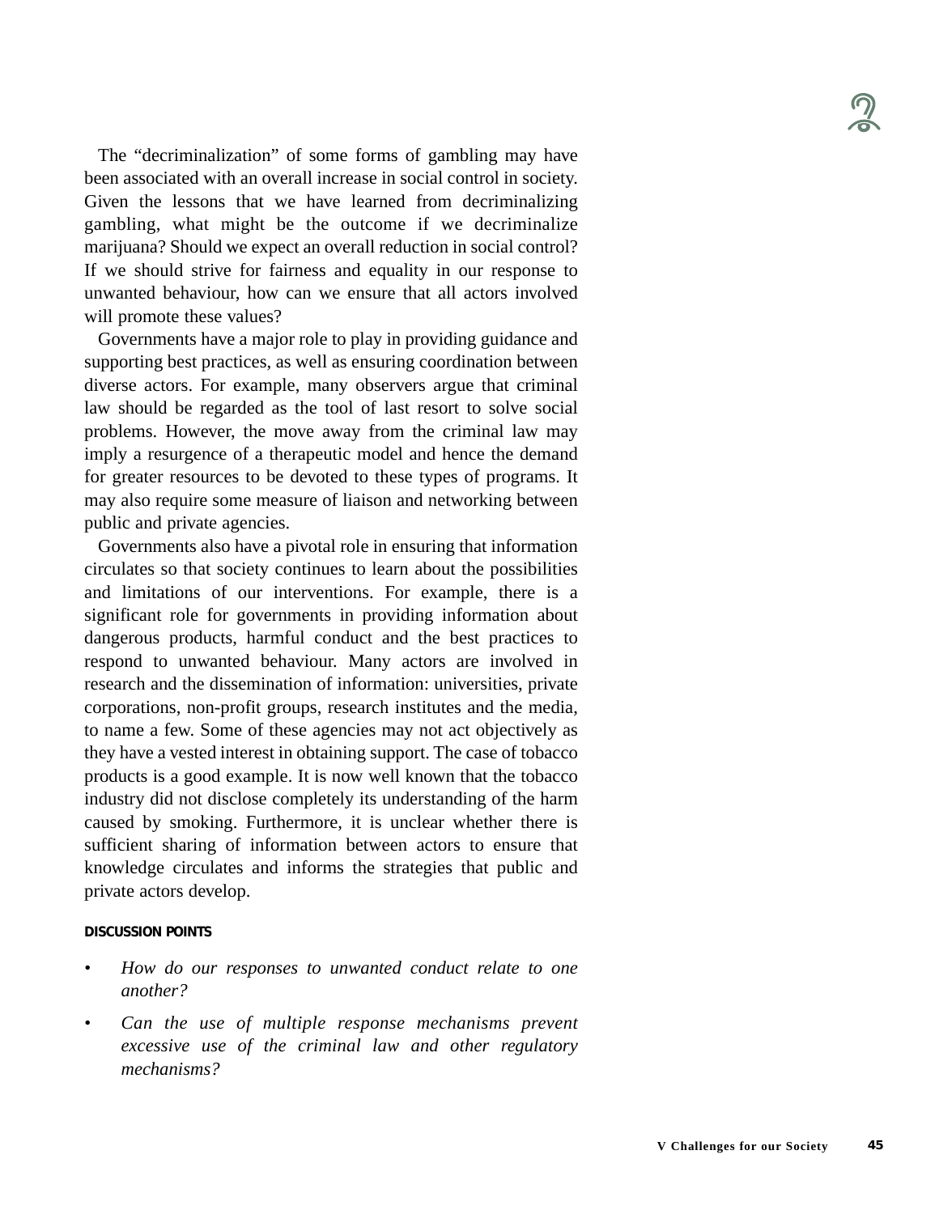The “decriminalization” of some forms of gambling may have been associated with an overall increase in social control in society. Given the lessons that we have learned from decriminalizing gambling, what might be the outcome if we decriminalize marijuana? Should we expect an overall reduction in social control? If we should strive for fairness and equality in our response to unwanted behaviour, how can we ensure that all actors involved will promote these values?

Governments have a major role to play in providing guidance and supporting best practices, as well as ensuring coordination between diverse actors. For example, many observers argue that criminal law should be regarded as the tool of last resort to solve social problems. However, the move away from the criminal law may imply a resurgence of a therapeutic model and hence the demand for greater resources to be devoted to these types of programs. It may also require some measure of liaison and networking between public and private agencies.

Governments also have a pivotal role in ensuring that information circulates so that society continues to learn about the possibilities and limitations of our interventions. For example, there is a significant role for governments in providing information about dangerous products, harmful conduct and the best practices to respond to unwanted behaviour. Many actors are involved in research and the dissemination of information: universities, private corporations, non-profit groups, research institutes and the media, to name a few. Some of these agencies may not act objectively as they have a vested interest in obtaining support. The case of tobacco products is a good example. It is now well known that the tobacco industry did not disclose completely its understanding of the harm caused by smoking. Furthermore, it is unclear whether there is sufficient sharing of information between actors to ensure that knowledge circulates and informs the strategies that public and private actors develop.

#### DISCUSSION POINTS

- *How do our responses to unwanted conduct relate to one another?*
- *Can the use of multiple response mechanisms prevent excessive use of the criminal law and other regulatory mechanisms?*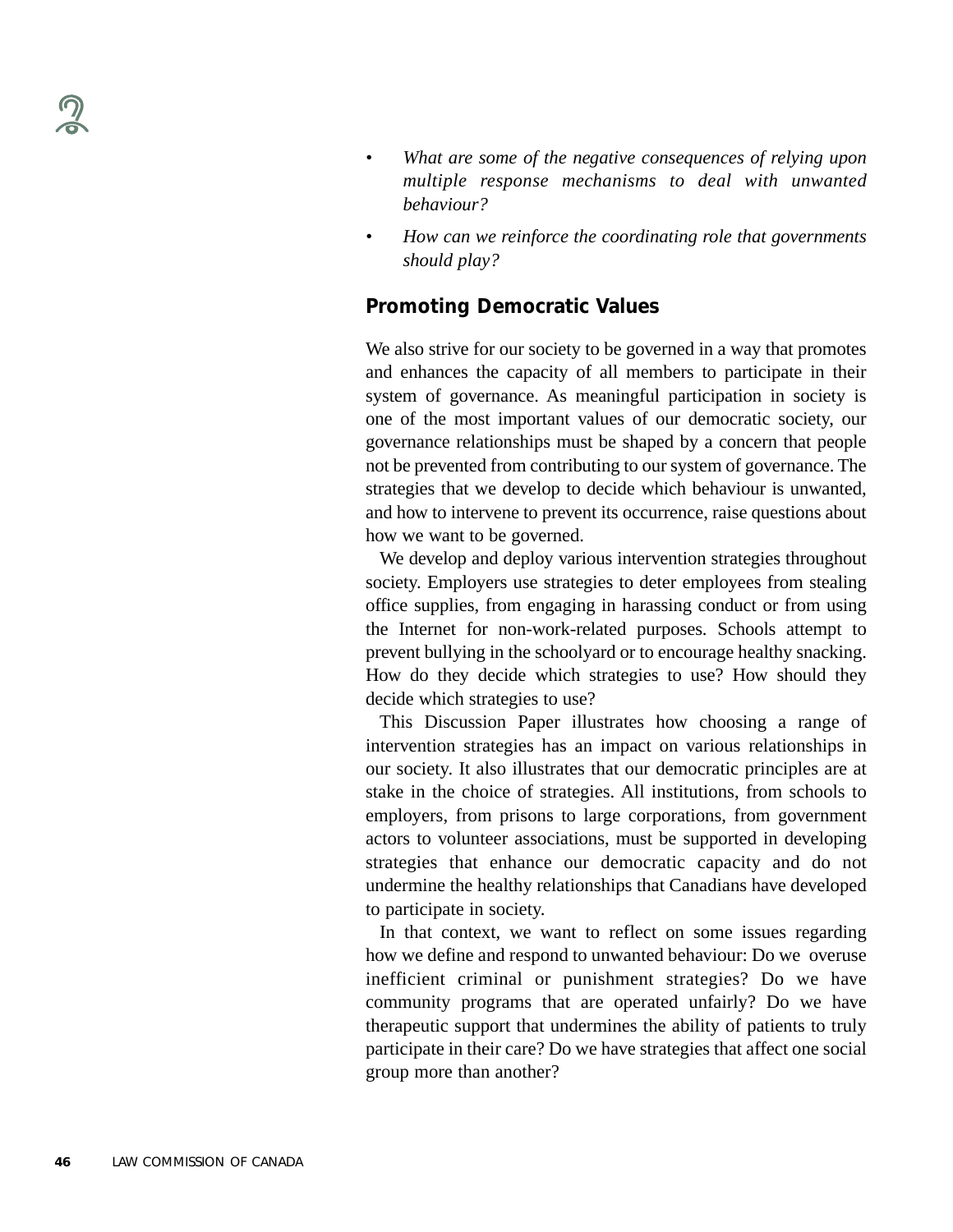- *What are some of the negative consequences of relying upon multiple response mechanisms to deal with unwanted behaviour?*
- *How can we reinforce the coordinating role that governments should play?*

## Promoting Democratic Values

We also strive for our society to be governed in a way that promotes and enhances the capacity of all members to participate in their system of governance. As meaningful participation in society is one of the most important values of our democratic society, our governance relationships must be shaped by a concern that people not be prevented from contributing to our system of governance. The strategies that we develop to decide which behaviour is unwanted, and how to intervene to prevent its occurrence, raise questions about how we want to be governed.

We develop and deploy various intervention strategies throughout society. Employers use strategies to deter employees from stealing office supplies, from engaging in harassing conduct or from using the Internet for non-work-related purposes. Schools attempt to prevent bullying in the schoolyard or to encourage healthy snacking. How do they decide which strategies to use? How should they decide which strategies to use?

This Discussion Paper illustrates how choosing a range of intervention strategies has an impact on various relationships in our society. It also illustrates that our democratic principles are at stake in the choice of strategies. All institutions, from schools to employers, from prisons to large corporations, from government actors to volunteer associations, must be supported in developing strategies that enhance our democratic capacity and do not undermine the healthy relationships that Canadians have developed to participate in society.

In that context, we want to reflect on some issues regarding how we define and respond to unwanted behaviour: Do we overuse inefficient criminal or punishment strategies? Do we have community programs that are operated unfairly? Do we have therapeutic support that undermines the ability of patients to truly participate in their care? Do we have strategies that affect one social group more than another?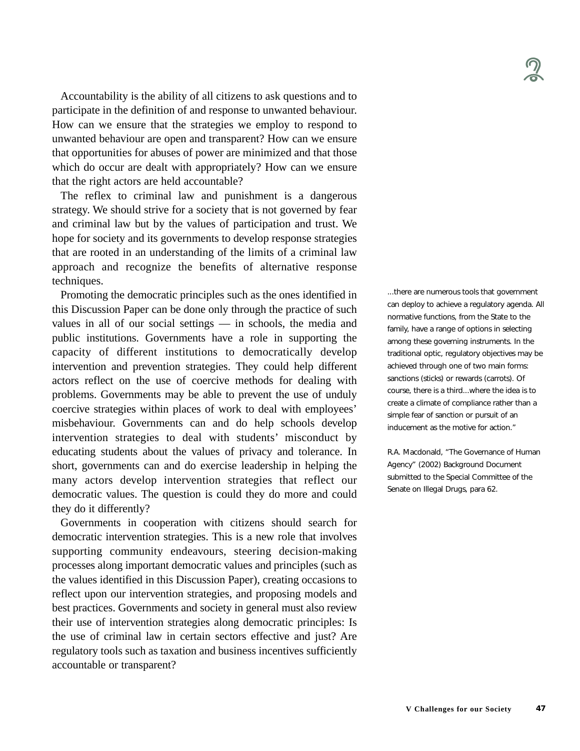Accountability is the ability of all citizens to ask questions and to participate in the definition of and response to unwanted behaviour. How can we ensure that the strategies we employ to respond to unwanted behaviour are open and transparent? How can we ensure that opportunities for abuses of power are minimized and that those which do occur are dealt with appropriately? How can we ensure that the right actors are held accountable?

The reflex to criminal law and punishment is a dangerous strategy. We should strive for a society that is not governed by fear and criminal law but by the values of participation and trust. We hope for society and its governments to develop response strategies that are rooted in an understanding of the limits of a criminal law approach and recognize the benefits of alternative response techniques.

Promoting the democratic principles such as the ones identified in this Discussion Paper can be done only through the practice of such values in all of our social settings — in schools, the media and public institutions. Governments have a role in supporting the capacity of different institutions to democratically develop intervention and prevention strategies. They could help different actors reflect on the use of coercive methods for dealing with problems. Governments may be able to prevent the use of unduly coercive strategies within places of work to deal with employees' misbehaviour. Governments can and do help schools develop intervention strategies to deal with students' misconduct by educating students about the values of privacy and tolerance. In short, governments can and do exercise leadership in helping the many actors develop intervention strategies that reflect our democratic values. The question is could they do more and could they do it differently?

Governments in cooperation with citizens should search for democratic intervention strategies. This is a new role that involves supporting community endeavours, steering decision-making processes along important democratic values and principles (such as the values identified in this Discussion Paper), creating occasions to reflect upon our intervention strategies, and proposing models and best practices. Governments and society in general must also review their use of intervention strategies along democratic principles: Is the use of criminal law in certain sectors effective and just? Are regulatory tools such as taxation and business incentives sufficiently accountable or transparent?

...there are numerous tools that government can deploy to achieve a regulatory agenda. All normative functions, from the State to the family, have a range of options in selecting among these governing instruments. In the traditional optic, regulatory objectives may be achieved through one of two main forms: sanctions (sticks) or rewards (carrots). Of course, there is a third...where the idea is to create a climate of compliance rather than a simple fear of sanction or pursuit of an inducement as the motive for action."

R.A. Macdonald, "The Governance of Human Agency" (2002) Background Document submitted to the Special Committee of the Senate on Illegal Drugs, para 62.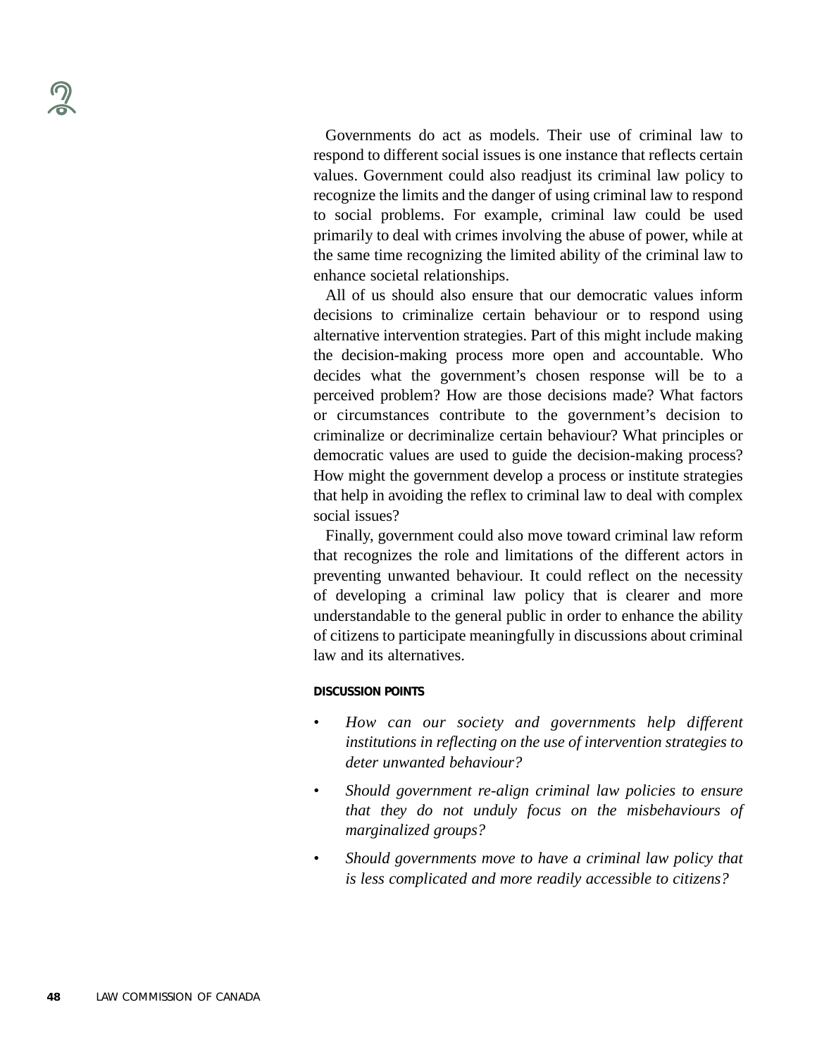Governments do act as models. Their use of criminal law to respond to different social issues is one instance that reflects certain values. Government could also readjust its criminal law policy to recognize the limits and the danger of using criminal law to respond to social problems. For example, criminal law could be used primarily to deal with crimes involving the abuse of power, while at the same time recognizing the limited ability of the criminal law to enhance societal relationships.

All of us should also ensure that our democratic values inform decisions to criminalize certain behaviour or to respond using alternative intervention strategies. Part of this might include making the decision-making process more open and accountable. Who decides what the government's chosen response will be to a perceived problem? How are those decisions made? What factors or circumstances contribute to the government's decision to criminalize or decriminalize certain behaviour? What principles or democratic values are used to guide the decision-making process? How might the government develop a process or institute strategies that help in avoiding the reflex to criminal law to deal with complex social issues?

Finally, government could also move toward criminal law reform that recognizes the role and limitations of the different actors in preventing unwanted behaviour. It could reflect on the necessity of developing a criminal law policy that is clearer and more understandable to the general public in order to enhance the ability of citizens to participate meaningfully in discussions about criminal law and its alternatives.

#### DISCUSSION POINTS

- *How can our society and governments help different institutions in reflecting on the use of intervention strategies to deter unwanted behaviour?*
- *Should government re-align criminal law policies to ensure that they do not unduly focus on the misbehaviours of marginalized groups?*
- *Should governments move to have a criminal law policy that is less complicated and more readily accessible to citizens?*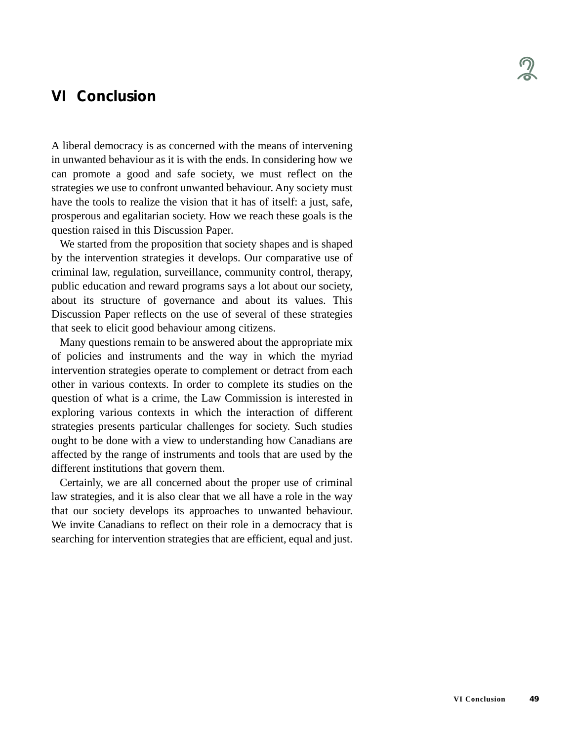# VI Conclusion

A liberal democracy is as concerned with the means of intervening in unwanted behaviour as it is with the ends. In considering how we can promote a good and safe society, we must reflect on the strategies we use to confront unwanted behaviour. Any society must have the tools to realize the vision that it has of itself: a just, safe, prosperous and egalitarian society. How we reach these goals is the question raised in this Discussion Paper.

We started from the proposition that society shapes and is shaped by the intervention strategies it develops. Our comparative use of criminal law, regulation, surveillance, community control, therapy, public education and reward programs says a lot about our society, about its structure of governance and about its values. This Discussion Paper reflects on the use of several of these strategies that seek to elicit good behaviour among citizens.

Many questions remain to be answered about the appropriate mix of policies and instruments and the way in which the myriad intervention strategies operate to complement or detract from each other in various contexts. In order to complete its studies on the question of what is a crime, the Law Commission is interested in exploring various contexts in which the interaction of different strategies presents particular challenges for society. Such studies ought to be done with a view to understanding how Canadians are affected by the range of instruments and tools that are used by the different institutions that govern them.

Certainly, we are all concerned about the proper use of criminal law strategies, and it is also clear that we all have a role in the way that our society develops its approaches to unwanted behaviour. We invite Canadians to reflect on their role in a democracy that is searching for intervention strategies that are efficient, equal and just.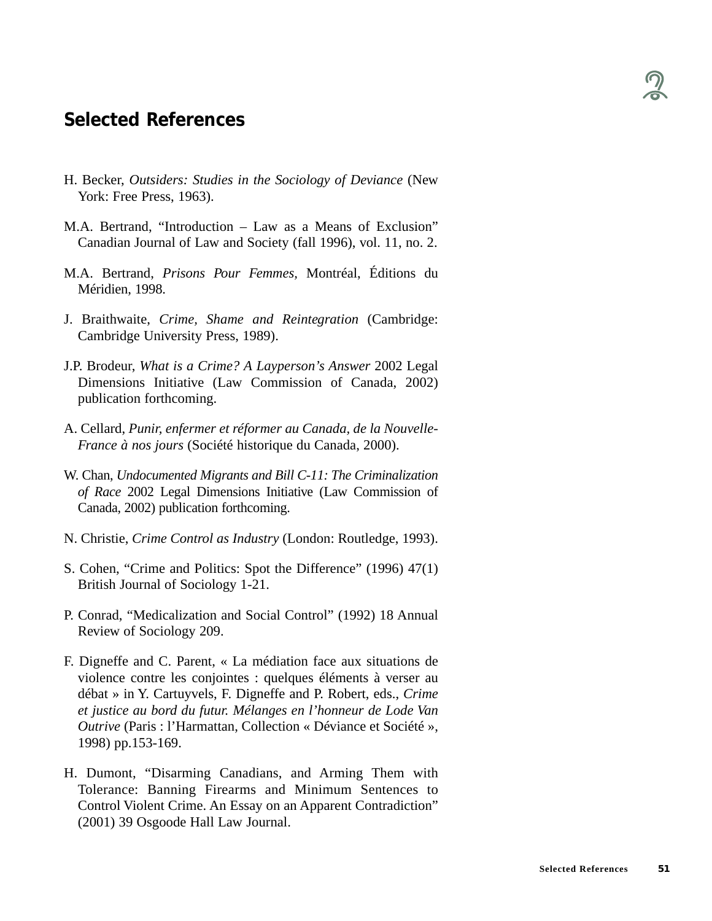## Selected References

H. Becker, *Outsiders: Studies in the Sociology of Deviance* (New York: Free Press, 1963).

M.A. Bertrand, “Introduction – Law as a Means of Exclusion” Canadian Journal of Law and Society (fall 1996), vol. 11, no. 2.

M.A. Bertrand, *Prisons Pour Femmes,* Montréal, Éditions du Méridien, 1998.

J. Braithwaite, *Crime, Shame and Reintegration* (Cambridge: Cambridge University Press, 1989).

J.P. Brodeur, *What is a Crime? A Layperson’s Answer* 2002 Legal Dimensions Initiative (Law Commission of Canada, 2002) publication forthcoming.

A. Cellard, *Punir, enfermer et réformer au Canada, de la Nouvelle-France à nos jours* (Société historique du Canada, 2000).

W. Chan, *Undocumented Migrants and Bill C-11: The Criminalization of Race* 2002 Legal Dimensions Initiative (Law Commission of Canada, 2002) publication forthcoming.

N. Christie, *Crime Control as Industry* (London: Routledge, 1993).

S. Cohen, “Crime and Politics: Spot the Difference” (1996) 47(1) British Journal of Sociology 1-21.

P. Conrad, “Medicalization and Social Control” (1992) 18 Annual Review of Sociology 209.

F. Digneffe and C. Parent, « La médiation face aux situations de violence contre les conjointes : quelques éléments à verser au débat » in Y. Cartuyvels, F. Digneffe and P. Robert, eds., *Crime et justice au bord du futur. Mélanges en l’honneur de Lode Van Outrive* (Paris : l’Harmattan, Collection « Déviance et Société », 1998) pp.153-169.

H. Dumont, “Disarming Canadians, and Arming Them with Tolerance: Banning Firearms and Minimum Sentences to Control Violent Crime. An Essay on an Apparent Contradiction” (2001) 39 Osgoode Hall Law Journal.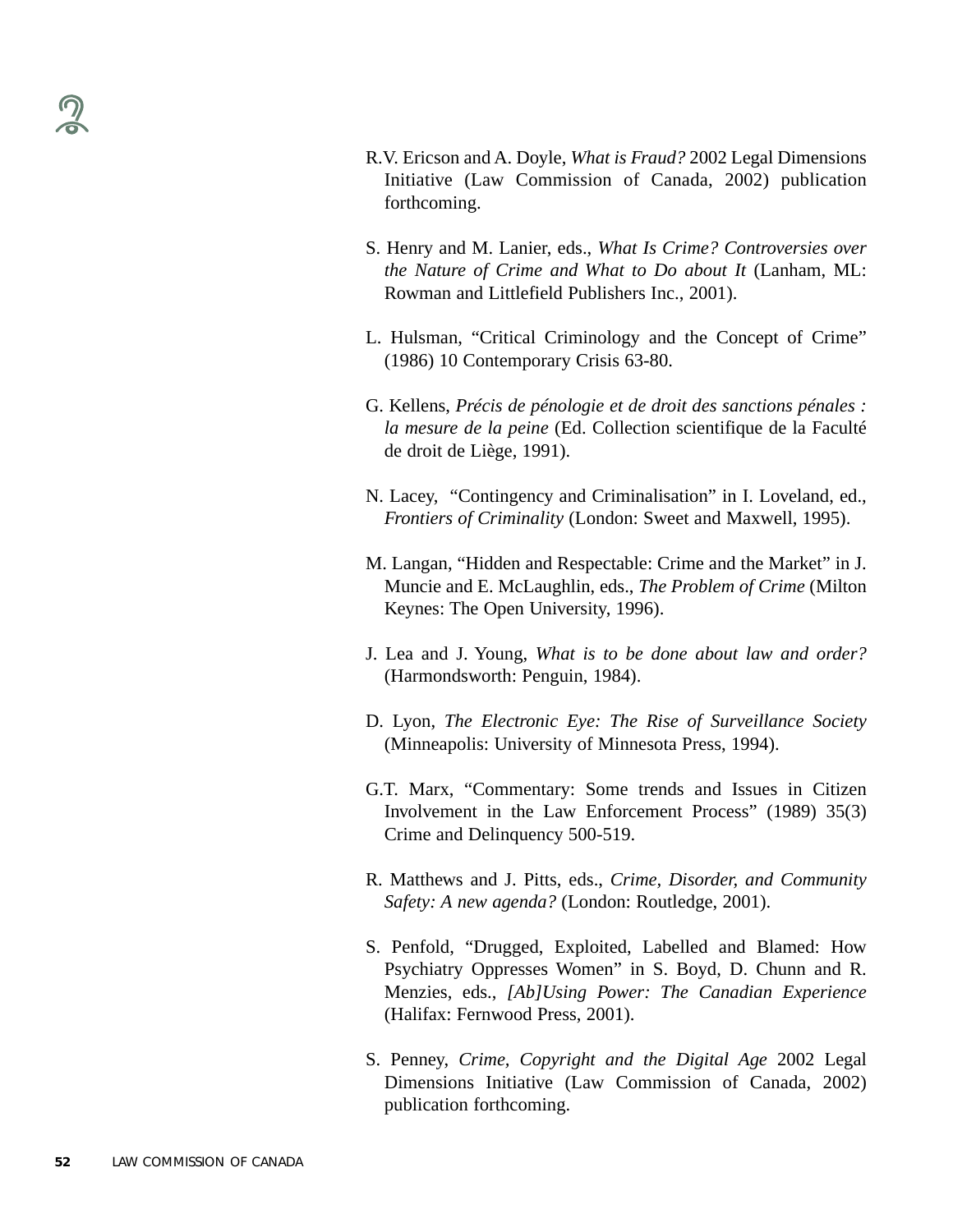R.V. Ericson and A. Doyle, *What is Fraud?* 2002 Legal Dimensions Initiative (Law Commission of Canada, 2002) publication forthcoming.

S. Henry and M. Lanier, eds., *What Is Crime? Controversies over the Nature of Crime and What to Do about It* (Lanham, ML: Rowman and Littlefield Publishers Inc., 2001).

L. Hulsman, "Critical Criminology and the Concept of Crime" (1986) 10 Contemporary Crisis 63-80.

G. Kellens, *Précis de pénologie et de droit des sanctions pénales : la mesure de la peine* (Ed. Collection scientifique de la Faculté de droit de Liège, 1991).

N. Lacey, "Contingency and Criminalisation" in I. Loveland, ed., *Frontiers of Criminality* (London: Sweet and Maxwell, 1995).

M. Langan, "Hidden and Respectable: Crime and the Market" in J. Muncie and E. McLaughlin, eds., *The Problem of Crime* (Milton Keynes: The Open University, 1996).

J. Lea and J. Young, *What is to be done about law and order?* (Harmondsworth: Penguin, 1984).

D. Lyon, *The Electronic Eye: The Rise of Surveillance Society* (Minneapolis: University of Minnesota Press, 1994).

G.T. Marx, "Commentary: Some trends and Issues in Citizen Involvement in the Law Enforcement Process" (1989) 35(3) Crime and Delinquency 500-519.

R. Matthews and J. Pitts, eds., *Crime, Disorder, and Community Safety: A new agenda?* (London: Routledge, 2001).

S. Penfold, "Drugged, Exploited, Labelled and Blamed: How Psychiatry Oppresses Women" in S. Boyd, D. Chunn and R. Menzies, eds., *[Ab]Using Power: The Canadian Experience* (Halifax: Fernwood Press, 2001).

S. Penney, *Crime, Copyright and the Digital Age* 2002 Legal Dimensions Initiative (Law Commission of Canada, 2002) publication forthcoming.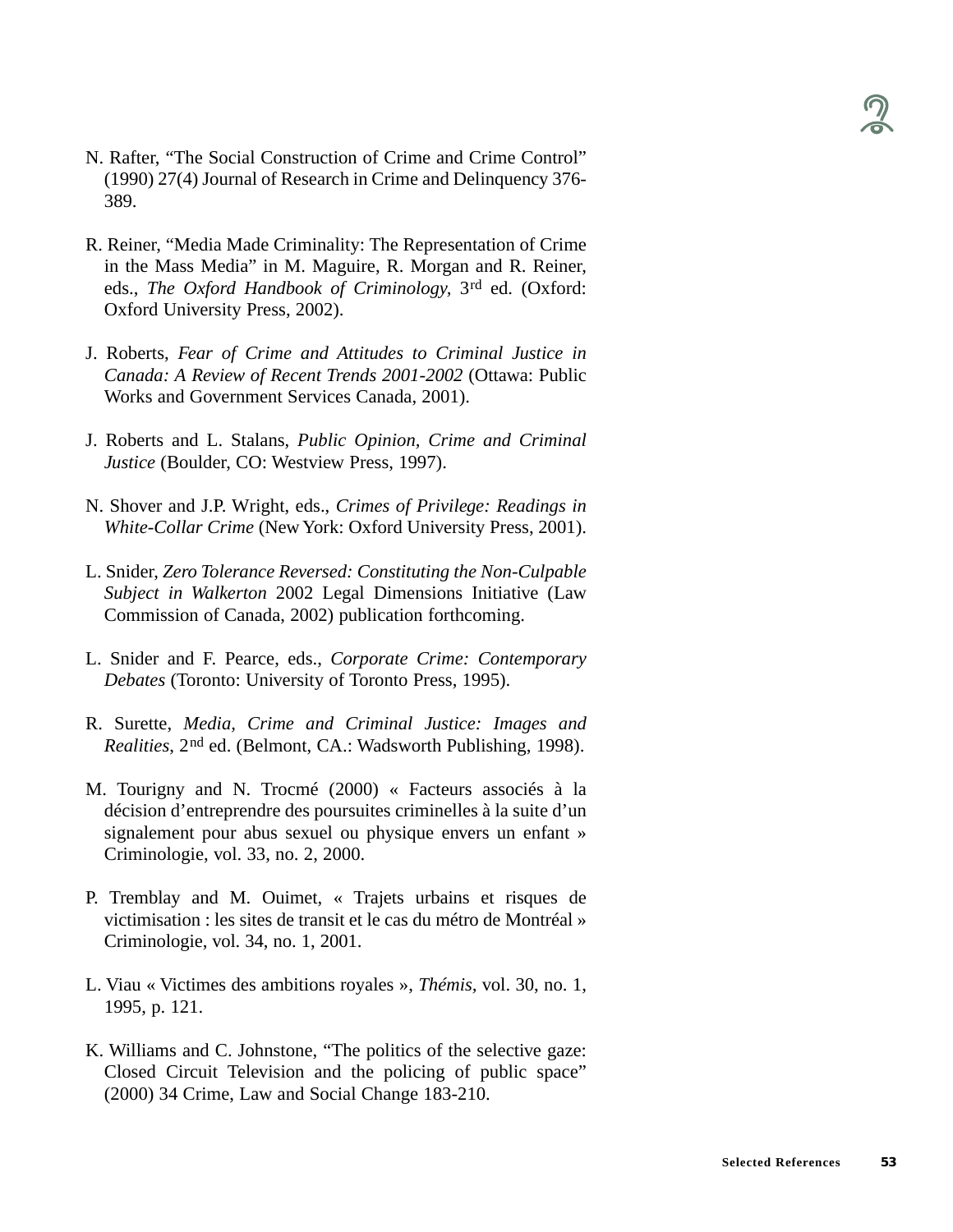N. Rafter, "The Social Construction of Crime and Crime Control" (1990) 27(4) Journal of Research in Crime and Delinquency 376-389.

R. Reiner, "Media Made Criminality: The Representation of Crime in the Mass Media" in M. Maguire, R. Morgan and R. Reiner, eds., *The Oxford Handbook of Criminology*, 3rd ed. (Oxford: Oxford University Press, 2002).

J. Roberts, *Fear of Crime and Attitudes to Criminal Justice in Canada: A Review of Recent Trends 2001-2002* (Ottawa: Public Works and Government Services Canada, 2001).

J. Roberts and L. Stalans, *Public Opinion, Crime and Criminal Justice* (Boulder, CO: Westview Press, 1997).

N. Shover and J.P. Wright, eds., *Crimes of Privilege: Readings in White-Collar Crime* (New York: Oxford University Press, 2001).

L. Snider, *Zero Tolerance Reversed: Constituting the Non-Culpable Subject in Walkerton* 2002 Legal Dimensions Initiative (Law Commission of Canada, 2002) publication forthcoming.

L. Snider and F. Pearce, eds., *Corporate Crime: Contemporary Debates* (Toronto: University of Toronto Press, 1995).

R. Surette, *Media, Crime and Criminal Justice: Images and Realities*, 2nd ed. (Belmont, CA.: Wadsworth Publishing, 1998).

M. Tourigny and N. Trocmé (2000) « Facteurs associés à la décision d'entreprendre des poursuites criminelles à la suite d'un signalement pour abus sexuel ou physique envers un enfant » Criminologie, vol. 33, no. 2, 2000.

P. Tremblay and M. Ouimet, « Trajets urbains et risques de victimisation : les sites de transit et le cas du métro de Montréal » Criminologie, vol. 34, no. 1, 2001.

L. Viau « Victimes des ambitions royales », *Thémis*, vol. 30, no. 1, 1995, p. 121.

K. Williams and C. Johnstone, "The politics of the selective gaze: Closed Circuit Television and the policing of public space" (2000) 34 Crime, Law and Social Change 183-210.